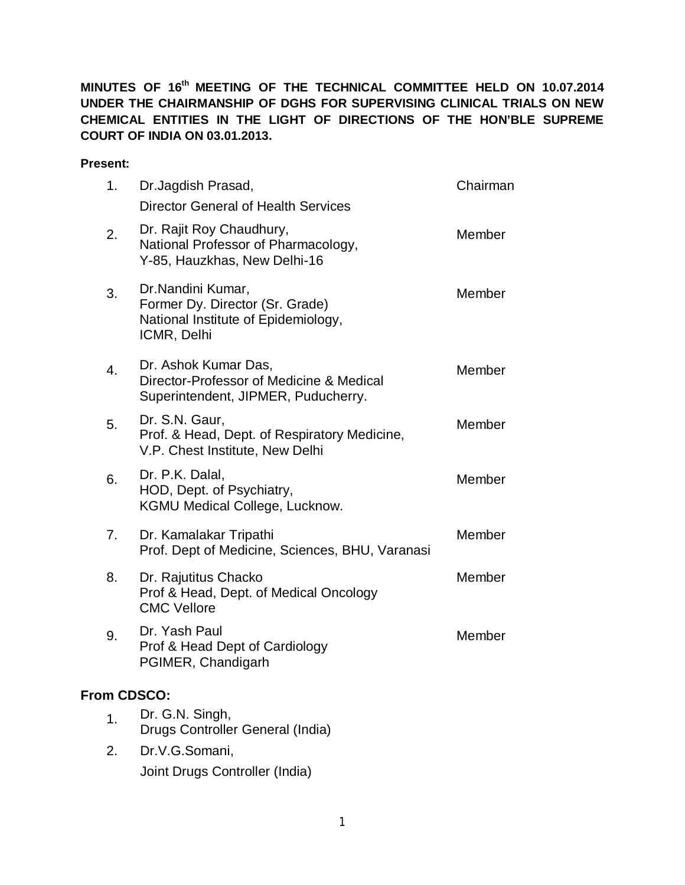**MINUTES OF 16th MEETING OF THE TECHNICAL COMMITTEE HELD ON 10.07.2014 UNDER THE CHAIRMANSHIP OF DGHS FOR SUPERVISING CLINICAL TRIALS ON NEW CHEMICAL ENTITIES IN THE LIGHT OF DIRECTIONS OF THE HON'BLE SUPREME COURT OF INDIA ON 03.01.2013.**

**Present:**

| | | |
|---|---|---|
| 1. | Dr.Jagdish Prasad,<br>Director General of Health Services | Chairman |
| 2. | Dr. Rajit Roy Chaudhury,<br>National Professor of Pharmacology,<br>Y-85, Hauzkhas, New Delhi-16 | Member |
| 3. | Dr.Nandini Kumar,<br>Former Dy. Director (Sr. Grade)<br>National Institute of Epidemiology,<br>ICMR, Delhi | Member |
| 4. | Dr. Ashok Kumar Das,<br>Director-Professor of Medicine & Medical Superintendent, JIPMER, Puducherry. | Member |
| 5. | Dr. S.N. Gaur,<br>Prof. & Head, Dept. of Respiratory Medicine,<br>V.P. Chest Institute, New Delhi | Member |
| 6. | Dr. P.K. Dalal,<br>HOD, Dept. of Psychiatry,<br>KGMU Medical College, Lucknow. | Member |
| 7. | Dr. Kamalakar Tripathi<br>Prof. Dept of Medicine, Sciences, BHU, Varanasi | Member |
| 8. | Dr. Rajutitus Chacko<br>Prof & Head, Dept. of Medical Oncology<br>CMC Vellore | Member |
| 9. | Dr. Yash Paul<br>Prof & Head Dept of Cardiology<br>PGIMER, Chandigarh | Member |

**From CDSCO:**

1. Dr. G.N. Singh,
   Drugs Controller General (India)
2. Dr.V.G.Somani,
   Joint Drugs Controller (India)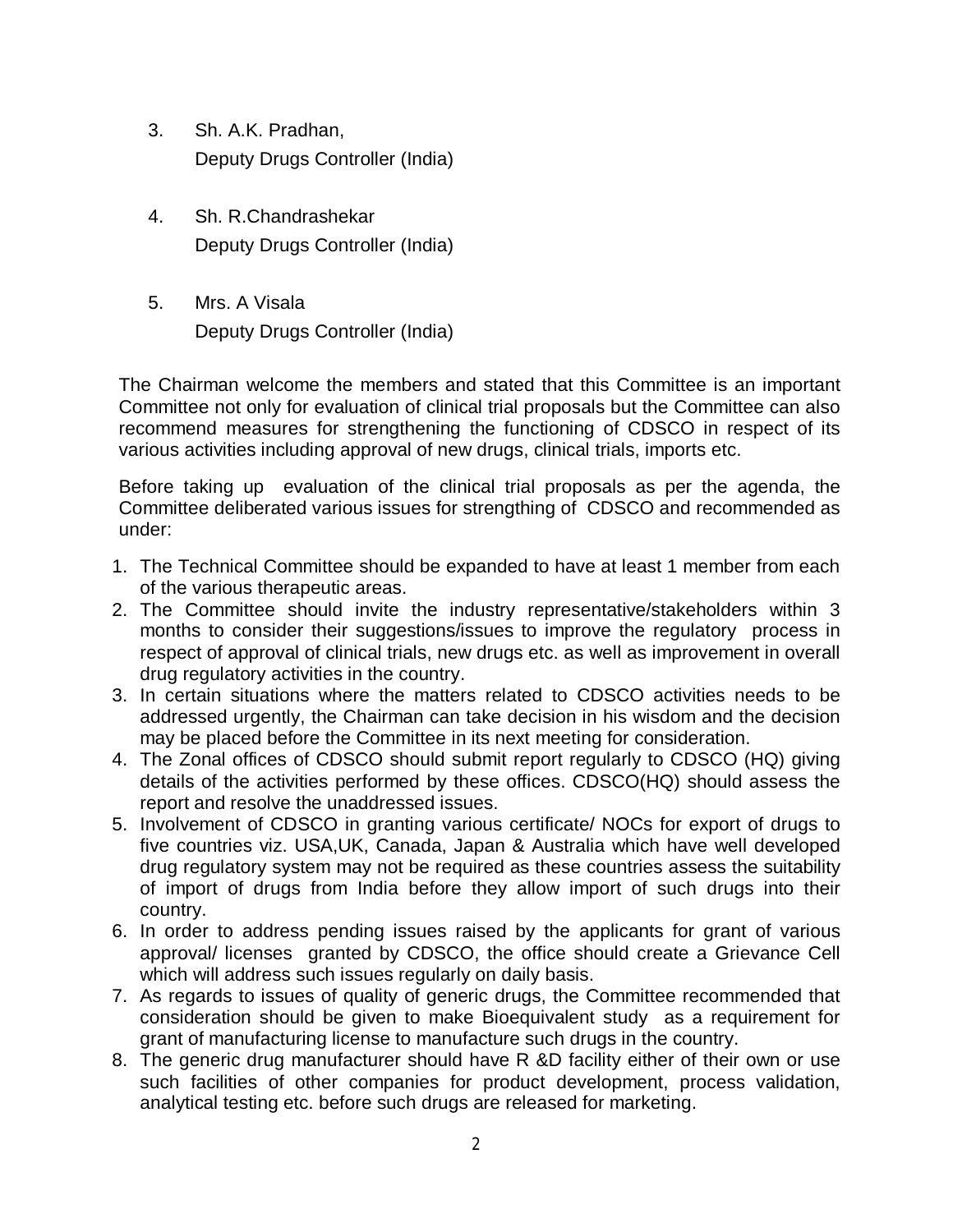3. Sh. A.K. Pradhan,
   Deputy Drugs Controller (India)

4. Sh. R.Chandrashekar
   Deputy Drugs Controller (India)

5. Mrs. A Visala
   Deputy Drugs Controller (India)

The Chairman welcome the members and stated that this Committee is an important Committee not only for evaluation of clinical trial proposals but the Committee can also recommend measures for strengthening the functioning of CDSCO in respect of its various activities including approval of new drugs, clinical trials, imports etc.

Before taking up evaluation of the clinical trial proposals as per the agenda, the Committee deliberated various issues for strengthing of CDSCO and recommended as under:

1. The Technical Committee should be expanded to have at least 1 member from each of the various therapeutic areas.
2. The Committee should invite the industry representative/stakeholders within 3 months to consider their suggestions/issues to improve the regulatory process in respect of approval of clinical trials, new drugs etc. as well as improvement in overall drug regulatory activities in the country.
3. In certain situations where the matters related to CDSCO activities needs to be addressed urgently, the Chairman can take decision in his wisdom and the decision may be placed before the Committee in its next meeting for consideration.
4. The Zonal offices of CDSCO should submit report regularly to CDSCO (HQ) giving details of the activities performed by these offices. CDSCO(HQ) should assess the report and resolve the unaddressed issues.
5. Involvement of CDSCO in granting various certificate/ NOCs for export of drugs to five countries viz. USA,UK, Canada, Japan & Australia which have well developed drug regulatory system may not be required as these countries assess the suitability of import of drugs from India before they allow import of such drugs into their country.
6. In order to address pending issues raised by the applicants for grant of various approval/ licenses granted by CDSCO, the office should create a Grievance Cell which will address such issues regularly on daily basis.
7. As regards to issues of quality of generic drugs, the Committee recommended that consideration should be given to make Bioequivalent study as a requirement for grant of manufacturing license to manufacture such drugs in the country.
8. The generic drug manufacturer should have R &D facility either of their own or use such facilities of other companies for product development, process validation, analytical testing etc. before such drugs are released for marketing.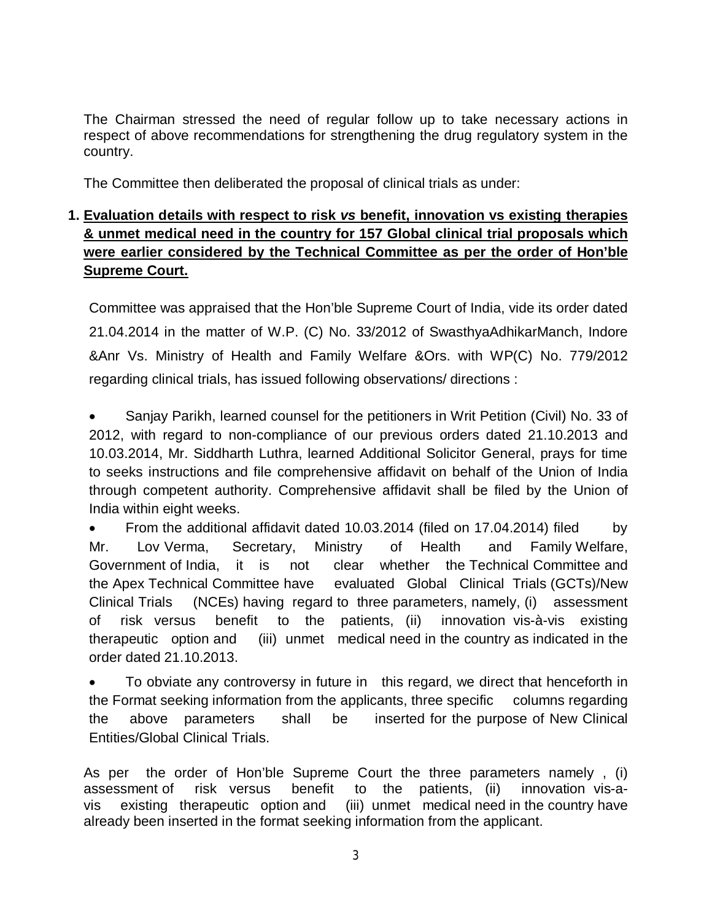The Chairman stressed the need of regular follow up to take necessary actions in respect of above recommendations for strengthening the drug regulatory system in the country.

The Committee then deliberated the proposal of clinical trials as under:

**1. <u>Evaluation details with respect to risk *vs* benefit, innovation vs existing therapies & unmet medical need in the country for 157 Global clinical trial proposals which were earlier considered by the Technical Committee as per the order of Hon'ble Supreme Court.</u>**

Committee was appraised that the Hon'ble Supreme Court of India, vide its order dated 21.04.2014 in the matter of W.P. (C) No. 33/2012 of SwasthyaAdhikarManch, Indore &Anr Vs. Ministry of Health and Family Welfare &Ors. with WP(C) No. 779/2012 regarding clinical trials, has issued following observations/ directions :

- Sanjay Parikh, learned counsel for the petitioners in Writ Petition (Civil) No. 33 of 2012, with regard to non-compliance of our previous orders dated 21.10.2013 and 10.03.2014, Mr. Siddharth Luthra, learned Additional Solicitor General, prays for time to seeks instructions and file comprehensive affidavit on behalf of the Union of India through competent authority. Comprehensive affidavit shall be filed by the Union of India within eight weeks.
- From the additional affidavit dated 10.03.2014 (filed on 17.04.2014) filed by Mr. Lov Verma, Secretary, Ministry of Health and Family Welfare, Government of India, it is not clear whether the Technical Committee and the Apex Technical Committee have evaluated Global Clinical Trials (GCTs)/New Clinical Trials (NCEs) having regard to three parameters, namely, (i) assessment of risk versus benefit to the patients, (ii) innovation vis-à-vis existing therapeutic option and (iii) unmet medical need in the country as indicated in the order dated 21.10.2013.
- To obviate any controversy in future in this regard, we direct that henceforth in the Format seeking information from the applicants, three specific columns regarding the above parameters shall be inserted for the purpose of New Clinical Entities/Global Clinical Trials.

As per the order of Hon'ble Supreme Court the three parameters namely , (i) assessment of risk versus benefit to the patients, (ii) innovation vis-a-vis existing therapeutic option and (iii) unmet medical need in the country have already been inserted in the format seeking information from the applicant.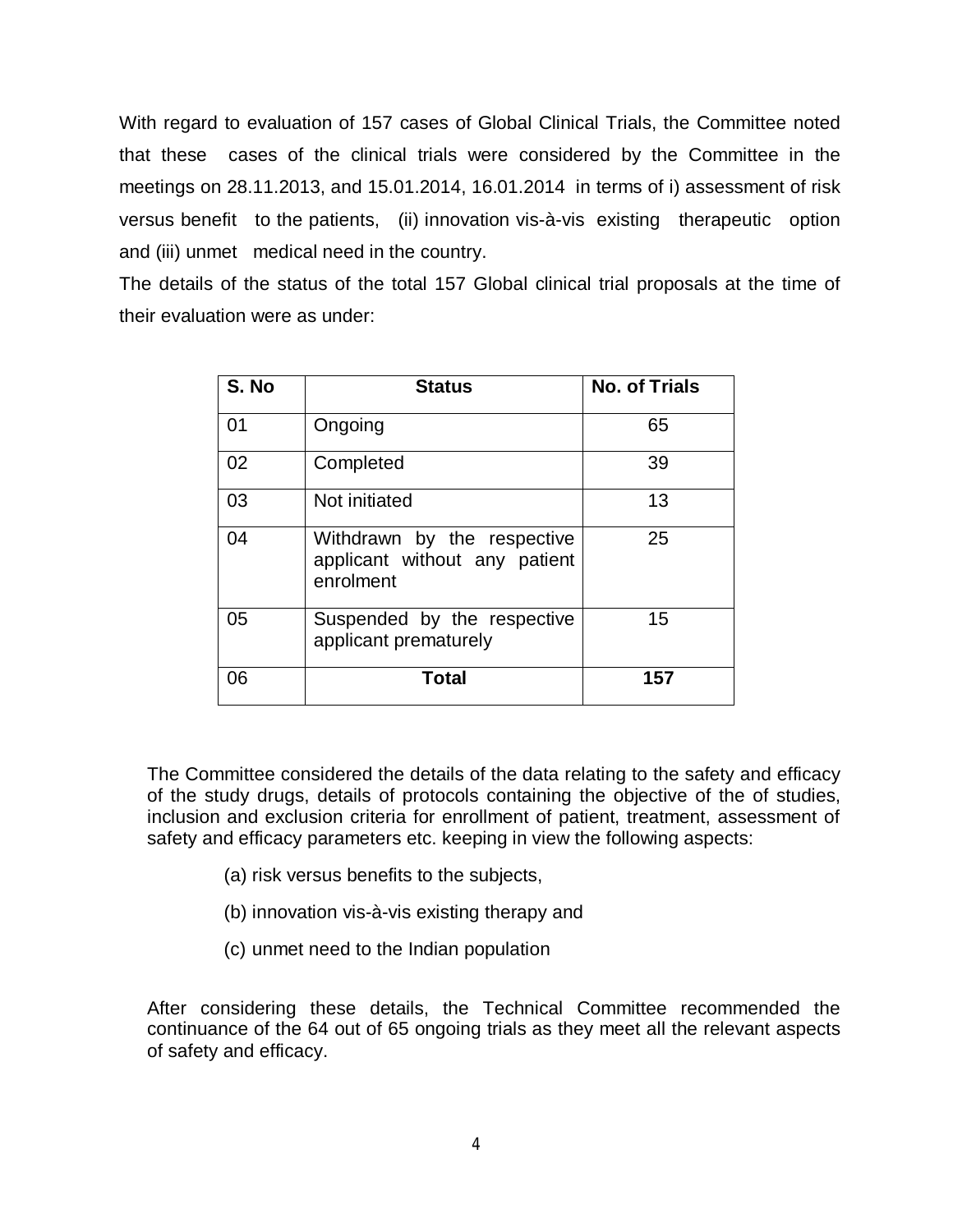With regard to evaluation of 157 cases of Global Clinical Trials, the Committee noted that these cases of the clinical trials were considered by the Committee in the meetings on 28.11.2013, and 15.01.2014, 16.01.2014 in terms of i) assessment of risk versus benefit to the patients, (ii) innovation vis-à-vis existing therapeutic option and (iii) unmet medical need in the country.

The details of the status of the total 157 Global clinical trial proposals at the time of their evaluation were as under:

| S. No | Status | No. of Trials |
|---|---|---|
| 01 | Ongoing | 65 |
| 02 | Completed | 39 |
| 03 | Not initiated | 13 |
| 04 | Withdrawn by the respective applicant without any patient enrolment | 25 |
| 05 | Suspended by the respective applicant prematurely | 15 |
| 06 | **Total** | **157** |

The Committee considered the details of the data relating to the safety and efficacy of the study drugs, details of protocols containing the objective of the of studies, inclusion and exclusion criteria for enrollment of patient, treatment, assessment of safety and efficacy parameters etc. keeping in view the following aspects:

(a) risk versus benefits to the subjects,

(b) innovation vis-à-vis existing therapy and

(c) unmet need to the Indian population

After considering these details, the Technical Committee recommended the continuance of the 64 out of 65 ongoing trials as they meet all the relevant aspects of safety and efficacy.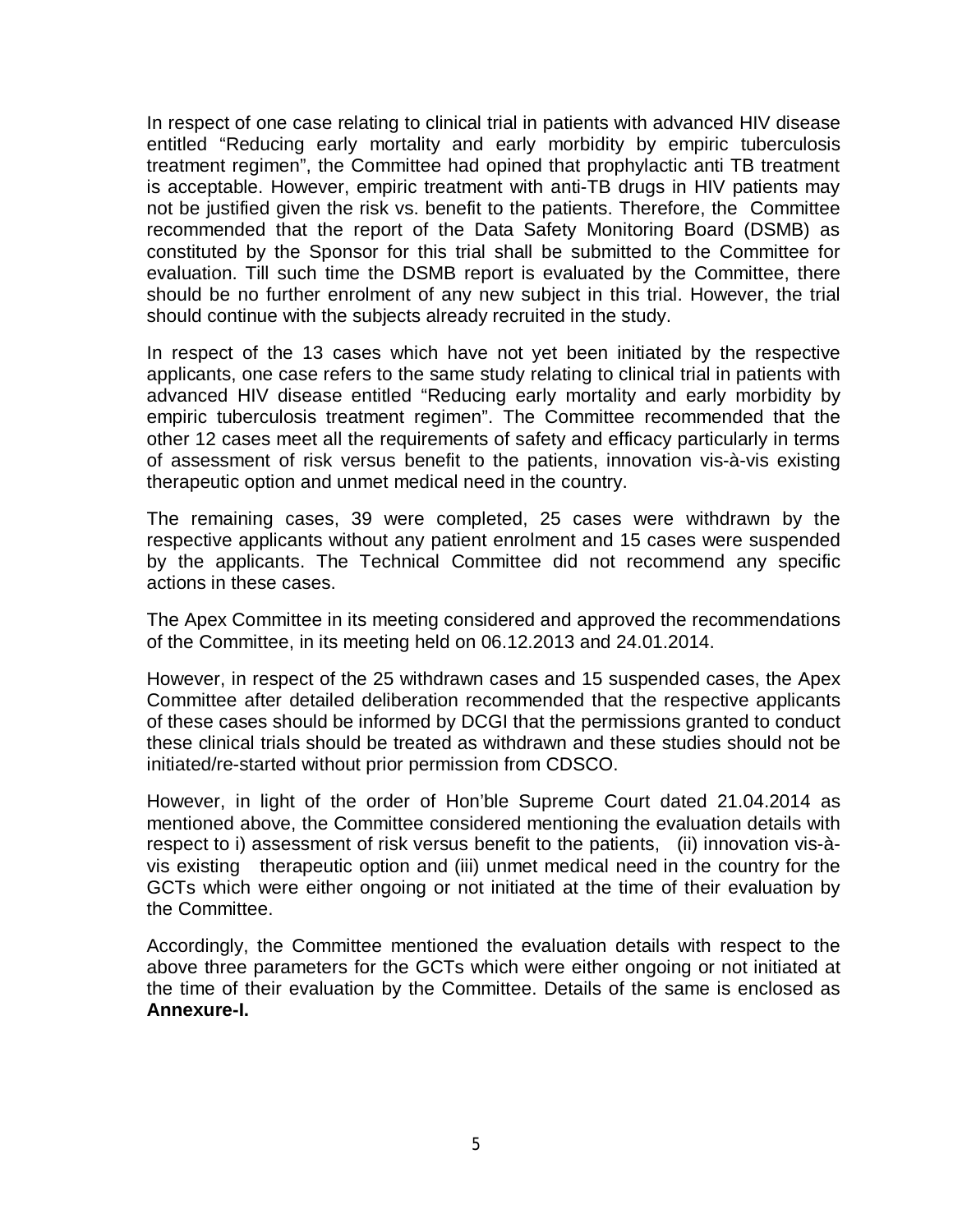In respect of one case relating to clinical trial in patients with advanced HIV disease entitled "Reducing early mortality and early morbidity by empiric tuberculosis treatment regimen", the Committee had opined that prophylactic anti TB treatment is acceptable. However, empiric treatment with anti-TB drugs in HIV patients may not be justified given the risk vs. benefit to the patients. Therefore, the Committee recommended that the report of the Data Safety Monitoring Board (DSMB) as constituted by the Sponsor for this trial shall be submitted to the Committee for evaluation. Till such time the DSMB report is evaluated by the Committee, there should be no further enrolment of any new subject in this trial. However, the trial should continue with the subjects already recruited in the study.

In respect of the 13 cases which have not yet been initiated by the respective applicants, one case refers to the same study relating to clinical trial in patients with advanced HIV disease entitled "Reducing early mortality and early morbidity by empiric tuberculosis treatment regimen". The Committee recommended that the other 12 cases meet all the requirements of safety and efficacy particularly in terms of assessment of risk versus benefit to the patients, innovation vis-à-vis existing therapeutic option and unmet medical need in the country.

The remaining cases, 39 were completed, 25 cases were withdrawn by the respective applicants without any patient enrolment and 15 cases were suspended by the applicants. The Technical Committee did not recommend any specific actions in these cases.

The Apex Committee in its meeting considered and approved the recommendations of the Committee, in its meeting held on 06.12.2013 and 24.01.2014.

However, in respect of the 25 withdrawn cases and 15 suspended cases, the Apex Committee after detailed deliberation recommended that the respective applicants of these cases should be informed by DCGI that the permissions granted to conduct these clinical trials should be treated as withdrawn and these studies should not be initiated/re-started without prior permission from CDSCO.

However, in light of the order of Hon'ble Supreme Court dated 21.04.2014 as mentioned above, the Committee considered mentioning the evaluation details with respect to i) assessment of risk versus benefit to the patients, (ii) innovation vis-à-vis existing therapeutic option and (iii) unmet medical need in the country for the GCTs which were either ongoing or not initiated at the time of their evaluation by the Committee.

Accordingly, the Committee mentioned the evaluation details with respect to the above three parameters for the GCTs which were either ongoing or not initiated at the time of their evaluation by the Committee. Details of the same is enclosed as **Annexure-I.**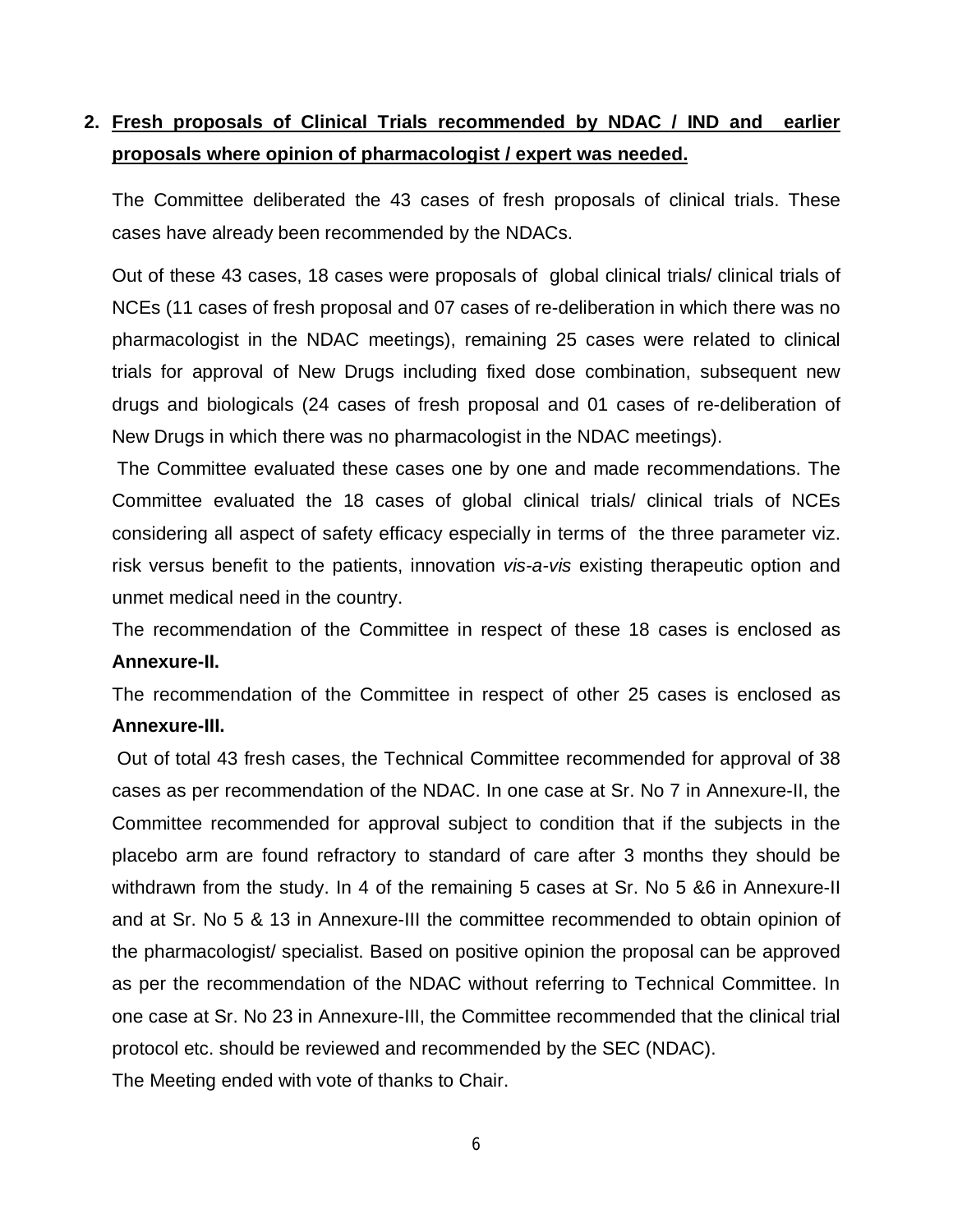## 2. Fresh proposals of Clinical Trials recommended by NDAC / IND and earlier proposals where opinion of pharmacologist / expert was needed.

The Committee deliberated the 43 cases of fresh proposals of clinical trials. These cases have already been recommended by the NDACs.

Out of these 43 cases, 18 cases were proposals of global clinical trials/ clinical trials of NCEs (11 cases of fresh proposal and 07 cases of re-deliberation in which there was no pharmacologist in the NDAC meetings), remaining 25 cases were related to clinical trials for approval of New Drugs including fixed dose combination, subsequent new drugs and biologicals (24 cases of fresh proposal and 01 cases of re-deliberation of New Drugs in which there was no pharmacologist in the NDAC meetings).

The Committee evaluated these cases one by one and made recommendations. The Committee evaluated the 18 cases of global clinical trials/ clinical trials of NCEs considering all aspect of safety efficacy especially in terms of the three parameter viz. risk versus benefit to the patients, innovation *vis-a-vis* existing therapeutic option and unmet medical need in the country.

The recommendation of the Committee in respect of these 18 cases is enclosed as **Annexure-II.**

The recommendation of the Committee in respect of other 25 cases is enclosed as **Annexure-III.**

Out of total 43 fresh cases, the Technical Committee recommended for approval of 38 cases as per recommendation of the NDAC. In one case at Sr. No 7 in Annexure-II, the Committee recommended for approval subject to condition that if the subjects in the placebo arm are found refractory to standard of care after 3 months they should be withdrawn from the study. In 4 of the remaining 5 cases at Sr. No 5 &6 in Annexure-II and at Sr. No 5 & 13 in Annexure-III the committee recommended to obtain opinion of the pharmacologist/ specialist. Based on positive opinion the proposal can be approved as per the recommendation of the NDAC without referring to Technical Committee. In one case at Sr. No 23 in Annexure-III, the Committee recommended that the clinical trial protocol etc. should be reviewed and recommended by the SEC (NDAC).

The Meeting ended with vote of thanks to Chair.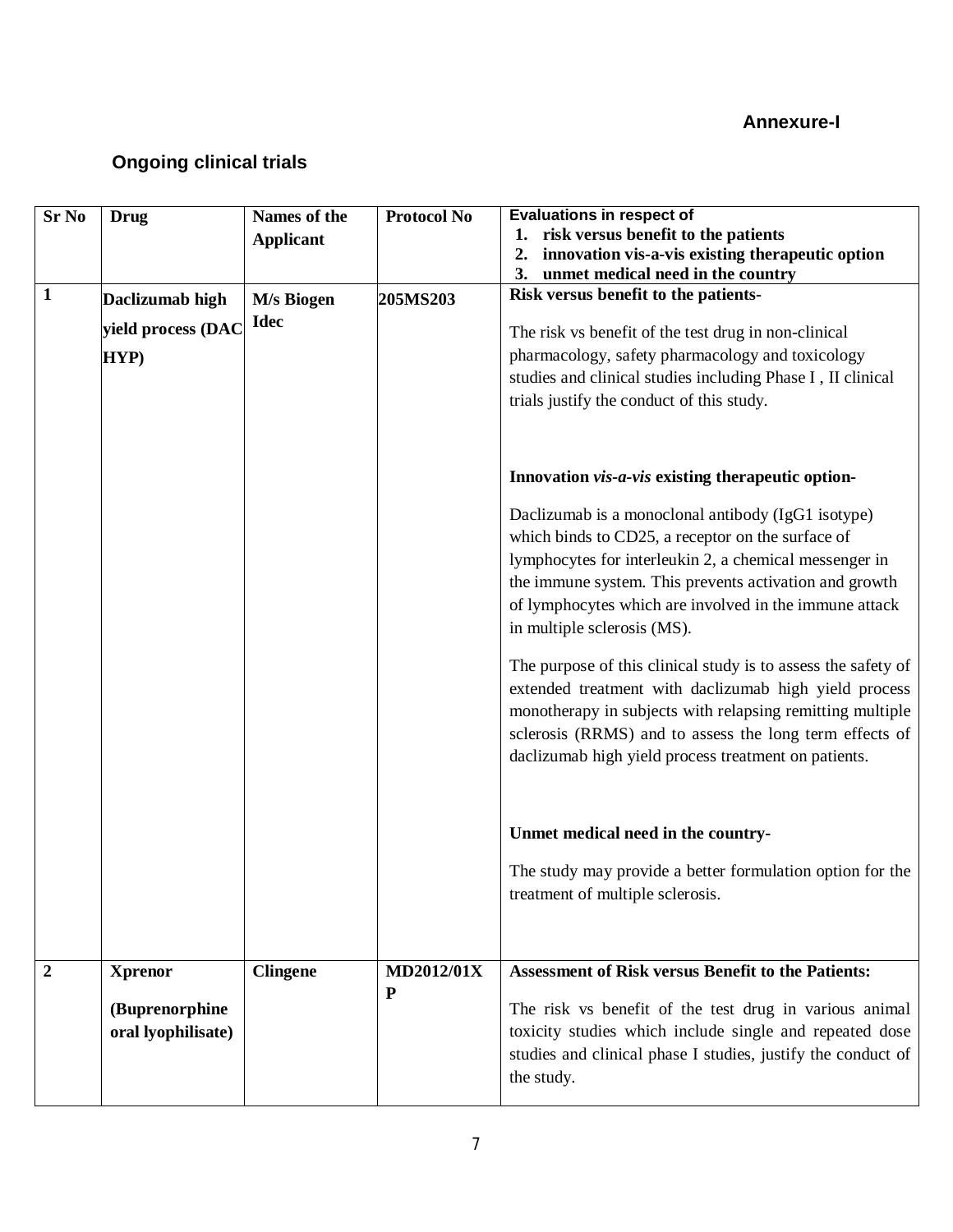**Annexure-I**

## Ongoing clinical trials

| Sr No | Drug | Names of the Applicant | Protocol No | Evaluations in respect of<br>1. risk versus benefit to the patients<br>2. innovation vis-a-vis existing therapeutic option<br>3. unmet medical need in the country |
|---|---|---|---|---|
| 1 | **Daclizumab high yield process (DAC HYP)** | **M/s Biogen Idec** | **205MS203** | **Risk versus benefit to the patients-**<br><br>The risk vs benefit of the test drug in non-clinical pharmacology, safety pharmacology and toxicology studies and clinical studies including Phase I , II clinical trials justify the conduct of this study.<br><br>**Innovation *vis-a-vis* existing therapeutic option-**<br><br>Daclizumab is a monoclonal antibody (IgG1 isotype) which binds to CD25, a receptor on the surface of lymphocytes for interleukin 2, a chemical messenger in the immune system. This prevents activation and growth of lymphocytes which are involved in the immune attack in multiple sclerosis (MS).<br><br>The purpose of this clinical study is to assess the safety of extended treatment with daclizumab high yield process monotherapy in subjects with relapsing remitting multiple sclerosis (RRMS) and to assess the long term effects of daclizumab high yield process treatment on patients.<br><br>**Unmet medical need in the country-**<br><br>The study may provide a better formulation option for the treatment of multiple sclerosis. |
| 2 | **Xprenor**<br><br>**(Buprenorphine oral lyophilisate)** | **Clingene** | **MD2012/01XP** | **Assessment of Risk versus Benefit to the Patients:**<br><br>The risk vs benefit of the test drug in various animal toxicity studies which include single and repeated dose studies and clinical phase I studies, justify the conduct of the study. |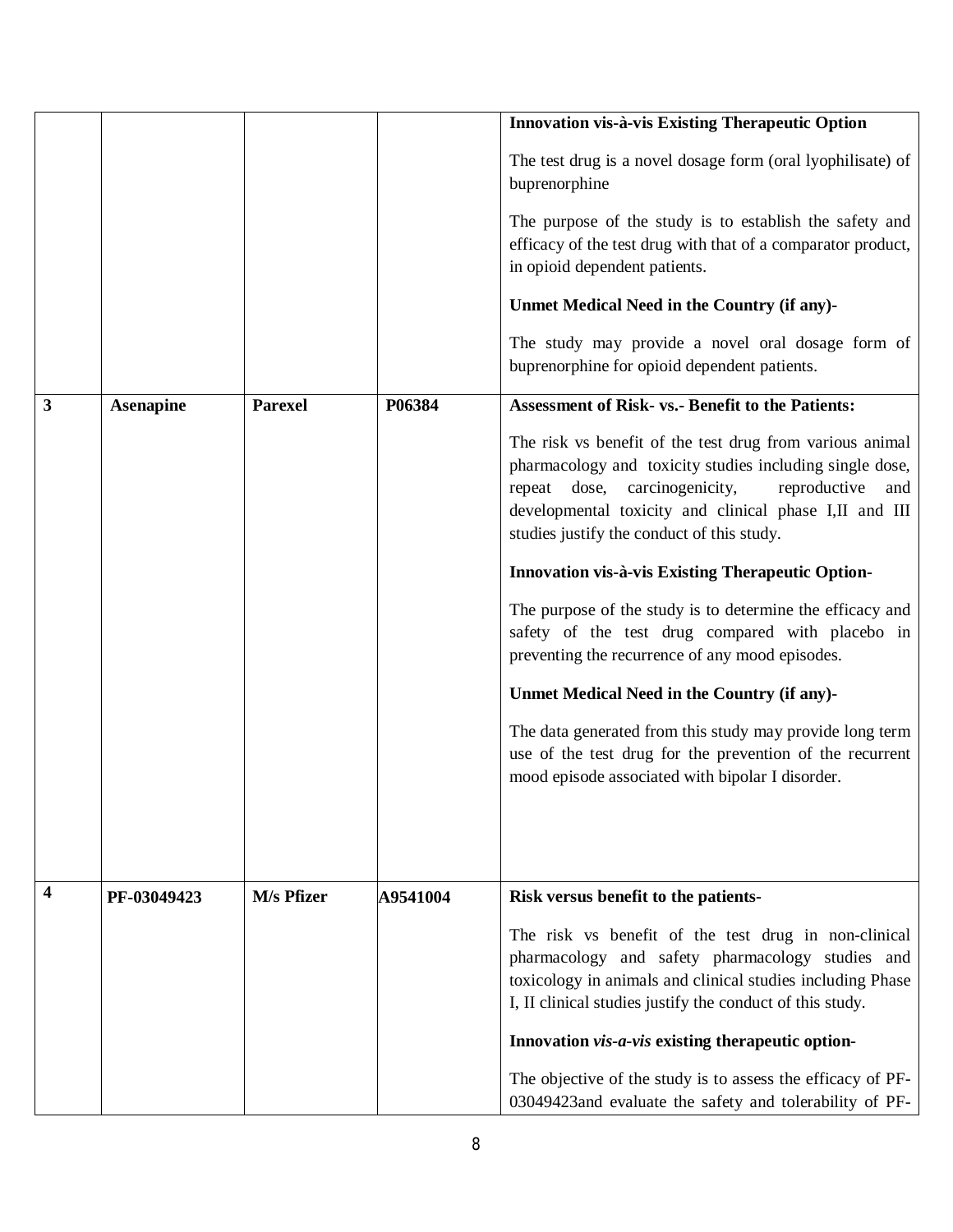| | | | | |
|---|---|---|---|---|
| | | | | **Innovation vis-à-vis Existing Therapeutic Option**<br><br>The test drug is a novel dosage form (oral lyophilisate) of buprenorphine<br><br>The purpose of the study is to establish the safety and efficacy of the test drug with that of a comparator product, in opioid dependent patients.<br><br>**Unmet Medical Need in the Country (if any)-**<br><br>The study may provide a novel oral dosage form of buprenorphine for opioid dependent patients. |
| **3** | **Asenapine** | **Parexel** | **P06384** | **Assessment of Risk- vs.- Benefit to the Patients:**<br><br>The risk vs benefit of the test drug from various animal pharmacology and toxicity studies including single dose, repeat dose, carcinogenicity, reproductive and developmental toxicity and clinical phase I,II and III studies justify the conduct of this study.<br><br>**Innovation vis-à-vis Existing Therapeutic Option-**<br><br>The purpose of the study is to determine the efficacy and safety of the test drug compared with placebo in preventing the recurrence of any mood episodes.<br><br>**Unmet Medical Need in the Country (if any)-**<br><br>The data generated from this study may provide long term use of the test drug for the prevention of the recurrent mood episode associated with bipolar I disorder. |
| **4** | **PF-03049423** | **M/s Pfizer** | **A9541004** | **Risk versus benefit to the patients-**<br><br>The risk vs benefit of the test drug in non-clinical pharmacology and safety pharmacology studies and toxicology in animals and clinical studies including Phase I, II clinical studies justify the conduct of this study.<br><br>**Innovation *vis-a-vis* existing therapeutic option-**<br><br>The objective of the study is to assess the efficacy of PF-03049423and evaluate the safety and tolerability of PF- |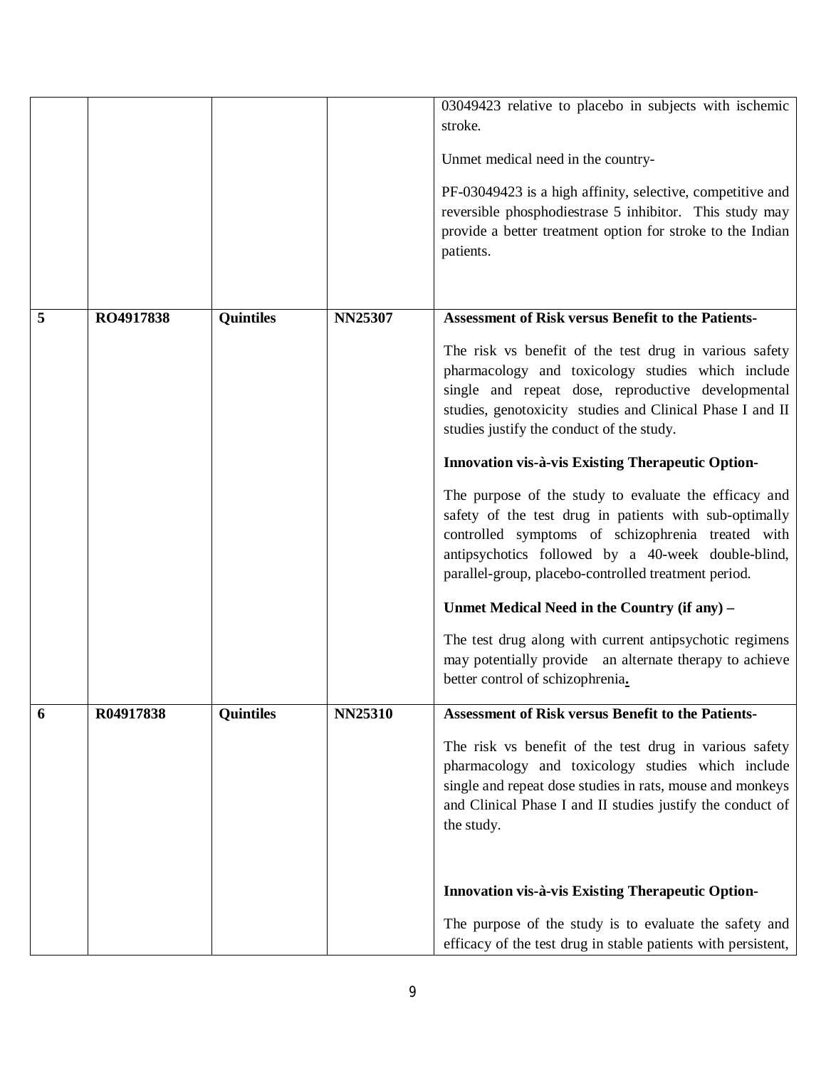|  |  |  |  | 03049423 relative to placebo in subjects with ischemic stroke.<br><br>Unmet medical need in the country-<br><br>PF-03049423 is a high affinity, selective, competitive and reversible phosphodiestrase 5 inhibitor. This study may provide a better treatment option for stroke to the Indian patients. |
|---|---|---|---|---|
| **5** | **RO4917838** | **Quintiles** | **NN25307** | **Assessment of Risk versus Benefit to the Patients-**<br><br>The risk vs benefit of the test drug in various safety pharmacology and toxicology studies which include single and repeat dose, reproductive developmental studies, genotoxicity studies and Clinical Phase I and II studies justify the conduct of the study.<br><br>**Innovation vis-à-vis Existing Therapeutic Option-**<br><br>The purpose of the study to evaluate the efficacy and safety of the test drug in patients with sub-optimally controlled symptoms of schizophrenia treated with antipsychotics followed by a 40-week double-blind, parallel-group, placebo-controlled treatment period.<br><br>**Unmet Medical Need in the Country (if any) –**<br><br>The test drug along with current antipsychotic regimens may potentially provide an alternate therapy to achieve better control of schizophrenia. |
| **6** | **R04917838** | **Quintiles** | **NN25310** | **Assessment of Risk versus Benefit to the Patients-**<br><br>The risk vs benefit of the test drug in various safety pharmacology and toxicology studies which include single and repeat dose studies in rats, mouse and monkeys and Clinical Phase I and II studies justify the conduct of the study.<br><br>**Innovation vis-à-vis Existing Therapeutic Option-**<br><br>The purpose of the study is to evaluate the safety and efficacy of the test drug in stable patients with persistent, |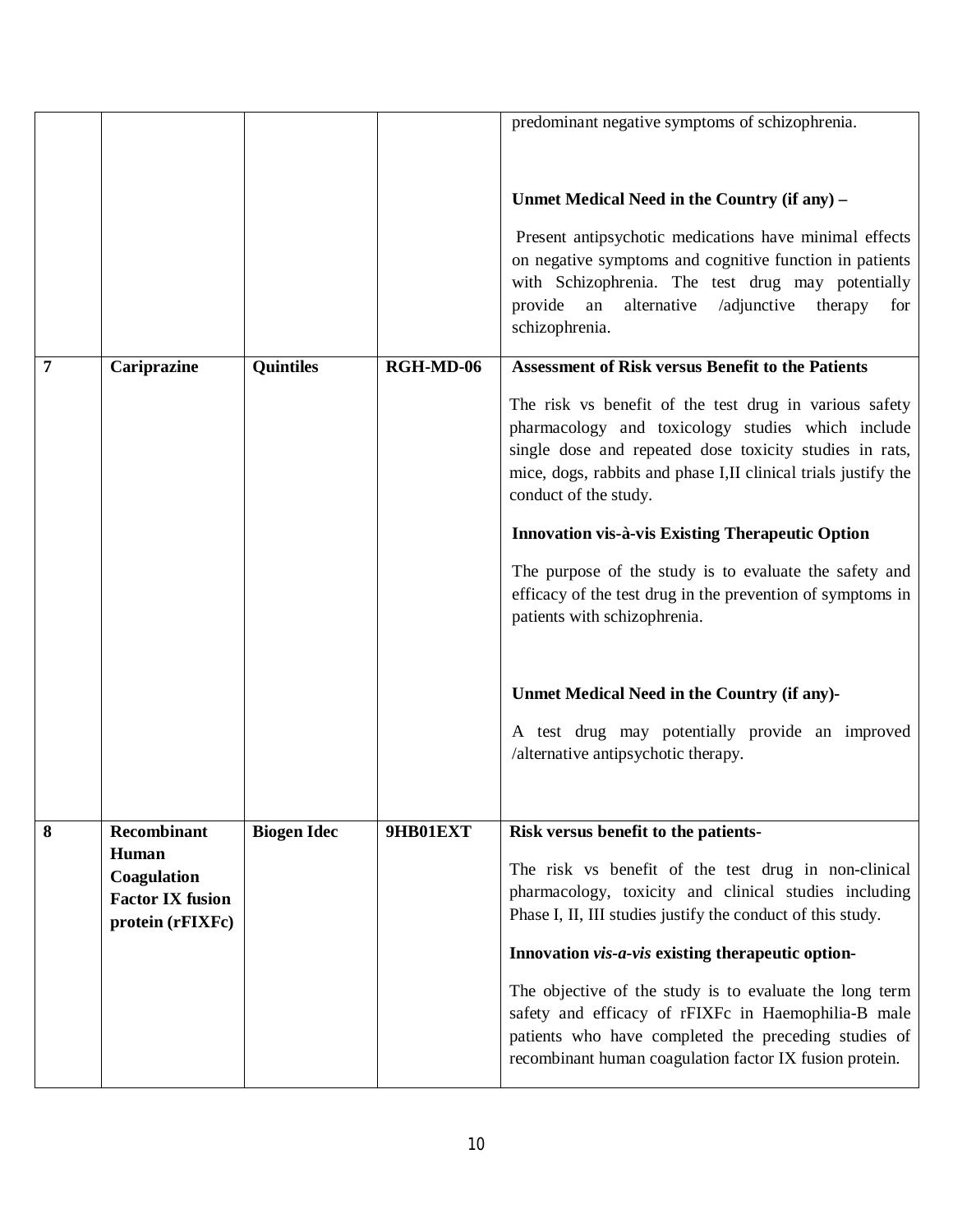| | | | | |
|---|---|---|---|---|
| | | | | predominant negative symptoms of schizophrenia.<br><br>**Unmet Medical Need in the Country (if any) –**<br><br>Present antipsychotic medications have minimal effects on negative symptoms and cognitive function in patients with Schizophrenia. The test drug may potentially provide an alternative /adjunctive therapy for schizophrenia. |
| **7** | **Cariprazine** | **Quintiles** | **RGH-MD-06** | **Assessment of Risk versus Benefit to the Patients**<br><br>The risk vs benefit of the test drug in various safety pharmacology and toxicology studies which include single dose and repeated dose toxicity studies in rats, mice, dogs, rabbits and phase I,II clinical trials justify the conduct of the study.<br><br>**Innovation vis-à-vis Existing Therapeutic Option**<br><br>The purpose of the study is to evaluate the safety and efficacy of the test drug in the prevention of symptoms in patients with schizophrenia.<br><br>**Unmet Medical Need in the Country (if any)-**<br><br>A test drug may potentially provide an improved /alternative antipsychotic therapy. |
| **8** | **Recombinant Human Coagulation Factor IX fusion protein (rFIXFc)** | **Biogen Idec** | **9HB01EXT** | **Risk versus benefit to the patients-**<br><br>The risk vs benefit of the test drug in non-clinical pharmacology, toxicity and clinical studies including Phase I, II, III studies justify the conduct of this study.<br><br>**Innovation *vis-a-vis* existing therapeutic option-**<br><br>The objective of the study is to evaluate the long term safety and efficacy of rFIXFc in Haemophilia-B male patients who have completed the preceding studies of recombinant human coagulation factor IX fusion protein. |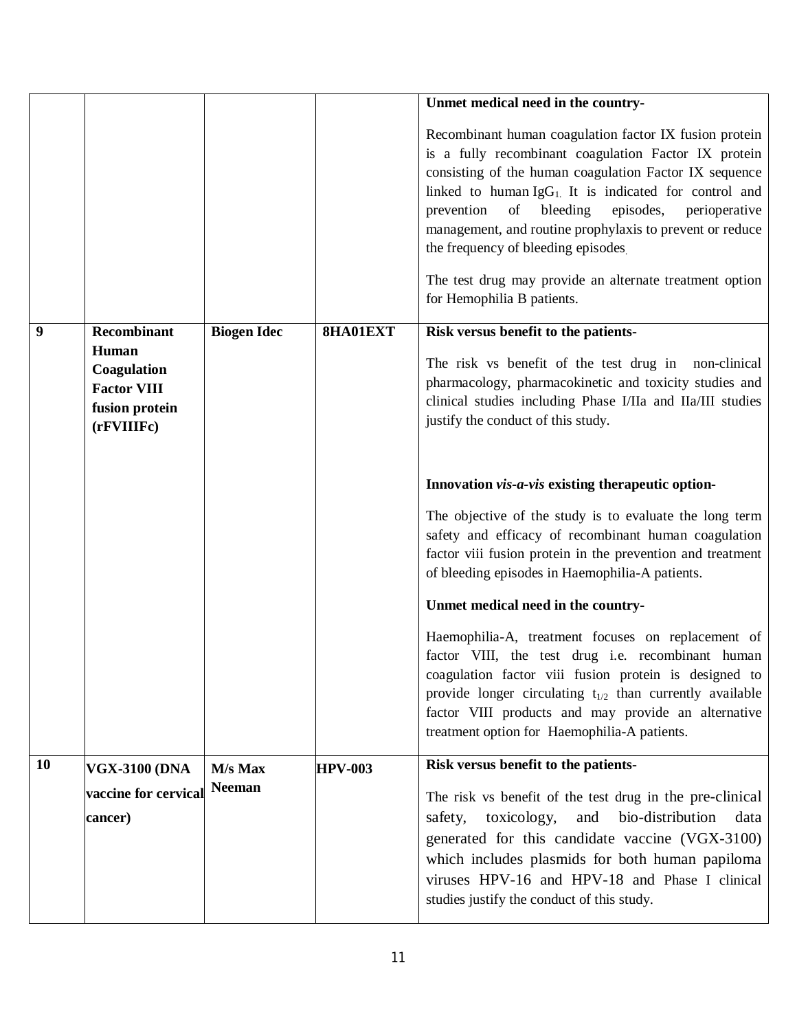| | | | | |
|---|---|---|---|---|
| | | | | **Unmet medical need in the country-**<br><br>Recombinant human coagulation factor IX fusion protein is a fully recombinant coagulation Factor IX protein consisting of the human coagulation Factor IX sequence linked to human $IgG_{1.}$ It is indicated for control and prevention of bleeding episodes, perioperative management, and routine prophylaxis to prevent or reduce the frequency of bleeding episodes.<br><br>The test drug may provide an alternate treatment option for Hemophilia B patients. |
| **9** | **Recombinant Human Coagulation Factor VIII fusion protein (rFVIIIFc)** | **Biogen Idec** | **8HA01EXT** | **Risk versus benefit to the patients-**<br><br>The risk vs benefit of the test drug in non-clinical pharmacology, pharmacokinetic and toxicity studies and clinical studies including Phase I/IIa and IIa/III studies justify the conduct of this study.<br><br>**Innovation *vis-a-vis* existing therapeutic option-**<br><br>The objective of the study is to evaluate the long term safety and efficacy of recombinant human coagulation factor viii fusion protein in the prevention and treatment of bleeding episodes in Haemophilia-A patients.<br><br>**Unmet medical need in the country-**<br><br>Haemophilia-A, treatment focuses on replacement of factor VIII, the test drug i.e. recombinant human coagulation factor viii fusion protein is designed to provide longer circulating $t_{1/2}$ than currently available factor VIII products and may provide an alternative treatment option for Haemophilia-A patients. |
| **10** | **VGX-3100 (DNA vaccine for cervical cancer)** | **M/s Max Neeman** | **HPV-003** | **Risk versus benefit to the patients-**<br><br>The risk vs benefit of the test drug in the pre-clinical safety, toxicology, and bio-distribution data generated for this candidate vaccine (VGX-3100) which includes plasmids for both human papiloma viruses HPV-16 and HPV-18 and Phase I clinical studies justify the conduct of this study. |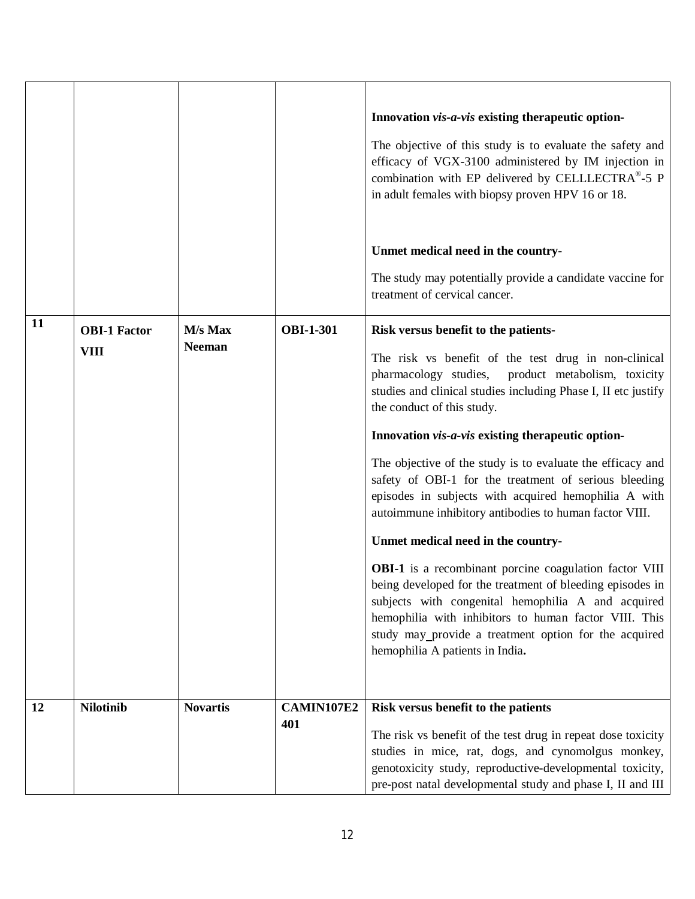| | | | | |
|---|---|---|---|---|
| | | | | **Innovation *vis-a-vis* existing therapeutic option-**<br><br>The objective of this study is to evaluate the safety and efficacy of VGX-3100 administered by IM injection in combination with EP delivered by CELLLECTRA®-5 P in adult females with biopsy proven HPV 16 or 18.<br><br>**Unmet medical need in the country-**<br><br>The study may potentially provide a candidate vaccine for treatment of cervical cancer. |
| **11** | **OBI-1 Factor VIII** | **M/s Max Neeman** | **OBI-1-301** | **Risk versus benefit to the patients-**<br><br>The risk vs benefit of the test drug in non-clinical pharmacology studies, product metabolism, toxicity studies and clinical studies including Phase I, II etc justify the conduct of this study.<br><br>**Innovation *vis-a-vis* existing therapeutic option-**<br><br>The objective of the study is to evaluate the efficacy and safety of OBI-1 for the treatment of serious bleeding episodes in subjects with acquired hemophilia A with autoimmune inhibitory antibodies to human factor VIII.<br><br>**Unmet medical need in the country-**<br><br>**OBI-1** is a recombinant porcine coagulation factor VIII being developed for the treatment of bleeding episodes in subjects with congenital hemophilia A and acquired hemophilia with inhibitors to human factor VIII. This study may provide a treatment option for the acquired hemophilia A patients in India**.** |
| **12** | **Nilotinib** | **Novartis** | **CAMIN107E2401** | **Risk versus benefit to the patients**<br><br>The risk vs benefit of the test drug in repeat dose toxicity studies in mice, rat, dogs, and cynomolgus monkey, genotoxicity study, reproductive-developmental toxicity, pre-post natal developmental study and phase I, II and III |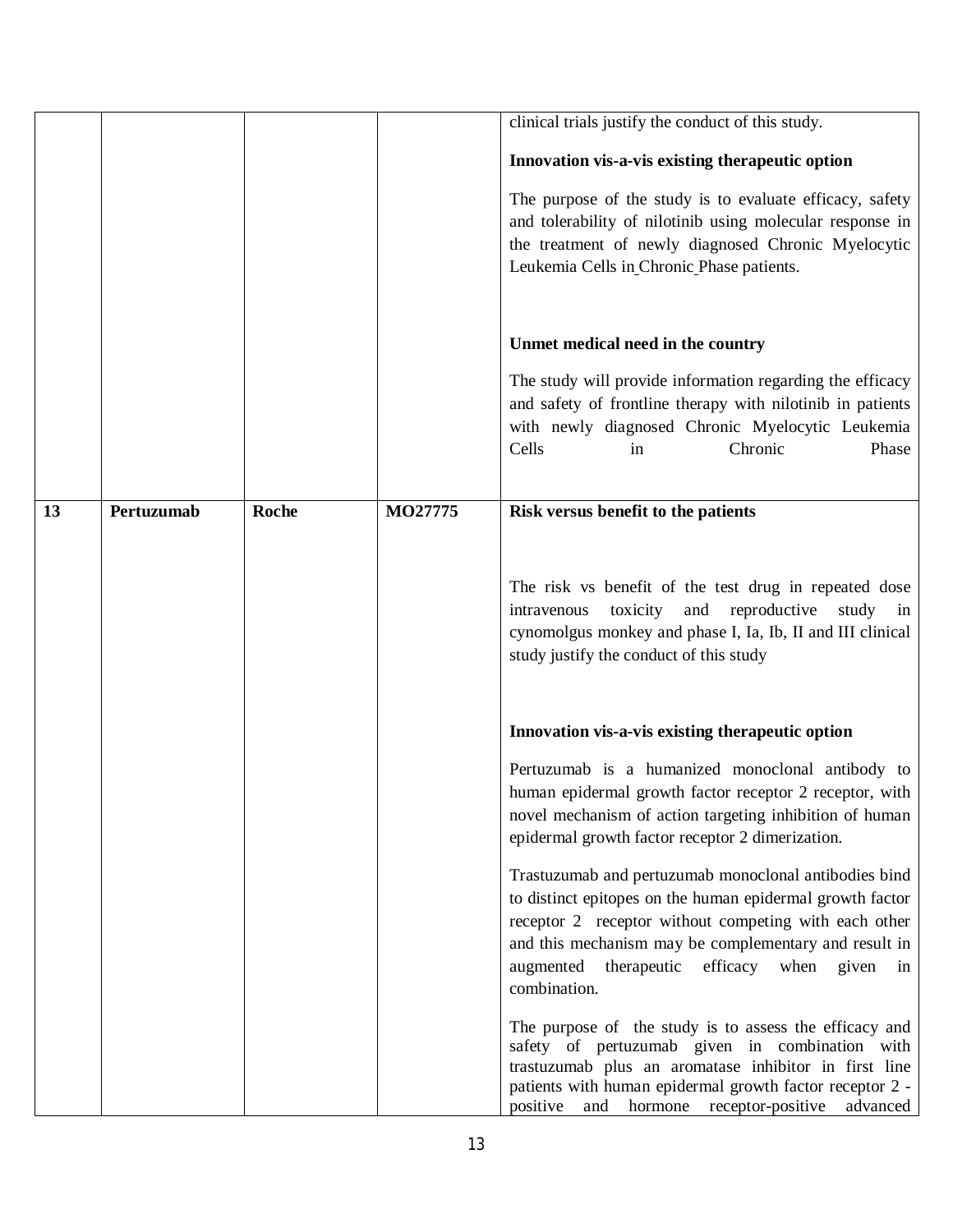| | | | | |
|---|---|---|---|---|
| | | | | clinical trials justify the conduct of this study.<br><br>**Innovation vis-a-vis existing therapeutic option**<br><br>The purpose of the study is to evaluate efficacy, safety and tolerability of nilotinib using molecular response in the treatment of newly diagnosed Chronic Myelocytic Leukemia Cells in Chronic Phase patients.<br><br>**Unmet medical need in the country**<br><br>The study will provide information regarding the efficacy and safety of frontline therapy with nilotinib in patients with newly diagnosed Chronic Myelocytic Leukemia Cells in Chronic Phase |
| **13** | **Pertuzumab** | **Roche** | **MO27775** | **Risk versus benefit to the patients**<br><br>The risk vs benefit of the test drug in repeated dose intravenous toxicity and reproductive study in cynomolgus monkey and phase I, Ia, Ib, II and III clinical study justify the conduct of this study<br><br>**Innovation vis-a-vis existing therapeutic option**<br><br>Pertuzumab is a humanized monoclonal antibody to human epidermal growth factor receptor 2 receptor, with novel mechanism of action targeting inhibition of human epidermal growth factor receptor 2 dimerization.<br><br>Trastuzumab and pertuzumab monoclonal antibodies bind to distinct epitopes on the human epidermal growth factor receptor 2 receptor without competing with each other and this mechanism may be complementary and result in augmented therapeutic efficacy when given in combination.<br><br>The purpose of the study is to assess the efficacy and safety of pertuzumab given in combination with trastuzumab plus an aromatase inhibitor in first line patients with human epidermal growth factor receptor 2 - positive and hormone receptor-positive advanced |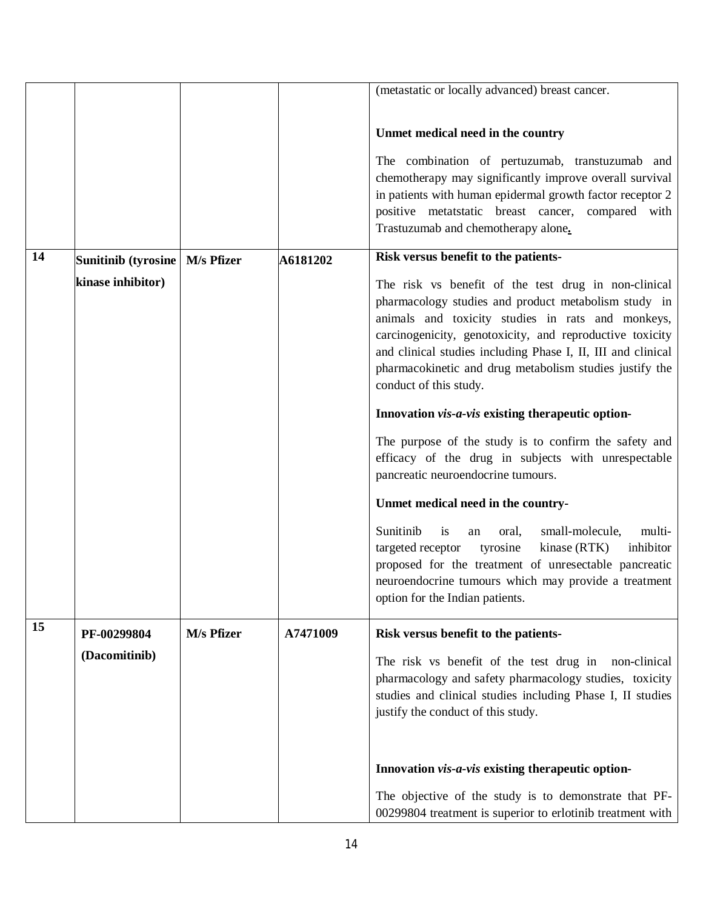| | | | | |
|---|---|---|---|---|
| | | | | (metastatic or locally advanced) breast cancer.<br><br>**Unmet medical need in the country**<br><br>The combination of pertuzumab, transtuzumab and chemotherapy may significantly improve overall survival in patients with human epidermal growth factor receptor 2 positive metatstatic breast cancer, compared with Trastuzumab and chemotherapy alone. |
| **14** | **Sunitinib (tyrosine kinase inhibitor)** | **M/s Pfizer** | **A6181202** | **Risk versus benefit to the patients-**<br><br>The risk vs benefit of the test drug in non-clinical pharmacology studies and product metabolism study in animals and toxicity studies in rats and monkeys, carcinogenicity, genotoxicity, and reproductive toxicity and clinical studies including Phase I, II, III and clinical pharmacokinetic and drug metabolism studies justify the conduct of this study.<br><br>**Innovation *vis-a-vis* existing therapeutic option-**<br><br>The purpose of the study is to confirm the safety and efficacy of the drug in subjects with unrespectable pancreatic neuroendocrine tumours.<br><br>**Unmet medical need in the country-**<br><br>Sunitinib is an oral, small-molecule, multi-targeted receptor tyrosine kinase (RTK) inhibitor proposed for the treatment of unresectable pancreatic neuroendocrine tumours which may provide a treatment option for the Indian patients. |
| **15** | **PF-00299804 (Dacomitinib)** | **M/s Pfizer** | **A7471009** | **Risk versus benefit to the patients-**<br><br>The risk vs benefit of the test drug in non-clinical pharmacology and safety pharmacology studies, toxicity studies and clinical studies including Phase I, II studies justify the conduct of this study.<br><br>**Innovation *vis-a-vis* existing therapeutic option-**<br><br>The objective of the study is to demonstrate that PF-00299804 treatment is superior to erlotinib treatment with |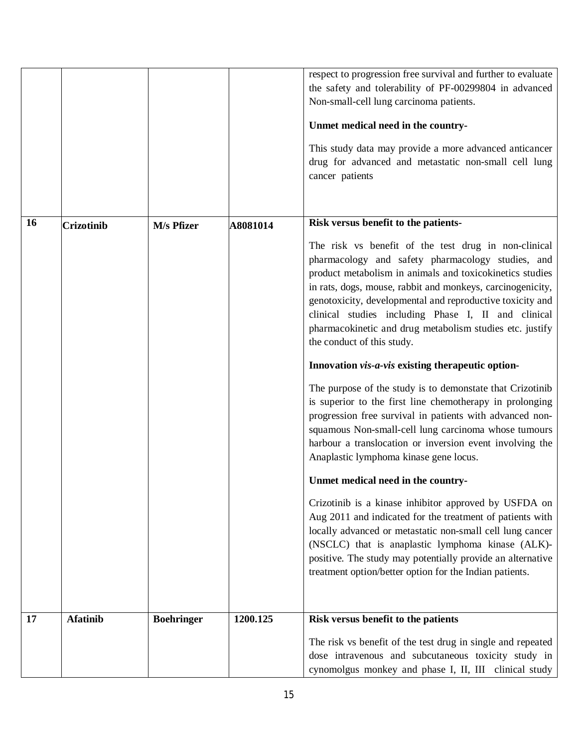| | | | | |
|---|---|---|---|---|
| | | | | respect to progression free survival and further to evaluate the safety and tolerability of PF-00299804 in advanced Non-small-cell lung carcinoma patients.<br><br>**Unmet medical need in the country-**<br><br>This study data may provide a more advanced anticancer drug for advanced and metastatic non-small cell lung cancer patients |
| **16** | **Crizotinib** | **M/s Pfizer** | **A8081014** | **Risk versus benefit to the patients-**<br><br>The risk vs benefit of the test drug in non-clinical pharmacology and safety pharmacology studies, and product metabolism in animals and toxicokinetics studies in rats, dogs, mouse, rabbit and monkeys, carcinogenicity, genotoxicity, developmental and reproductive toxicity and clinical studies including Phase I, II and clinical pharmacokinetic and drug metabolism studies etc. justify the conduct of this study.<br><br>**Innovation *vis-a-vis* existing therapeutic option-**<br><br>The purpose of the study is to demonstate that Crizotinib is superior to the first line chemotherapy in prolonging progression free survival in patients with advanced non-squamous Non-small-cell lung carcinoma whose tumours harbour a translocation or inversion event involving the Anaplastic lymphoma kinase gene locus.<br><br>**Unmet medical need in the country-**<br><br>Crizotinib is a kinase inhibitor approved by USFDA on Aug 2011 and indicated for the treatment of patients with locally advanced or metastatic non-small cell lung cancer (NSCLC) that is anaplastic lymphoma kinase (ALK)-positive. The study may potentially provide an alternative treatment option/better option for the Indian patients. |
| **17** | **Afatinib** | **Boehringer** | **1200.125** | **Risk versus benefit to the patients**<br><br>The risk vs benefit of the test drug in single and repeated dose intravenous and subcutaneous toxicity study in cynomolgus monkey and phase I, II, III clinical study |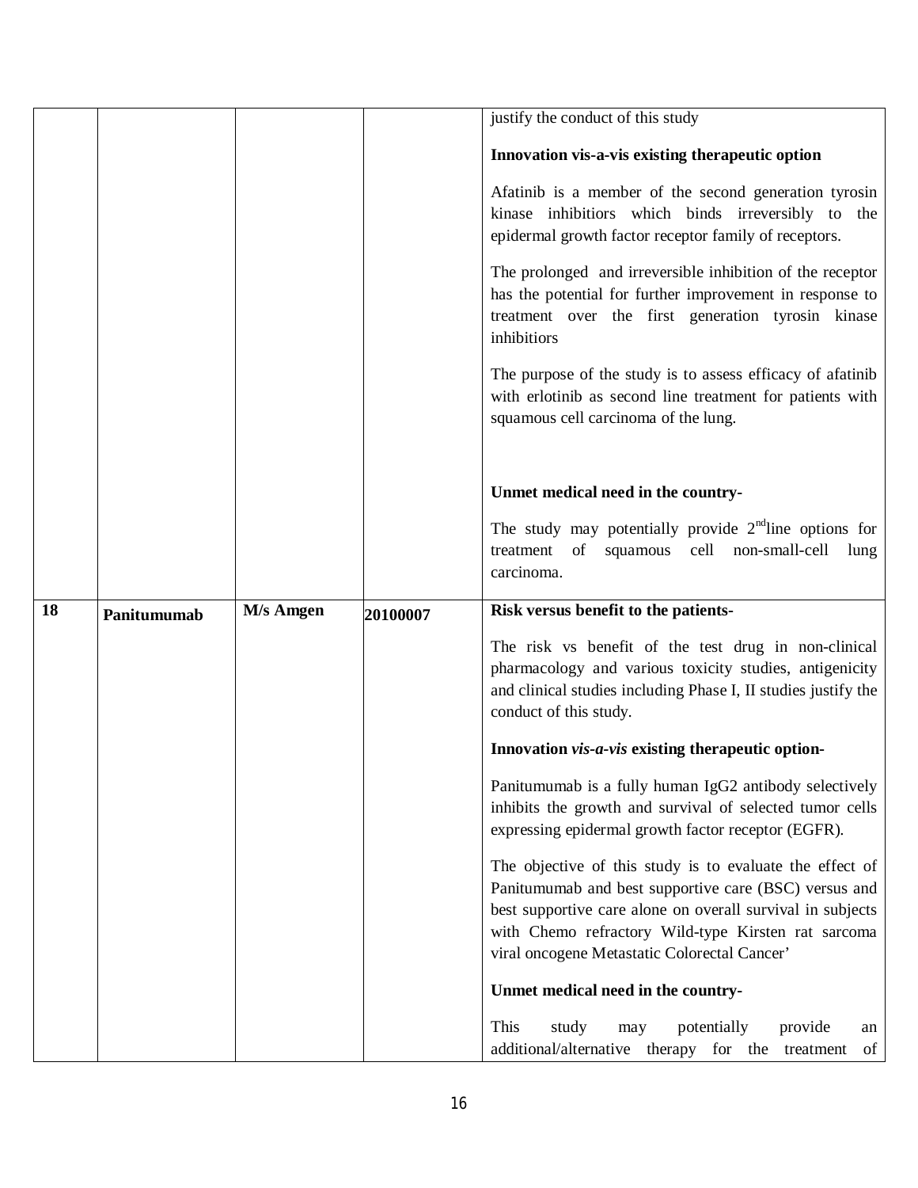| | | | | |
|---|---|---|---|---|
| | | | | justify the conduct of this study<br><br>**Innovation vis-a-vis existing therapeutic option**<br><br>Afatinib is a member of the second generation tyrosin kinase inhibitiors which binds irreversibly to the epidermal growth factor receptor family of receptors.<br><br>The prolonged and irreversible inhibition of the receptor has the potential for further improvement in response to treatment over the first generation tyrosin kinase inhibitiors<br><br>The purpose of the study is to assess efficacy of afatinib with erlotinib as second line treatment for patients with squamous cell carcinoma of the lung.<br><br>**Unmet medical need in the country-**<br><br>The study may potentially provide 2nd line options for treatment of squamous cell non-small-cell lung carcinoma. |
| **18** | **Panitumumab** | **M/s Amgen** | **20100007** | **Risk versus benefit to the patients-**<br><br>The risk vs benefit of the test drug in non-clinical pharmacology and various toxicity studies, antigenicity and clinical studies including Phase I, II studies justify the conduct of this study.<br><br>**Innovation *vis-a-vis* existing therapeutic option-**<br><br>Panitumumab is a fully human IgG2 antibody selectively inhibits the growth and survival of selected tumor cells expressing epidermal growth factor receptor (EGFR).<br><br>The objective of this study is to evaluate the effect of Panitumumab and best supportive care (BSC) versus and best supportive care alone on overall survival in subjects with Chemo refractory Wild-type Kirsten rat sarcoma viral oncogene Metastatic Colorectal Cancer'<br><br>**Unmet medical need in the country-**<br><br>This study may potentially provide an additional/alternative therapy for the treatment of |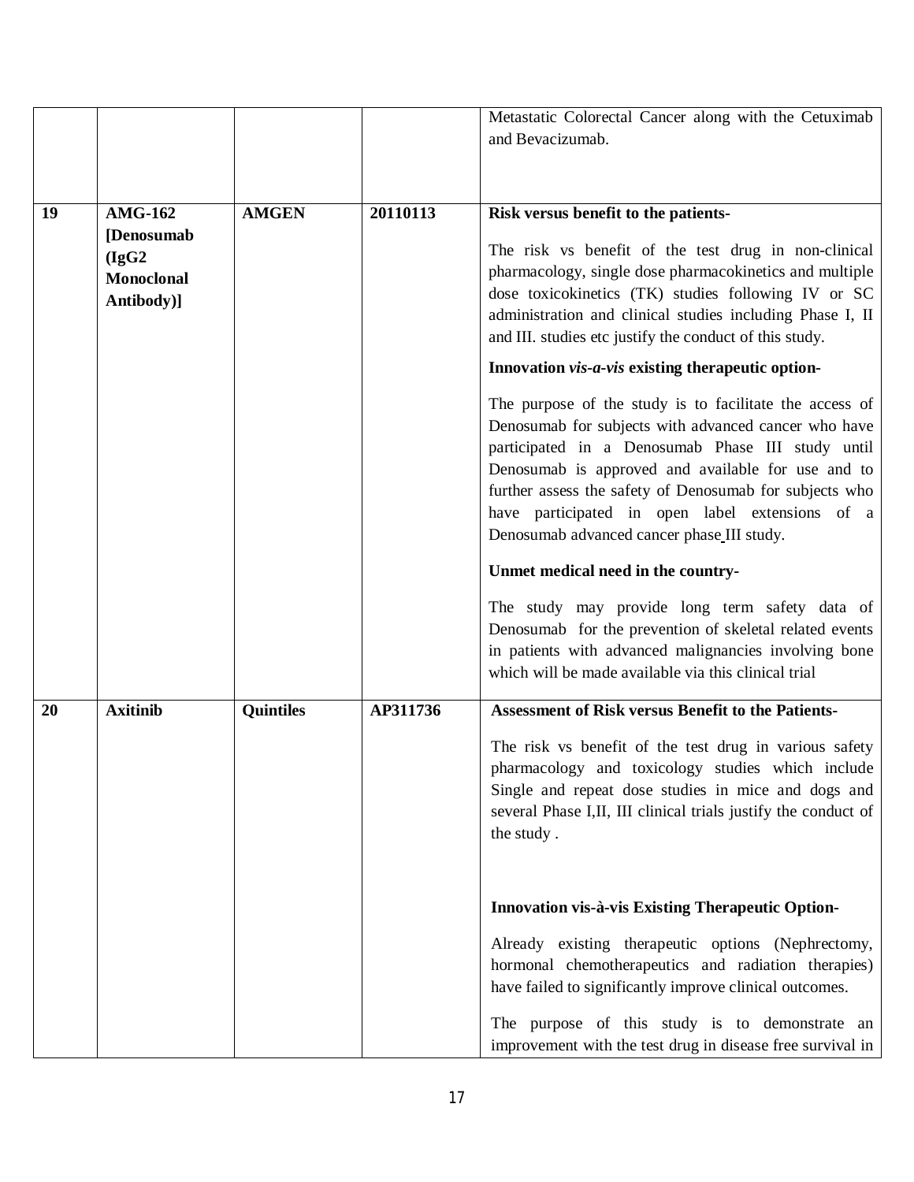| | | | | |
|---|---|---|---|---|
| | | | | Metastatic Colorectal Cancer along with the Cetuximab and Bevacizumab. |
| **19** | **AMG-162 [Denosumab (IgG2 Monoclonal Antibody)]** | **AMGEN** | **20110113** | **Risk versus benefit to the patients-**<br><br>The risk vs benefit of the test drug in non-clinical pharmacology, single dose pharmacokinetics and multiple dose toxicokinetics (TK) studies following IV or SC administration and clinical studies including Phase I, II and III. studies etc justify the conduct of this study.<br><br>**Innovation *vis-a-vis* existing therapeutic option-**<br><br>The purpose of the study is to facilitate the access of Denosumab for subjects with advanced cancer who have participated in a Denosumab Phase III study until Denosumab is approved and available for use and to further assess the safety of Denosumab for subjects who have participated in open label extensions of a Denosumab advanced cancer phase III study.<br><br>**Unmet medical need in the country-**<br><br>The study may provide long term safety data of Denosumab for the prevention of skeletal related events in patients with advanced malignancies involving bone which will be made available via this clinical trial |
| **20** | **Axitinib** | **Quintiles** | **AP311736** | **Assessment of Risk versus Benefit to the Patients-**<br><br>The risk vs benefit of the test drug in various safety pharmacology and toxicology studies which include Single and repeat dose studies in mice and dogs and several Phase I,II, III clinical trials justify the conduct of the study .<br><br>**Innovation vis-à-vis Existing Therapeutic Option-**<br><br>Already existing therapeutic options (Nephrectomy, hormonal chemotherapeutics and radiation therapies) have failed to significantly improve clinical outcomes.<br><br>The purpose of this study is to demonstrate an improvement with the test drug in disease free survival in |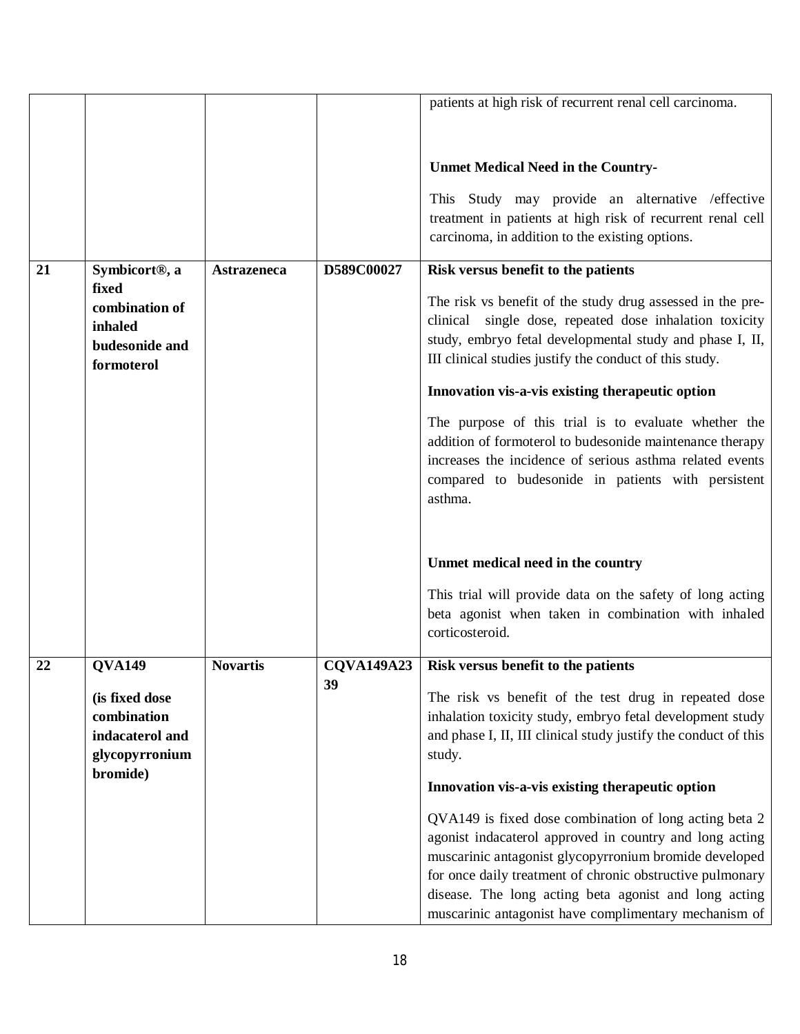| | | | | |
|---|---|---|---|---|
| | | | | patients at high risk of recurrent renal cell carcinoma.<br><br>**Unmet Medical Need in the Country-**<br><br>This Study may provide an alternative /effective treatment in patients at high risk of recurrent renal cell carcinoma, in addition to the existing options. |
| **21** | **Symbicort®, a fixed combination of inhaled budesonide and formoterol** | **Astrazeneca** | **D589C00027** | **Risk versus benefit to the patients**<br><br>The risk vs benefit of the study drug assessed in the pre-clinical single dose, repeated dose inhalation toxicity study, embryo fetal developmental study and phase I, II, III clinical studies justify the conduct of this study.<br><br>**Innovation vis-a-vis existing therapeutic option**<br><br>The purpose of this trial is to evaluate whether the addition of formoterol to budesonide maintenance therapy increases the incidence of serious asthma related events compared to budesonide in patients with persistent asthma.<br><br>**Unmet medical need in the country**<br><br>This trial will provide data on the safety of long acting beta agonist when taken in combination with inhaled corticosteroid. |
| **22** | **QVA149**<br><br>**(is fixed dose combination indacaterol and glycopyrronium bromide)** | **Novartis** | **CQVA149A2339** | **Risk versus benefit to the patients**<br><br>The risk vs benefit of the test drug in repeated dose inhalation toxicity study, embryo fetal development study and phase I, II, III clinical study justify the conduct of this study.<br><br>**Innovation vis-a-vis existing therapeutic option**<br><br>QVA149 is fixed dose combination of long acting beta 2 agonist indacaterol approved in country and long acting muscarinic antagonist glycopyrronium bromide developed for once daily treatment of chronic obstructive pulmonary disease. The long acting beta agonist and long acting muscarinic antagonist have complimentary mechanism of |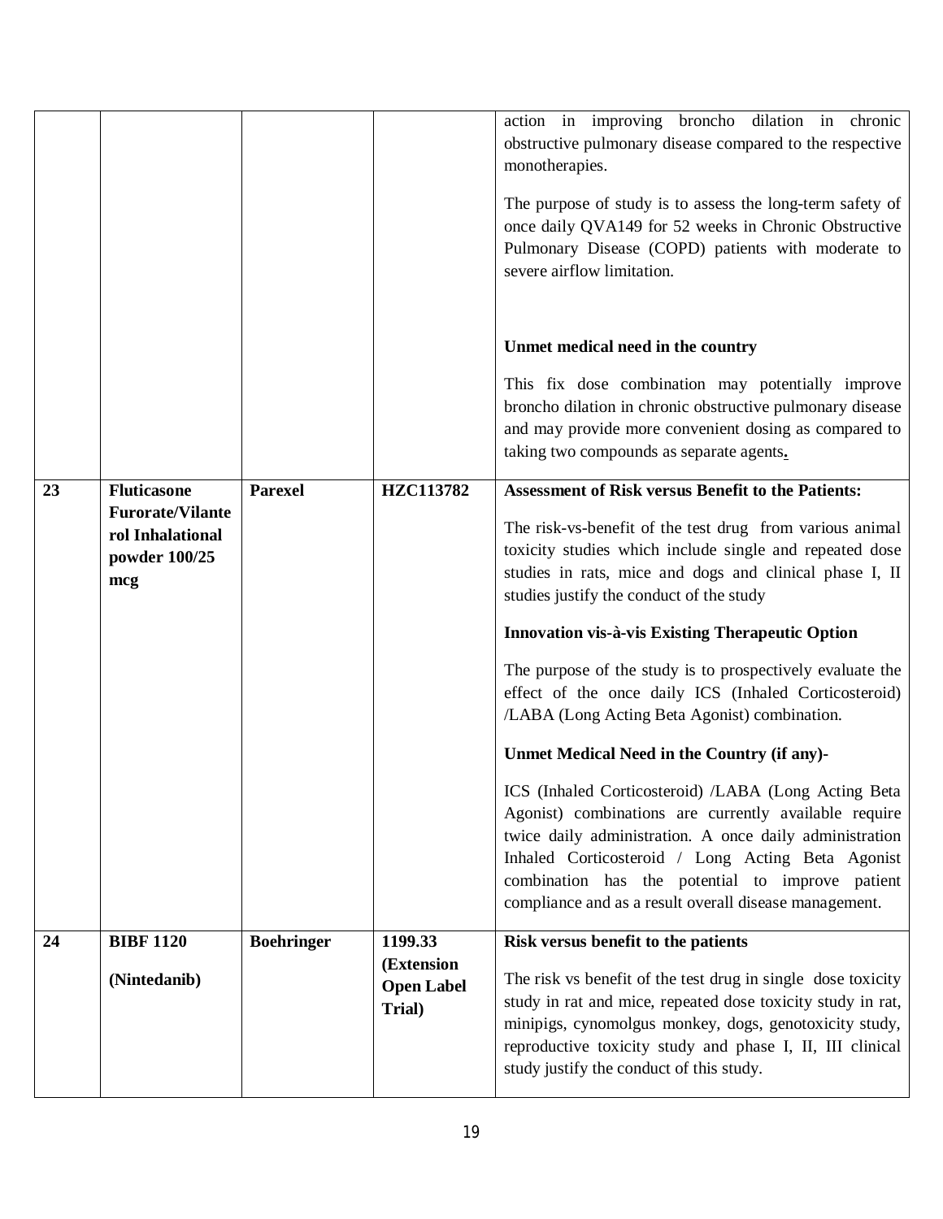| | | | | |
|---|---|---|---|---|
| | | | | action in improving broncho dilation in chronic obstructive pulmonary disease compared to the respective monotherapies.<br><br>The purpose of study is to assess the long-term safety of once daily QVA149 for 52 weeks in Chronic Obstructive Pulmonary Disease (COPD) patients with moderate to severe airflow limitation.<br><br>**Unmet medical need in the country**<br><br>This fix dose combination may potentially improve broncho dilation in chronic obstructive pulmonary disease and may provide more convenient dosing as compared to taking two compounds as separate agents**.** |
| **23** | **Fluticasone Furorate/Vilanterol Inhalational powder 100/25 mcg** | **Parexel** | **HZC113782** | **Assessment of Risk versus Benefit to the Patients:**<br><br>The risk-vs-benefit of the test drug from various animal toxicity studies which include single and repeated dose studies in rats, mice and dogs and clinical phase I, II studies justify the conduct of the study<br><br>**Innovation vis-à-vis Existing Therapeutic Option**<br><br>The purpose of the study is to prospectively evaluate the effect of the once daily ICS (Inhaled Corticosteroid) /LABA (Long Acting Beta Agonist) combination.<br><br>**Unmet Medical Need in the Country (if any)-**<br><br>ICS (Inhaled Corticosteroid) /LABA (Long Acting Beta Agonist) combinations are currently available require twice daily administration. A once daily administration Inhaled Corticosteroid / Long Acting Beta Agonist combination has the potential to improve patient compliance and as a result overall disease management. |
| **24** | **BIBF 1120**<br><br>**(Nintedanib)** | **Boehringer** | **1199.33 (Extension Open Label Trial)** | **Risk versus benefit to the patients**<br><br>The risk vs benefit of the test drug in single dose toxicity study in rat and mice, repeated dose toxicity study in rat, minipigs, cynomolgus monkey, dogs, genotoxicity study, reproductive toxicity study and phase I, II, III clinical study justify the conduct of this study. |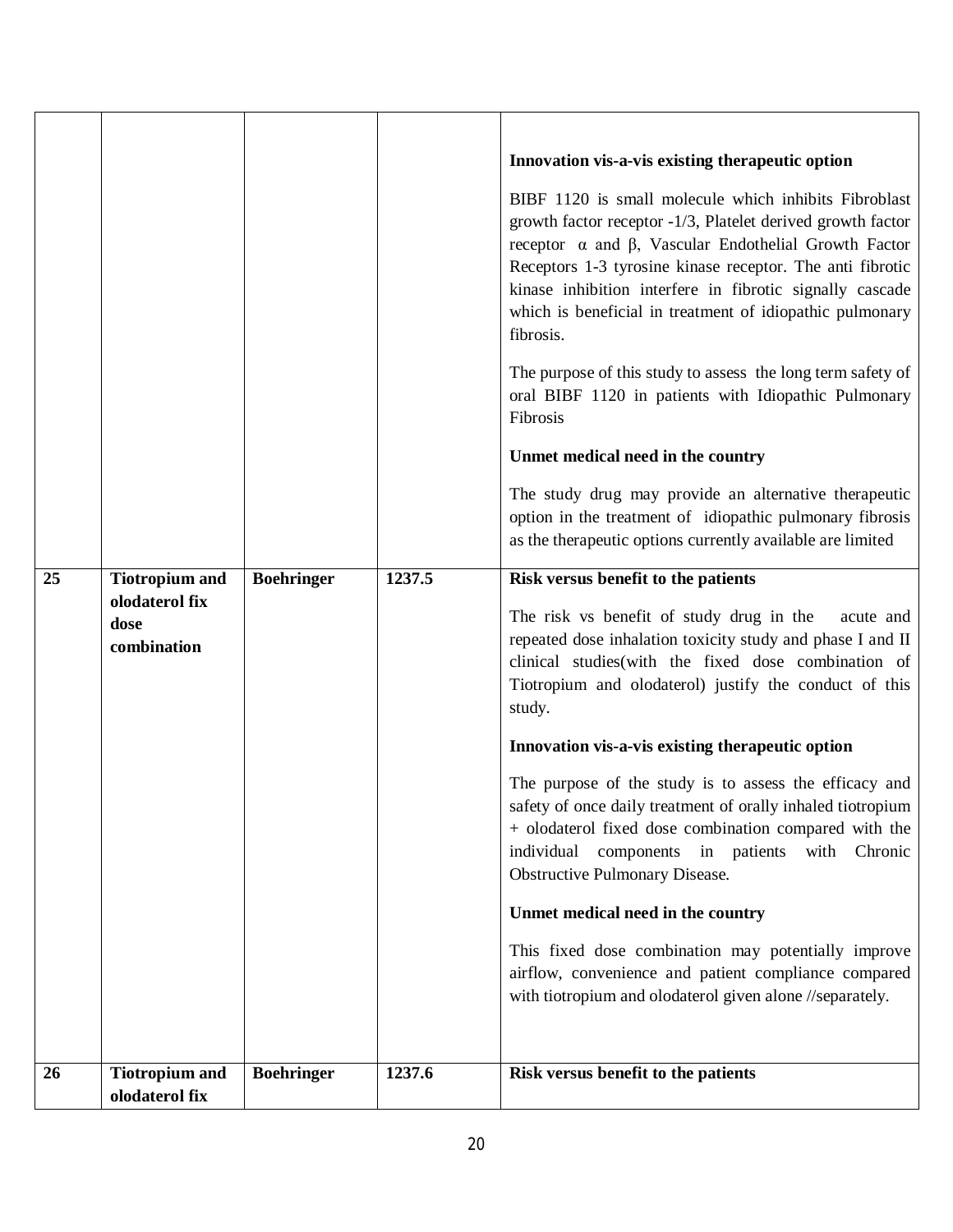| | | | | |
|---|---|---|---|---|
| | | | | **Innovation vis-a-vis existing therapeutic option**<br><br>BIBF 1120 is small molecule which inhibits Fibroblast growth factor receptor -1/3, Platelet derived growth factor receptor α and β, Vascular Endothelial Growth Factor Receptors 1-3 tyrosine kinase receptor. The anti fibrotic kinase inhibition interfere in fibrotic signally cascade which is beneficial in treatment of idiopathic pulmonary fibrosis.<br><br>The purpose of this study to assess the long term safety of oral BIBF 1120 in patients with Idiopathic Pulmonary Fibrosis<br><br>**Unmet medical need in the country**<br><br>The study drug may provide an alternative therapeutic option in the treatment of idiopathic pulmonary fibrosis as the therapeutic options currently available are limited |
| **25** | **Tiotropium and olodaterol fix dose combination** | **Boehringer** | **1237.5** | **Risk versus benefit to the patients**<br><br>The risk vs benefit of study drug in the acute and repeated dose inhalation toxicity study and phase I and II clinical studies(with the fixed dose combination of Tiotropium and olodaterol) justify the conduct of this study.<br><br>**Innovation vis-a-vis existing therapeutic option**<br><br>The purpose of the study is to assess the efficacy and safety of once daily treatment of orally inhaled tiotropium + olodaterol fixed dose combination compared with the individual components in patients with Chronic Obstructive Pulmonary Disease.<br><br>**Unmet medical need in the country**<br><br>This fixed dose combination may potentially improve airflow, convenience and patient compliance compared with tiotropium and olodaterol given alone //separately. |
| **26** | **Tiotropium and olodaterol fix** | **Boehringer** | **1237.6** | **Risk versus benefit to the patients** |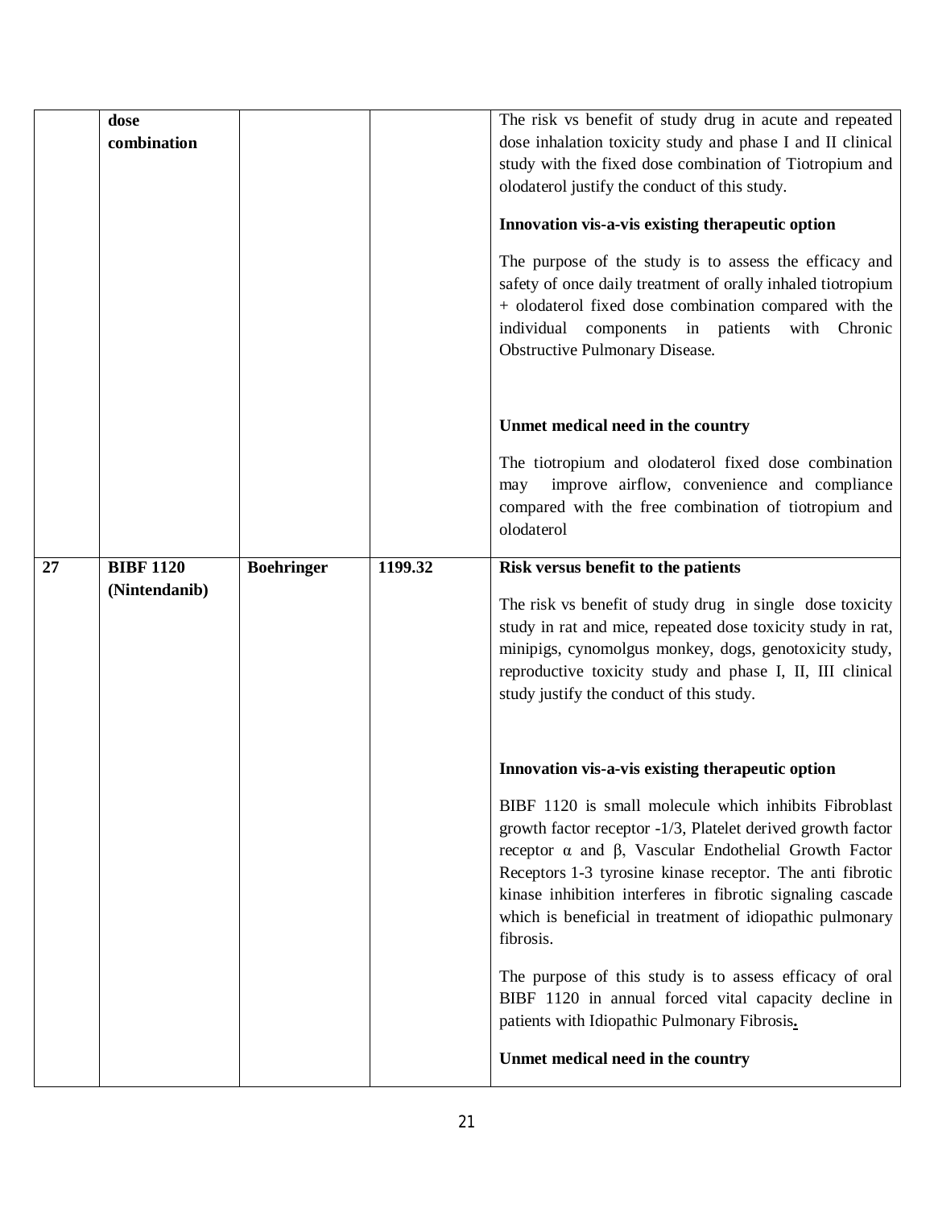| | | | | |
|---|---|---|---|---|
| | **dose combination** | | | The risk vs benefit of study drug in acute and repeated dose inhalation toxicity study and phase I and II clinical study with the fixed dose combination of Tiotropium and olodaterol justify the conduct of this study.<br><br>**Innovation vis-a-vis existing therapeutic option**<br><br>The purpose of the study is to assess the efficacy and safety of once daily treatment of orally inhaled tiotropium + olodaterol fixed dose combination compared with the individual components in patients with Chronic Obstructive Pulmonary Disease.<br><br>**Unmet medical need in the country**<br><br>The tiotropium and olodaterol fixed dose combination may improve airflow, convenience and compliance compared with the free combination of tiotropium and olodaterol |
| **27** | **BIBF 1120 (Nintendanib)** | **Boehringer** | **1199.32** | **Risk versus benefit to the patients**<br><br>The risk vs benefit of study drug in single dose toxicity study in rat and mice, repeated dose toxicity study in rat, minipigs, cynomolgus monkey, dogs, genotoxicity study, reproductive toxicity study and phase I, II, III clinical study justify the conduct of this study.<br><br>**Innovation vis-a-vis existing therapeutic option**<br><br>BIBF 1120 is small molecule which inhibits Fibroblast growth factor receptor -1/3, Platelet derived growth factor receptor α and β, Vascular Endothelial Growth Factor Receptors 1-3 tyrosine kinase receptor. The anti fibrotic kinase inhibition interferes in fibrotic signaling cascade which is beneficial in treatment of idiopathic pulmonary fibrosis.<br><br>The purpose of this study is to assess efficacy of oral BIBF 1120 in annual forced vital capacity decline in patients with Idiopathic Pulmonary Fibrosis.<br><br>**Unmet medical need in the country** |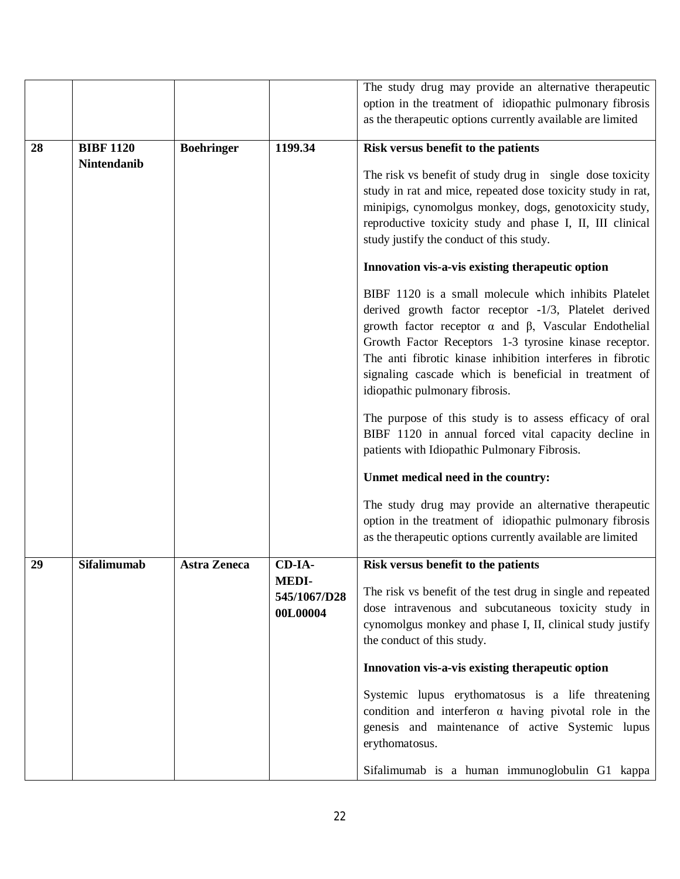| | | | | |
|---|---|---|---|---|
| | | | | The study drug may provide an alternative therapeutic option in the treatment of idiopathic pulmonary fibrosis as the therapeutic options currently available are limited |
| **28** | **BIBF 1120 Nintendanib** | **Boehringer** | **1199.34** | **Risk versus benefit to the patients**<br><br>The risk vs benefit of study drug in single dose toxicity study in rat and mice, repeated dose toxicity study in rat, minipigs, cynomolgus monkey, dogs, genotoxicity study, reproductive toxicity study and phase I, II, III clinical study justify the conduct of this study.<br><br>**Innovation vis-a-vis existing therapeutic option**<br><br>BIBF 1120 is a small molecule which inhibits Platelet derived growth factor receptor -1/3, Platelet derived growth factor receptor α and β, Vascular Endothelial Growth Factor Receptors 1-3 tyrosine kinase receptor. The anti fibrotic kinase inhibition interferes in fibrotic signaling cascade which is beneficial in treatment of idiopathic pulmonary fibrosis.<br><br>The purpose of this study is to assess efficacy of oral BIBF 1120 in annual forced vital capacity decline in patients with Idiopathic Pulmonary Fibrosis.<br><br>**Unmet medical need in the country:**<br><br>The study drug may provide an alternative therapeutic option in the treatment of idiopathic pulmonary fibrosis as the therapeutic options currently available are limited |
| **29** | **Sifalimumab** | **Astra Zeneca** | **CD-IA-MEDI-545/1067/D2800L00004** | **Risk versus benefit to the patients**<br><br>The risk vs benefit of the test drug in single and repeated dose intravenous and subcutaneous toxicity study in cynomolgus monkey and phase I, II, clinical study justify the conduct of this study.<br><br>**Innovation vis-a-vis existing therapeutic option**<br><br>Systemic lupus erythomatosus is a life threatening condition and interferon α having pivotal role in the genesis and maintenance of active Systemic lupus erythomatosus.<br><br>Sifalimumab is a human immunoglobulin G1 kappa |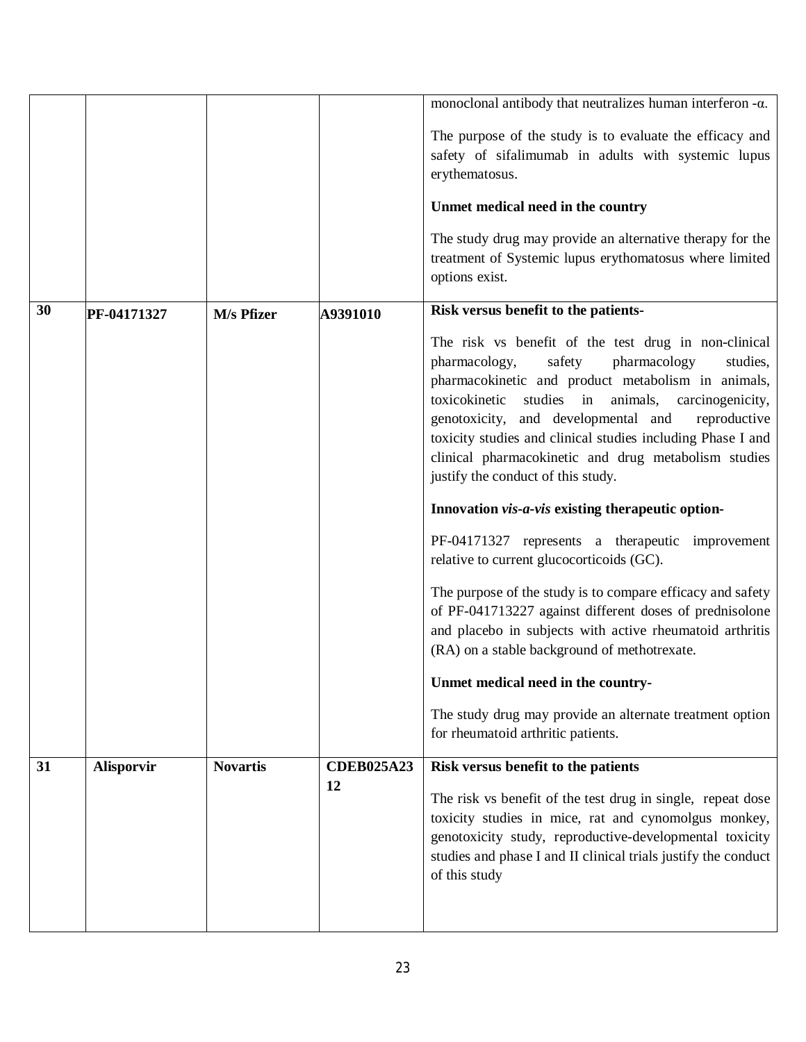| | | | | |
|---|---|---|---|---|
| | | | | monoclonal antibody that neutralizes human interferon -α.<br><br>The purpose of the study is to evaluate the efficacy and safety of sifalimumab in adults with systemic lupus erythematosus.<br><br>**Unmet medical need in the country**<br><br>The study drug may provide an alternative therapy for the treatment of Systemic lupus erythomatosus where limited options exist. |
| **30** | **PF-04171327** | **M/s Pfizer** | **A9391010** | **Risk versus benefit to the patients-**<br><br>The risk vs benefit of the test drug in non-clinical pharmacology, safety pharmacology studies, pharmacokinetic and product metabolism in animals, toxicokinetic studies in animals, carcinogenicity, genotoxicity, and developmental and reproductive toxicity studies and clinical studies including Phase I and clinical pharmacokinetic and drug metabolism studies justify the conduct of this study.<br><br>**Innovation *vis-a-vis* existing therapeutic option-**<br><br>PF-04171327 represents a therapeutic improvement relative to current glucocorticoids (GC).<br><br>The purpose of the study is to compare efficacy and safety of PF-041713227 against different doses of prednisolone and placebo in subjects with active rheumatoid arthritis (RA) on a stable background of methotrexate.<br><br>**Unmet medical need in the country-**<br><br>The study drug may provide an alternate treatment option for rheumatoid arthritic patients. |
| **31** | **Alisporvir** | **Novartis** | **CDEB025A2312** | **Risk versus benefit to the patients**<br><br>The risk vs benefit of the test drug in single, repeat dose toxicity studies in mice, rat and cynomolgus monkey, genotoxicity study, reproductive-developmental toxicity studies and phase I and II clinical trials justify the conduct of this study |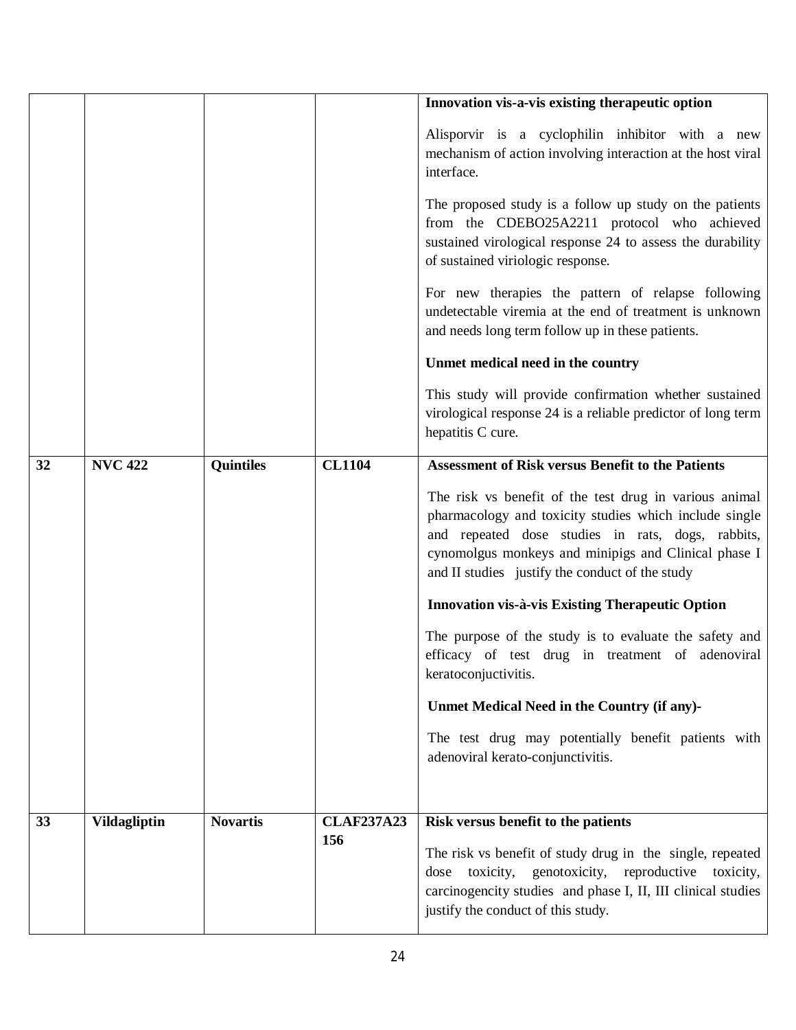| | | | | |
|---|---|---|---|---|
| | | | | **Innovation vis-a-vis existing therapeutic option**<br><br>Alisporvir is a cyclophilin inhibitor with a new mechanism of action involving interaction at the host viral interface.<br><br>The proposed study is a follow up study on the patients from the CDEBO25A2211 protocol who achieved sustained virological response 24 to assess the durability of sustained viriologic response.<br><br>For new therapies the pattern of relapse following undetectable viremia at the end of treatment is unknown and needs long term follow up in these patients.<br><br>**Unmet medical need in the country**<br><br>This study will provide confirmation whether sustained virological response 24 is a reliable predictor of long term hepatitis C cure. |
| **32** | **NVC 422** | **Quintiles** | **CL1104** | **Assessment of Risk versus Benefit to the Patients**<br><br>The risk vs benefit of the test drug in various animal pharmacology and toxicity studies which include single and repeated dose studies in rats, dogs, rabbits, cynomolgus monkeys and minipigs and Clinical phase I and II studies justify the conduct of the study<br><br>**Innovation vis-à-vis Existing Therapeutic Option**<br><br>The purpose of the study is to evaluate the safety and efficacy of test drug in treatment of adenoviral keratoconjuctivitis.<br><br>**Unmet Medical Need in the Country (if any)-**<br><br>The test drug may potentially benefit patients with adenoviral kerato-conjunctivitis. |
| **33** | **Vildagliptin** | **Novartis** | **CLAF237A23 156** | **Risk versus benefit to the patients**<br><br>The risk vs benefit of study drug in the single, repeated dose toxicity, genotoxicity, reproductive toxicity, carcinogencity studies and phase I, II, III clinical studies justify the conduct of this study. |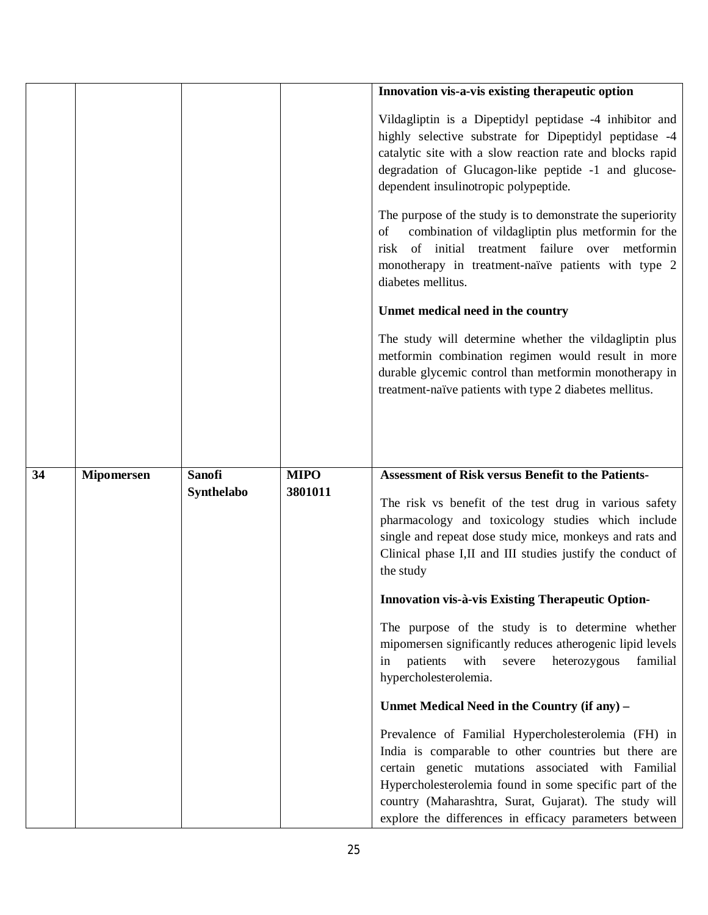|  |  |  |  | **Innovation vis-a-vis existing therapeutic option**<br><br>Vildagliptin is a Dipeptidyl peptidase -4 inhibitor and highly selective substrate for Dipeptidyl peptidase -4 catalytic site with a slow reaction rate and blocks rapid degradation of Glucagon-like peptide -1 and glucose-dependent insulinotropic polypeptide.<br><br>The purpose of the study is to demonstrate the superiority of combination of vildagliptin plus metformin for the risk of initial treatment failure over metformin monotherapy in treatment-naïve patients with type 2 diabetes mellitus.<br><br>**Unmet medical need in the country**<br><br>The study will determine whether the vildagliptin plus metformin combination regimen would result in more durable glycemic control than metformin monotherapy in treatment-naïve patients with type 2 diabetes mellitus. |
|---|---|---|---|---|
| **34** | **Mipomersen** | **Sanofi Synthelabo** | **MIPO 3801011** | **Assessment of Risk versus Benefit to the Patients-**<br><br>The risk vs benefit of the test drug in various safety pharmacology and toxicology studies which include single and repeat dose study mice, monkeys and rats and Clinical phase I,II and III studies justify the conduct of the study<br><br>**Innovation vis-à-vis Existing Therapeutic Option-**<br><br>The purpose of the study is to determine whether mipomersen significantly reduces atherogenic lipid levels in patients with severe heterozygous familial hypercholesterolemia.<br><br>**Unmet Medical Need in the Country (if any) –**<br><br>Prevalence of Familial Hypercholesterolemia (FH) in India is comparable to other countries but there are certain genetic mutations associated with Familial Hypercholesterolemia found in some specific part of the country (Maharashtra, Surat, Gujarat). The study will explore the differences in efficacy parameters between |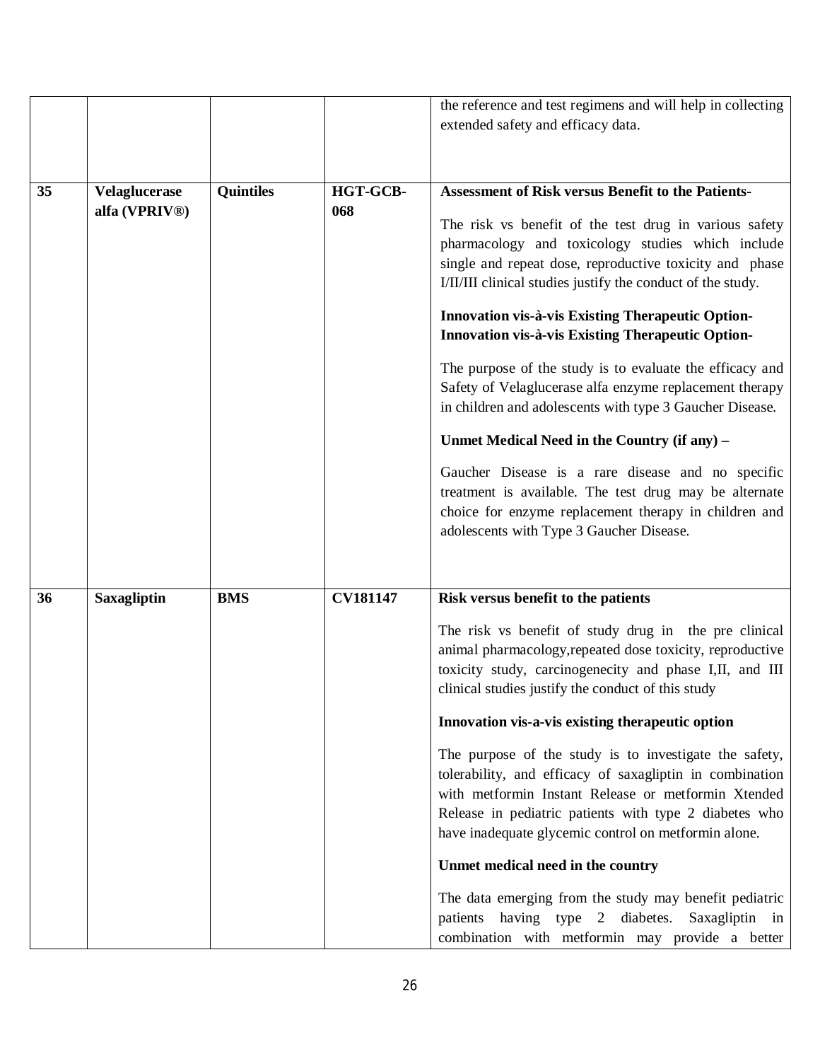|  |  |  |  | the reference and test regimens and will help in collecting extended safety and efficacy data. |
|---|---|---|---|---|
| **35** | **Velaglucerase alfa (VPRIV®)** | **Quintiles** | **HGT-GCB-068** | **Assessment of Risk versus Benefit to the Patients-**<br><br>The risk vs benefit of the test drug in various safety pharmacology and toxicology studies which include single and repeat dose, reproductive toxicity and phase I/II/III clinical studies justify the conduct of the study.<br><br>**Innovation vis-à-vis Existing Therapeutic Option-**<br>**Innovation vis-à-vis Existing Therapeutic Option-**<br><br>The purpose of the study is to evaluate the efficacy and Safety of Velaglucerase alfa enzyme replacement therapy in children and adolescents with type 3 Gaucher Disease.<br><br>**Unmet Medical Need in the Country (if any) –**<br><br>Gaucher Disease is a rare disease and no specific treatment is available. The test drug may be alternate choice for enzyme replacement therapy in children and adolescents with Type 3 Gaucher Disease. |
| **36** | **Saxagliptin** | **BMS** | **CV181147** | **Risk versus benefit to the patients**<br><br>The risk vs benefit of study drug in the pre clinical animal pharmacology,repeated dose toxicity, reproductive toxicity study, carcinogenecity and phase I,II, and III clinical studies justify the conduct of this study<br><br>**Innovation vis-a-vis existing therapeutic option**<br><br>The purpose of the study is to investigate the safety, tolerability, and efficacy of saxagliptin in combination with metformin Instant Release or metformin Xtended Release in pediatric patients with type 2 diabetes who have inadequate glycemic control on metformin alone.<br><br>**Unmet medical need in the country**<br><br>The data emerging from the study may benefit pediatric patients having type 2 diabetes. Saxagliptin in combination with metformin may provide a better |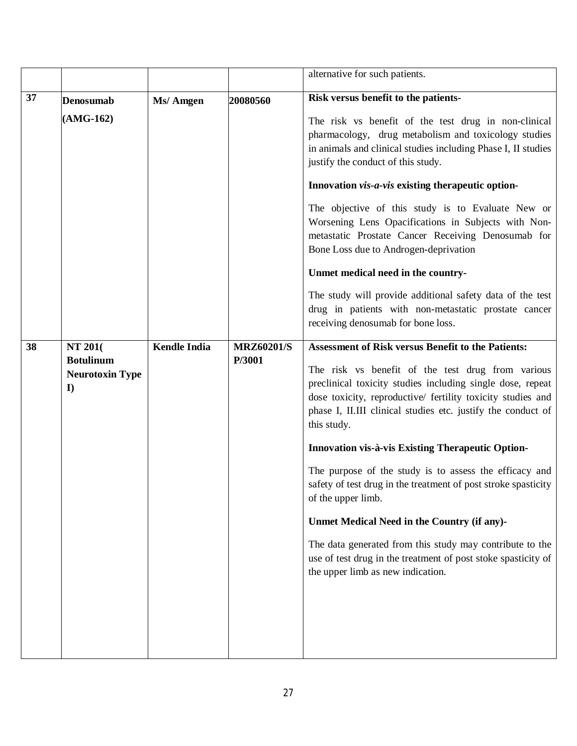| | | | | |
|---|---|---|---|---|
| | | | | alternative for such patients. |
| **37** | **Denosumab (AMG-162)** | **Ms/ Amgen** | **20080560** | **Risk versus benefit to the patients-** <br><br> The risk vs benefit of the test drug in non-clinical pharmacology, drug metabolism and toxicology studies in animals and clinical studies including Phase I, II studies justify the conduct of this study. <br><br> **Innovation *vis-a-vis* existing therapeutic option-** <br><br> The objective of this study is to Evaluate New or Worsening Lens Opacifications in Subjects with Non-metastatic Prostate Cancer Receiving Denosumab for Bone Loss due to Androgen-deprivation <br><br> **Unmet medical need in the country-** <br><br> The study will provide additional safety data of the test drug in patients with non-metastatic prostate cancer receiving denosumab for bone loss. |
| **38** | **NT 201( Botulinum Neurotoxin Type I)** | **Kendle India** | **MRZ60201/SP/3001** | **Assessment of Risk versus Benefit to the Patients:** <br><br> The risk vs benefit of the test drug from various preclinical toxicity studies including single dose, repeat dose toxicity, reproductive/ fertility toxicity studies and phase I, II.III clinical studies etc. justify the conduct of this study. <br><br> **Innovation vis-à-vis Existing Therapeutic Option-** <br><br> The purpose of the study is to assess the efficacy and safety of test drug in the treatment of post stroke spasticity of the upper limb. <br><br> **Unmet Medical Need in the Country (if any)-** <br><br> The data generated from this study may contribute to the use of test drug in the treatment of post stoke spasticity of the upper limb as new indication. |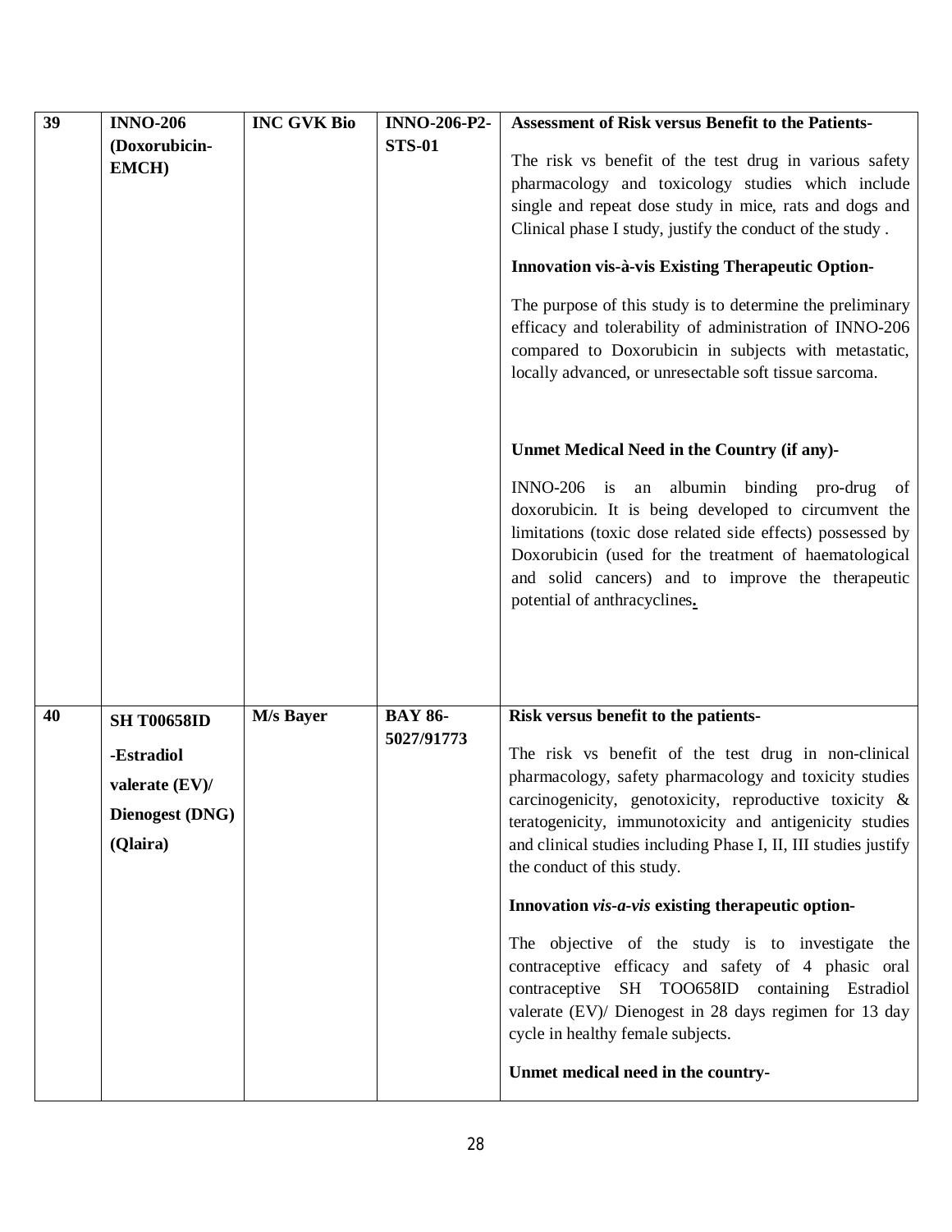| 39 | **INNO-206 (Doxorubicin-EMCH)** | **INC GVK Bio** | **INNO-206-P2-STS-01** | **Assessment of Risk versus Benefit to the Patients-**<br><br>The risk vs benefit of the test drug in various safety pharmacology and toxicology studies which include single and repeat dose study in mice, rats and dogs and Clinical phase I study, justify the conduct of the study .<br><br>**Innovation vis-à-vis Existing Therapeutic Option-**<br><br>The purpose of this study is to determine the preliminary efficacy and tolerability of administration of INNO-206 compared to Doxorubicin in subjects with metastatic, locally advanced, or unresectable soft tissue sarcoma.<br><br>**Unmet Medical Need in the Country (if any)-**<br><br>INNO-206 is an albumin binding pro-drug of doxorubicin. It is being developed to circumvent the limitations (toxic dose related side effects) possessed by Doxorubicin (used for the treatment of haematological and solid cancers) and to improve the therapeutic potential of anthracyclines. |
|---|---|---|---|---|
| 40 | **SH T00658ID -Estradiol valerate (EV)/ Dienogest (DNG) (Qlaira)** | **M/s Bayer** | **BAY 86-5027/91773** | **Risk versus benefit to the patients-**<br><br>The risk vs benefit of the test drug in non-clinical pharmacology, safety pharmacology and toxicity studies carcinogenicity, genotoxicity, reproductive toxicity & teratogenicity, immunotoxicity and antigenicity studies and clinical studies including Phase I, II, III studies justify the conduct of this study.<br><br>**Innovation *vis-a-vis* existing therapeutic option-**<br><br>The objective of the study is to investigate the contraceptive efficacy and safety of 4 phasic oral contraceptive SH TOO658ID containing Estradiol valerate (EV)/ Dienogest in 28 days regimen for 13 day cycle in healthy female subjects.<br><br>**Unmet medical need in the country-** |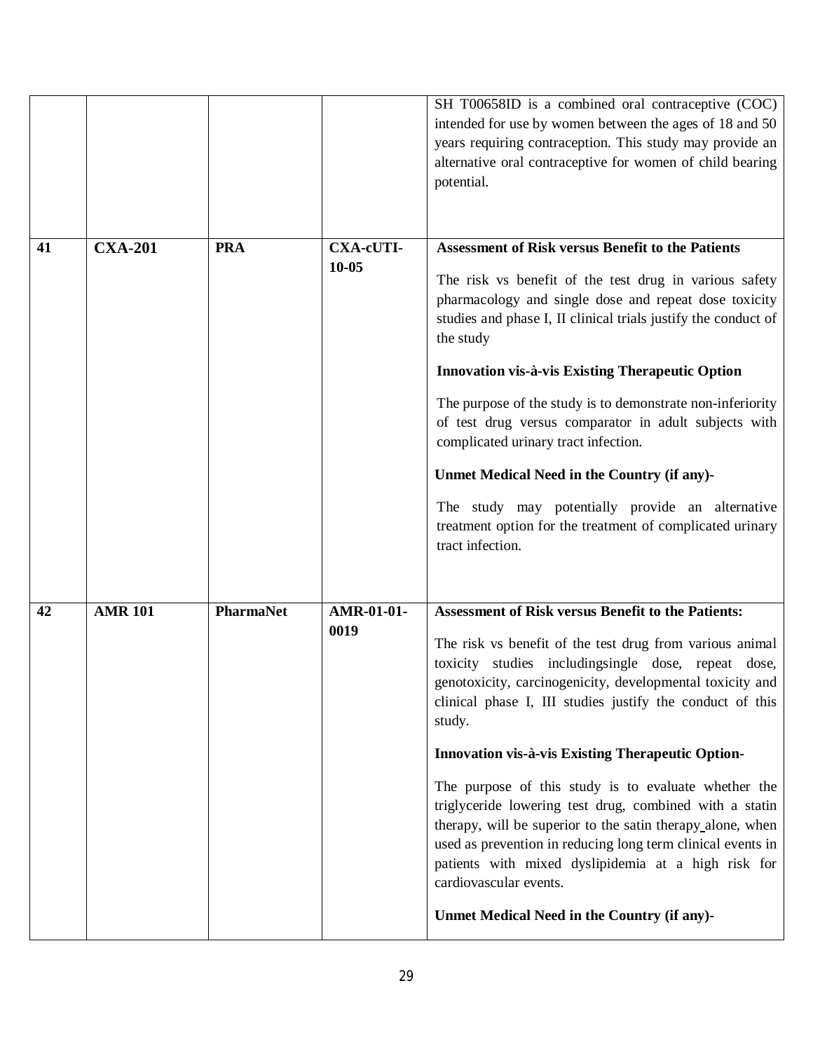| | | | | |
|---|---|---|---|---|
| | | | | SH T00658ID is a combined oral contraceptive (COC) intended for use by women between the ages of 18 and 50 years requiring contraception. This study may provide an alternative oral contraceptive for women of child bearing potential. |
| **41** | **CXA-201** | **PRA** | **CXA-cUTI-10-05** | **Assessment of Risk versus Benefit to the Patients**<br><br>The risk vs benefit of the test drug in various safety pharmacology and single dose and repeat dose toxicity studies and phase I, II clinical trials justify the conduct of the study<br><br>**Innovation vis-à-vis Existing Therapeutic Option**<br><br>The purpose of the study is to demonstrate non-inferiority of test drug versus comparator in adult subjects with complicated urinary tract infection.<br><br>**Unmet Medical Need in the Country (if any)-**<br><br>The study may potentially provide an alternative treatment option for the treatment of complicated urinary tract infection. |
| **42** | **AMR 101** | **PharmaNet** | **AMR-01-01-0019** | **Assessment of Risk versus Benefit to the Patients:**<br><br>The risk vs benefit of the test drug from various animal toxicity studies includingsingle dose, repeat dose, genotoxicity, carcinogenicity, developmental toxicity and clinical phase I, III studies justify the conduct of this study.<br><br>**Innovation vis-à-vis Existing Therapeutic Option-**<br><br>The purpose of this study is to evaluate whether the triglyceride lowering test drug, combined with a statin therapy, will be superior to the satin therapy alone, when used as prevention in reducing long term clinical events in patients with mixed dyslipidemia at a high risk for cardiovascular events.<br><br>**Unmet Medical Need in the Country (if any)-** |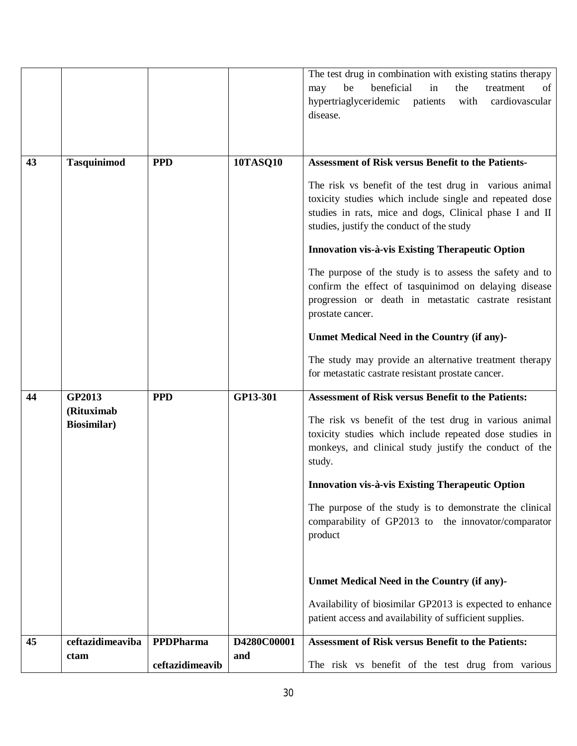| | | | | |
|---|---|---|---|---|
| | | | | The test drug in combination with existing statins therapy may be beneficial in the treatment of hypertriaglyceridemic patients with cardiovascular disease. |
| **43** | **Tasquinimod** | **PPD** | **10TASQ10** | **Assessment of Risk versus Benefit to the Patients-**<br><br>The risk vs benefit of the test drug in various animal toxicity studies which include single and repeated dose studies in rats, mice and dogs, Clinical phase I and II studies, justify the conduct of the study<br><br>**Innovation vis-à-vis Existing Therapeutic Option**<br><br>The purpose of the study is to assess the safety and to confirm the effect of tasquinimod on delaying disease progression or death in metastatic castrate resistant prostate cancer.<br><br>**Unmet Medical Need in the Country (if any)-**<br><br>The study may provide an alternative treatment therapy for metastatic castrate resistant prostate cancer. |
| **44** | **GP2013 (Rituximab Biosimilar)** | **PPD** | **GP13-301** | **Assessment of Risk versus Benefit to the Patients:**<br><br>The risk vs benefit of the test drug in various animal toxicity studies which include repeated dose studies in monkeys, and clinical study justify the conduct of the study.<br><br>**Innovation vis-à-vis Existing Therapeutic Option**<br><br>The purpose of the study is to demonstrate the clinical comparability of GP2013 to the innovator/comparator product<br><br>**Unmet Medical Need in the Country (if any)-**<br><br>Availability of biosimilar GP2013 is expected to enhance patient access and availability of sufficient supplies. |
| **45** | **ceftazidimeavibactam** | **PPDPharma ceftazidimeavib** | **D4280C00001 and** | **Assessment of Risk versus Benefit to the Patients:**<br><br>The risk vs benefit of the test drug from various |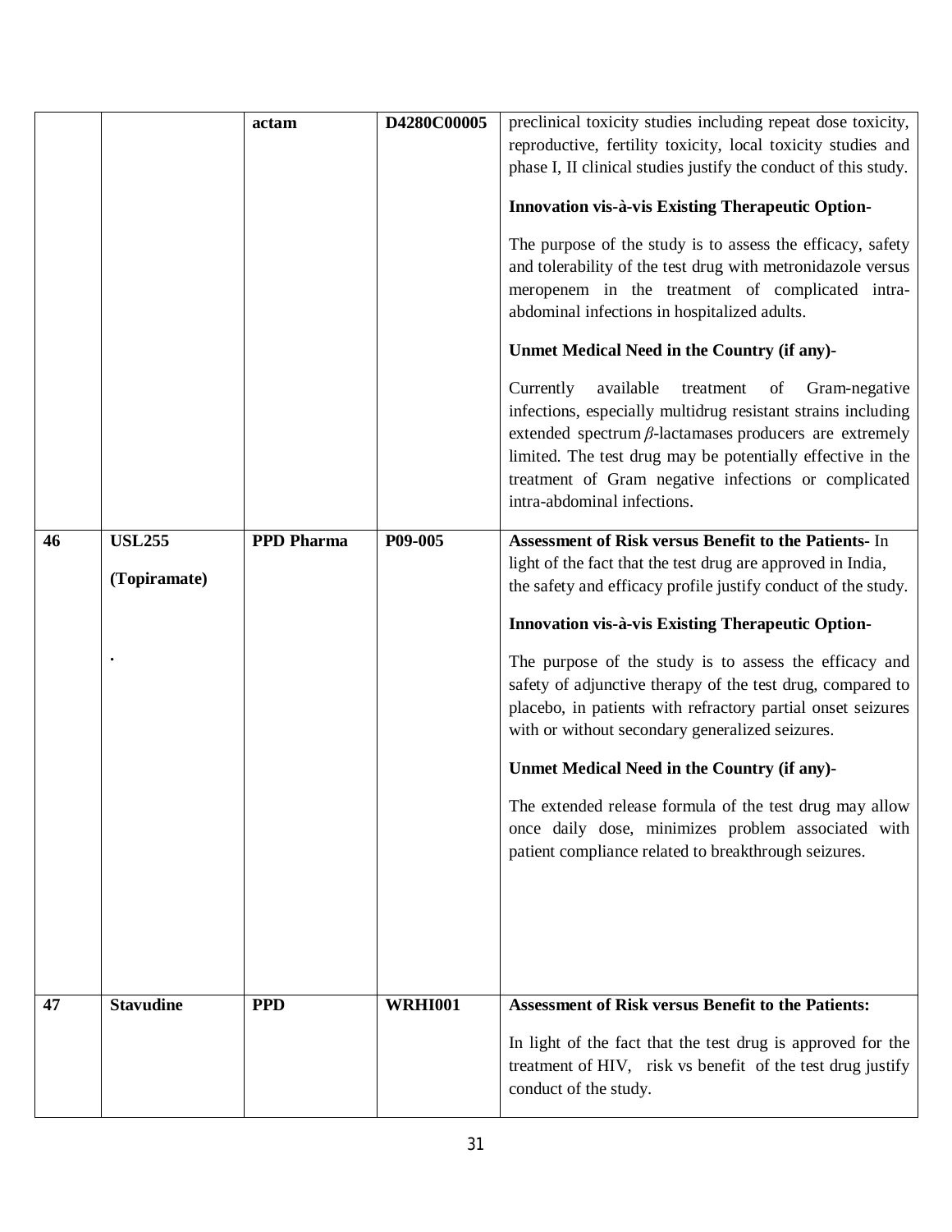|  |  | actam | D4280C00005 | preclinical toxicity studies including repeat dose toxicity, reproductive, fertility toxicity, local toxicity studies and phase I, II clinical studies justify the conduct of this study.<br><br>**Innovation vis-à-vis Existing Therapeutic Option-**<br><br>The purpose of the study is to assess the efficacy, safety and tolerability of the test drug with metronidazole versus meropenem in the treatment of complicated intra-abdominal infections in hospitalized adults.<br><br>**Unmet Medical Need in the Country (if any)-**<br><br>Currently available treatment of Gram-negative infections, especially multidrug resistant strains including extended spectrum *β*-lactamases producers are extremely limited. The test drug may be potentially effective in the treatment of Gram negative infections or complicated intra-abdominal infections. |
|---|---|---|---|---|
| **46** | **USL255**<br><br>**(Topiramate)**<br><br>. | **PPD Pharma** | **P09-005** | **Assessment of Risk versus Benefit to the Patients-** In light of the fact that the test drug are approved in India, the safety and efficacy profile justify conduct of the study.<br><br>**Innovation vis-à-vis Existing Therapeutic Option-**<br><br>The purpose of the study is to assess the efficacy and safety of adjunctive therapy of the test drug, compared to placebo, in patients with refractory partial onset seizures with or without secondary generalized seizures.<br><br>**Unmet Medical Need in the Country (if any)-**<br><br>The extended release formula of the test drug may allow once daily dose, minimizes problem associated with patient compliance related to breakthrough seizures. |
| **47** | **Stavudine** | **PPD** | **WRHI001** | **Assessment of Risk versus Benefit to the Patients:**<br><br>In light of the fact that the test drug is approved for the treatment of HIV, risk vs benefit of the test drug justify conduct of the study. |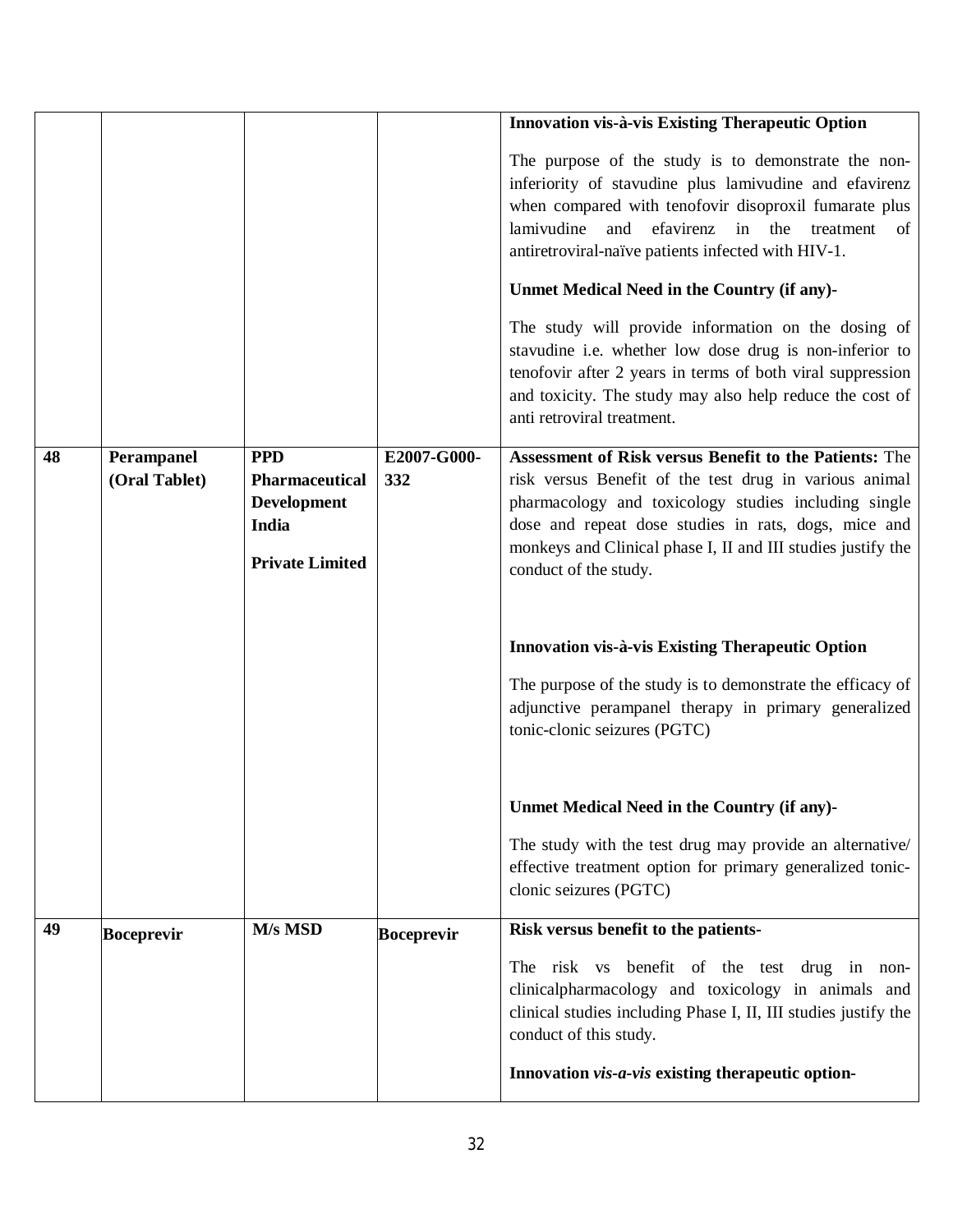| | | | | |
|---|---|---|---|---|
| | | | | **Innovation vis-à-vis Existing Therapeutic Option**<br><br>The purpose of the study is to demonstrate the non-inferiority of stavudine plus lamivudine and efavirenz when compared with tenofovir disoproxil fumarate plus lamivudine and efavirenz in the treatment of antiretroviral-naïve patients infected with HIV-1.<br><br>**Unmet Medical Need in the Country (if any)-**<br><br>The study will provide information on the dosing of stavudine i.e. whether low dose drug is non-inferior to tenofovir after 2 years in terms of both viral suppression and toxicity. The study may also help reduce the cost of anti retroviral treatment. |
| **48** | **Perampanel (Oral Tablet)** | **PPD Pharmaceutical Development India Private Limited** | **E2007-G000-332** | **Assessment of Risk versus Benefit to the Patients:** The risk versus Benefit of the test drug in various animal pharmacology and toxicology studies including single dose and repeat dose studies in rats, dogs, mice and monkeys and Clinical phase I, II and III studies justify the conduct of the study.<br><br>**Innovation vis-à-vis Existing Therapeutic Option**<br><br>The purpose of the study is to demonstrate the efficacy of adjunctive perampanel therapy in primary generalized tonic-clonic seizures (PGTC)<br><br>**Unmet Medical Need in the Country (if any)-**<br><br>The study with the test drug may provide an alternative/ effective treatment option for primary generalized tonic-clonic seizures (PGTC) |
| **49** | **Boceprevir** | **M/s MSD** | **Boceprevir** | **Risk versus benefit to the patients-**<br><br>The risk vs benefit of the test drug in non-clinicalpharmacology and toxicology in animals and clinical studies including Phase I, II, III studies justify the conduct of this study.<br><br>**Innovation *vis-a-vis* existing therapeutic option-** |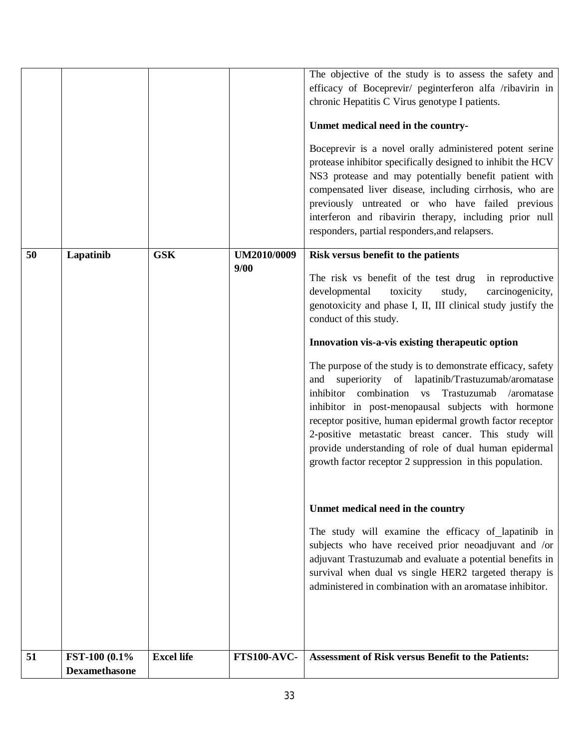| | | | | |
|---|---|---|---|---|
| | | | | The objective of the study is to assess the safety and efficacy of Boceprevir/ peginterferon alfa /ribavirin in chronic Hepatitis C Virus genotype I patients.<br><br>**Unmet medical need in the country-**<br><br>Boceprevir is a novel orally administered potent serine protease inhibitor specifically designed to inhibit the HCV NS3 protease and may potentially benefit patient with compensated liver disease, including cirrhosis, who are previously untreated or who have failed previous interferon and ribavirin therapy, including prior null responders, partial responders,and relapsers. |
| **50** | **Lapatinib** | **GSK** | **UM2010/0009 9/00** | **Risk versus benefit to the patients**<br><br>The risk vs benefit of the test drug in reproductive developmental toxicity study, carcinogenicity, genotoxicity and phase I, II, III clinical study justify the conduct of this study.<br><br>**Innovation vis-a-vis existing therapeutic option**<br><br>The purpose of the study is to demonstrate efficacy, safety and superiority of lapatinib/Trastuzumab/aromatase inhibitor combination vs Trastuzumab /aromatase inhibitor in post-menopausal subjects with hormone receptor positive, human epidermal growth factor receptor 2-positive metastatic breast cancer. This study will provide understanding of role of dual human epidermal growth factor receptor 2 suppression in this population.<br><br>**Unmet medical need in the country**<br><br>The study will examine the efficacy of_lapatinib in subjects who have received prior neoadjuvant and /or adjuvant Trastuzumab and evaluate a potential benefits in survival when dual vs single HER2 targeted therapy is administered in combination with an aromatase inhibitor. |
| **51** | **FST-100 (0.1% Dexamethasone** | **Excel life** | **FTS100-AVC-** | **Assessment of Risk versus Benefit to the Patients:** |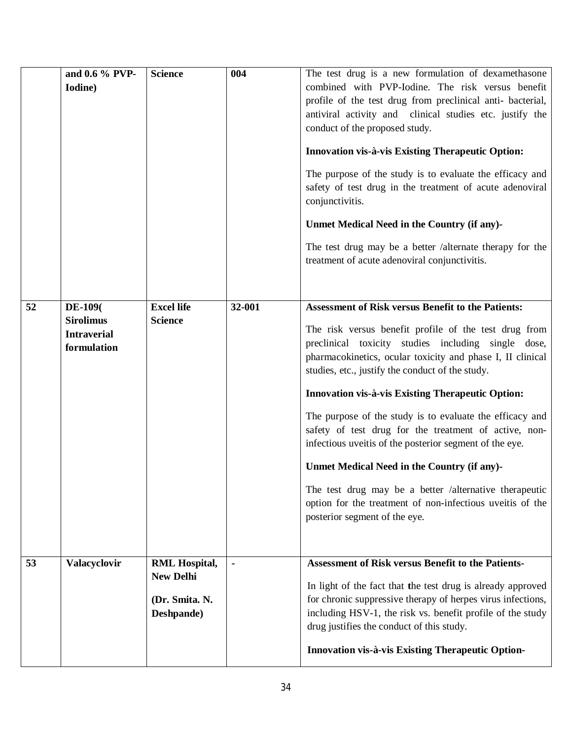|  | and 0.6 % PVP-Iodine) | Science | 004 | The test drug is a new formulation of dexamethasone combined with PVP-Iodine. The risk versus benefit profile of the test drug from preclinical anti- bacterial, antiviral activity and clinical studies etc. justify the conduct of the proposed study.<br><br>**Innovation vis-à-vis Existing Therapeutic Option:**<br><br>The purpose of the study is to evaluate the efficacy and safety of test drug in the treatment of acute adenoviral conjunctivitis.<br><br>**Unmet Medical Need in the Country (if any)-**<br><br>The test drug may be a better /alternate therapy for the treatment of acute adenoviral conjunctivitis. |
|---|---|---|---|---|
| **52** | **DE-109( Sirolimus Intraverial formulation** | **Excel life Science** | **32-001** | **Assessment of Risk versus Benefit to the Patients:**<br><br>The risk versus benefit profile of the test drug from preclinical toxicity studies including single dose, pharmacokinetics, ocular toxicity and phase I, II clinical studies, etc., justify the conduct of the study.<br><br>**Innovation vis-à-vis Existing Therapeutic Option:**<br><br>The purpose of the study is to evaluate the efficacy and safety of test drug for the treatment of active, non-infectious uveitis of the posterior segment of the eye.<br><br>**Unmet Medical Need in the Country (if any)-**<br><br>The test drug may be a better /alternative therapeutic option for the treatment of non-infectious uveitis of the posterior segment of the eye. |
| **53** | **Valacyclovir** | **RML Hospital, New Delhi**<br><br>**(Dr. Smita. N. Deshpande)** | - | **Assessment of Risk versus Benefit to the Patients-**<br><br>In light of the fact that the test drug is already approved for chronic suppressive therapy of herpes virus infections, including HSV-1, the risk vs. benefit profile of the study drug justifies the conduct of this study.<br><br>**Innovation vis-à-vis Existing Therapeutic Option-** |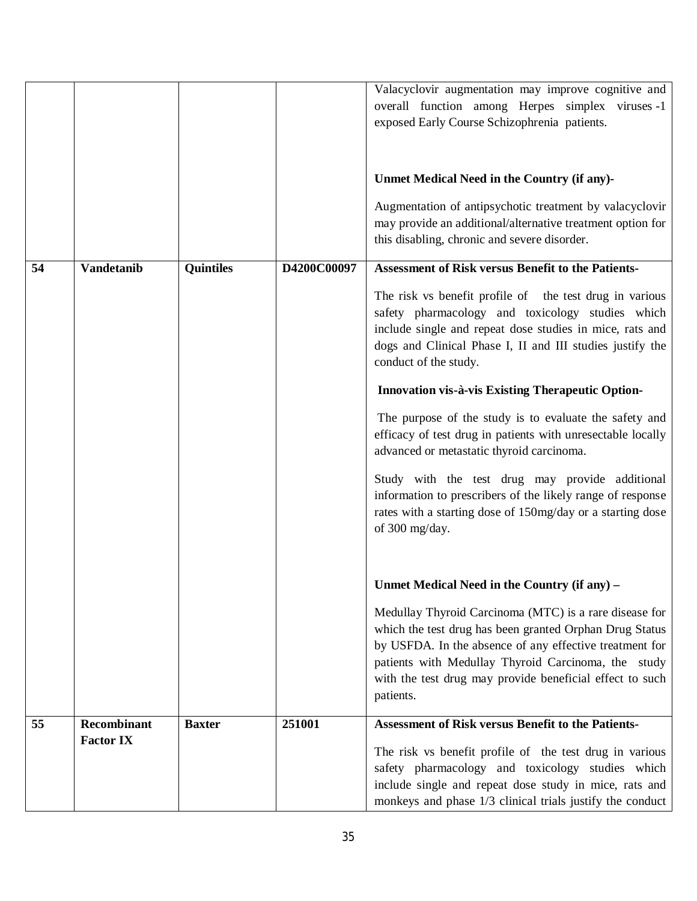| | | | | |
|---|---|---|---|---|
| | | | | Valacyclovir augmentation may improve cognitive and overall function among Herpes simplex viruses -1 exposed Early Course Schizophrenia patients.<br><br>**Unmet Medical Need in the Country (if any)-**<br><br>Augmentation of antipsychotic treatment by valacyclovir may provide an additional/alternative treatment option for this disabling, chronic and severe disorder. |
| **54** | **Vandetanib** | **Quintiles** | **D4200C00097** | **Assessment of Risk versus Benefit to the Patients-**<br><br>The risk vs benefit profile of the test drug in various safety pharmacology and toxicology studies which include single and repeat dose studies in mice, rats and dogs and Clinical Phase I, II and III studies justify the conduct of the study.<br><br>**Innovation vis-à-vis Existing Therapeutic Option-**<br><br>The purpose of the study is to evaluate the safety and efficacy of test drug in patients with unresectable locally advanced or metastatic thyroid carcinoma.<br><br>Study with the test drug may provide additional information to prescribers of the likely range of response rates with a starting dose of 150mg/day or a starting dose of 300 mg/day.<br><br>**Unmet Medical Need in the Country (if any) –**<br><br>Medullay Thyroid Carcinoma (MTC) is a rare disease for which the test drug has been granted Orphan Drug Status by USFDA. In the absence of any effective treatment for patients with Medullay Thyroid Carcinoma, the study with the test drug may provide beneficial effect to such patients. |
| **55** | **Recombinant Factor IX** | **Baxter** | **251001** | **Assessment of Risk versus Benefit to the Patients-**<br><br>The risk vs benefit profile of the test drug in various safety pharmacology and toxicology studies which include single and repeat dose study in mice, rats and monkeys and phase 1/3 clinical trials justify the conduct |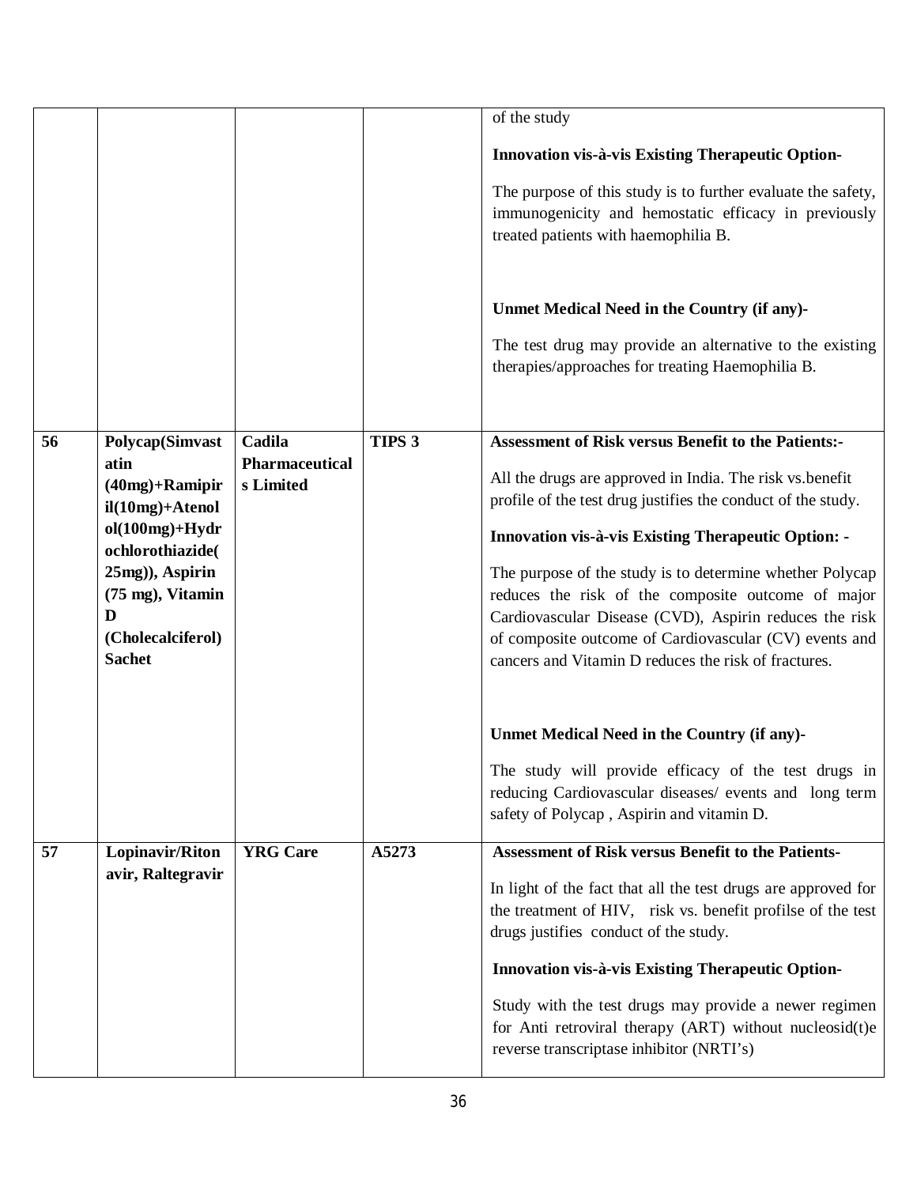|  |  |  |  | of the study<br><br>**Innovation vis-à-vis Existing Therapeutic Option-**<br><br>The purpose of this study is to further evaluate the safety, immunogenicity and hemostatic efficacy in previously treated patients with haemophilia B.<br><br>**Unmet Medical Need in the Country (if any)-**<br><br>The test drug may provide an alternative to the existing therapies/approaches for treating Haemophilia B. |
|---|---|---|---|---|
| **56** | **Polycap(Simvastatin (40mg)+Ramipiril(10mg)+Atenolol(100mg)+Hydrochlorothiazide(25mg)), Aspirin (75 mg), Vitamin D (Cholecalciferol) Sachet** | **Cadila Pharmaceuticals Limited** | **TIPS 3** | **Assessment of Risk versus Benefit to the Patients:-**<br><br>All the drugs are approved in India. The risk vs.benefit profile of the test drug justifies the conduct of the study.<br><br>**Innovation vis-à-vis Existing Therapeutic Option: -**<br><br>The purpose of the study is to determine whether Polycap reduces the risk of the composite outcome of major Cardiovascular Disease (CVD), Aspirin reduces the risk of composite outcome of Cardiovascular (CV) events and cancers and Vitamin D reduces the risk of fractures.<br><br>**Unmet Medical Need in the Country (if any)-**<br><br>The study will provide efficacy of the test drugs in reducing Cardiovascular diseases/ events and long term safety of Polycap , Aspirin and vitamin D. |
| **57** | **Lopinavir/Ritonavir, Raltegravir** | **YRG Care** | **A5273** | **Assessment of Risk versus Benefit to the Patients-**<br><br>In light of the fact that all the test drugs are approved for the treatment of HIV, risk vs. benefit profilse of the test drugs justifies conduct of the study.<br><br>**Innovation vis-à-vis Existing Therapeutic Option-**<br><br>Study with the test drugs may provide a newer regimen for Anti retroviral therapy (ART) without nucleosid(t)e reverse transcriptase inhibitor (NRTI's) |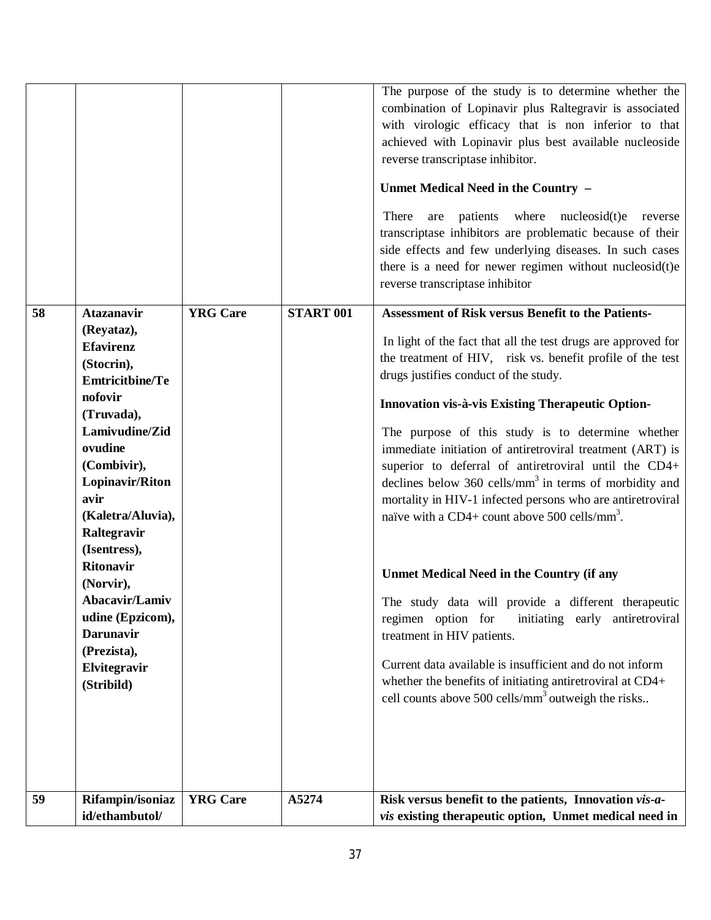| | | | | |
|---|---|---|---|---|
| | | | | The purpose of the study is to determine whether the combination of Lopinavir plus Raltegravir is associated with virologic efficacy that is non inferior to that achieved with Lopinavir plus best available nucleoside reverse transcriptase inhibitor.<br><br>**Unmet Medical Need in the Country –**<br><br>There are patients where nucleosid(t)e reverse transcriptase inhibitors are problematic because of their side effects and few underlying diseases. In such cases there is a need for newer regimen without nucleosid(t)e reverse transcriptase inhibitor |
| **58** | **Atazanavir (Reyataz), Efavirenz (Stocrin), Emtricitbine/Tenofovir (Truvada), Lamivudine/Zidovudine (Combivir), Lopinavir/Ritonavir (Kaletra/Aluvia), Raltegravir (Isentress), Ritonavir (Norvir), Abacavir/Lamivudine (Epzicom), Darunavir (Prezista), Elvitegravir (Stribild)** | **YRG Care** | **START 001** | **Assessment of Risk versus Benefit to the Patients-**<br><br>In light of the fact that all the test drugs are approved for the treatment of HIV, risk vs. benefit profile of the test drugs justifies conduct of the study.<br><br>**Innovation vis-à-vis Existing Therapeutic Option-**<br><br>The purpose of this study is to determine whether immediate initiation of antiretroviral treatment (ART) is superior to deferral of antiretroviral until the CD4+ declines below 360 cells/mm$^3$ in terms of morbidity and mortality in HIV-1 infected persons who are antiretroviral naïve with a CD4+ count above 500 cells/mm$^3$.<br><br>**Unmet Medical Need in the Country (if any**<br><br>The study data will provide a different therapeutic regimen option for initiating early antiretroviral treatment in HIV patients.<br><br>Current data available is insufficient and do not inform whether the benefits of initiating antiretroviral at CD4+ cell counts above 500 cells/mm$^3$ outweigh the risks.. |
| **59** | **Rifampin/isoniazid/ethambutol/** | **YRG Care** | **A5274** | **Risk versus benefit to the patients, Innovation *vis-a-vis* existing therapeutic option, Unmet medical need in** |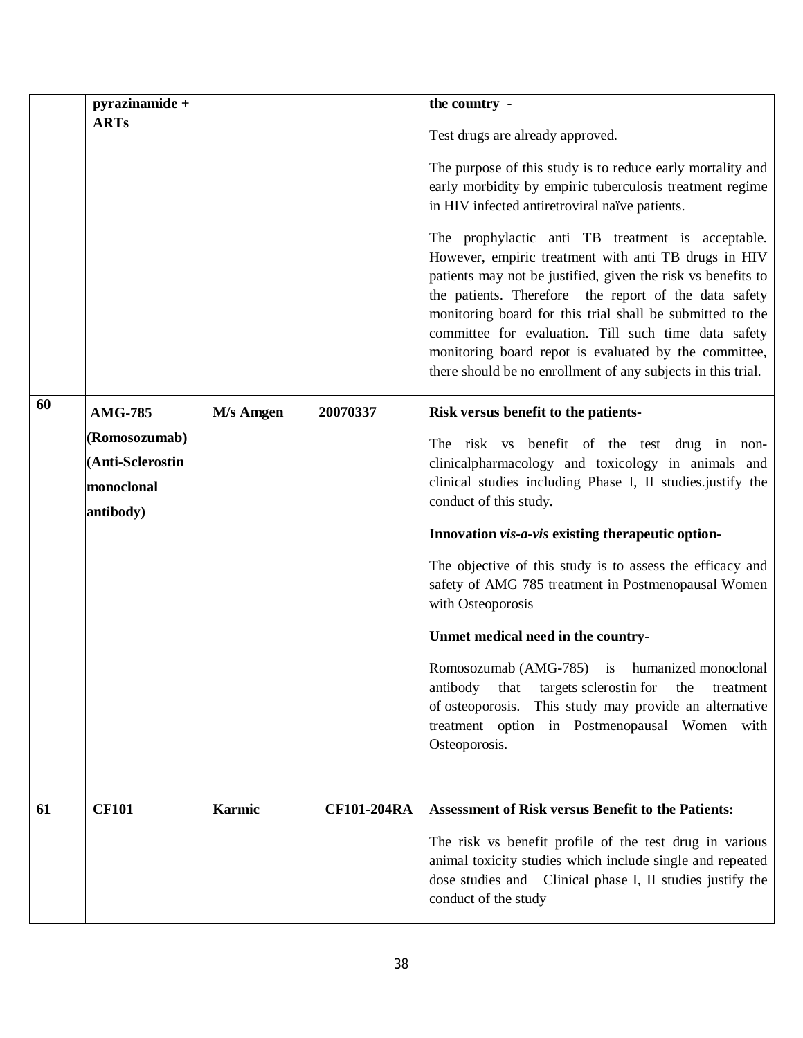| | | | | |
|---|---|---|---|---|
| | **pyrazinamide + ARTs** | | | **the country -**<br><br>Test drugs are already approved.<br><br>The purpose of this study is to reduce early mortality and early morbidity by empiric tuberculosis treatment regime in HIV infected antiretroviral naïve patients.<br><br>The prophylactic anti TB treatment is acceptable. However, empiric treatment with anti TB drugs in HIV patients may not be justified, given the risk vs benefits to the patients. Therefore the report of the data safety monitoring board for this trial shall be submitted to the committee for evaluation. Till such time data safety monitoring board repot is evaluated by the committee, there should be no enrollment of any subjects in this trial. |
| **60** | **AMG-785 (Romosozumab) (Anti-Sclerostin monoclonal antibody)** | **M/s Amgen** | **20070337** | **Risk versus benefit to the patients-**<br><br>The risk vs benefit of the test drug in non-clinicalpharmacology and toxicology in animals and clinical studies including Phase I, II studies.justify the conduct of this study.<br><br>**Innovation *vis-a-vis* existing therapeutic option-**<br><br>The objective of this study is to assess the efficacy and safety of AMG 785 treatment in Postmenopausal Women with Osteoporosis<br><br>**Unmet medical need in the country-**<br><br>Romosozumab (AMG-785) is humanized monoclonal antibody that targets sclerostin for the treatment of osteoporosis. This study may provide an alternative treatment option in Postmenopausal Women with Osteoporosis. |
| **61** | **CF101** | **Karmic** | **CF101-204RA** | **Assessment of Risk versus Benefit to the Patients:**<br><br>The risk vs benefit profile of the test drug in various animal toxicity studies which include single and repeated dose studies and Clinical phase I, II studies justify the conduct of the study |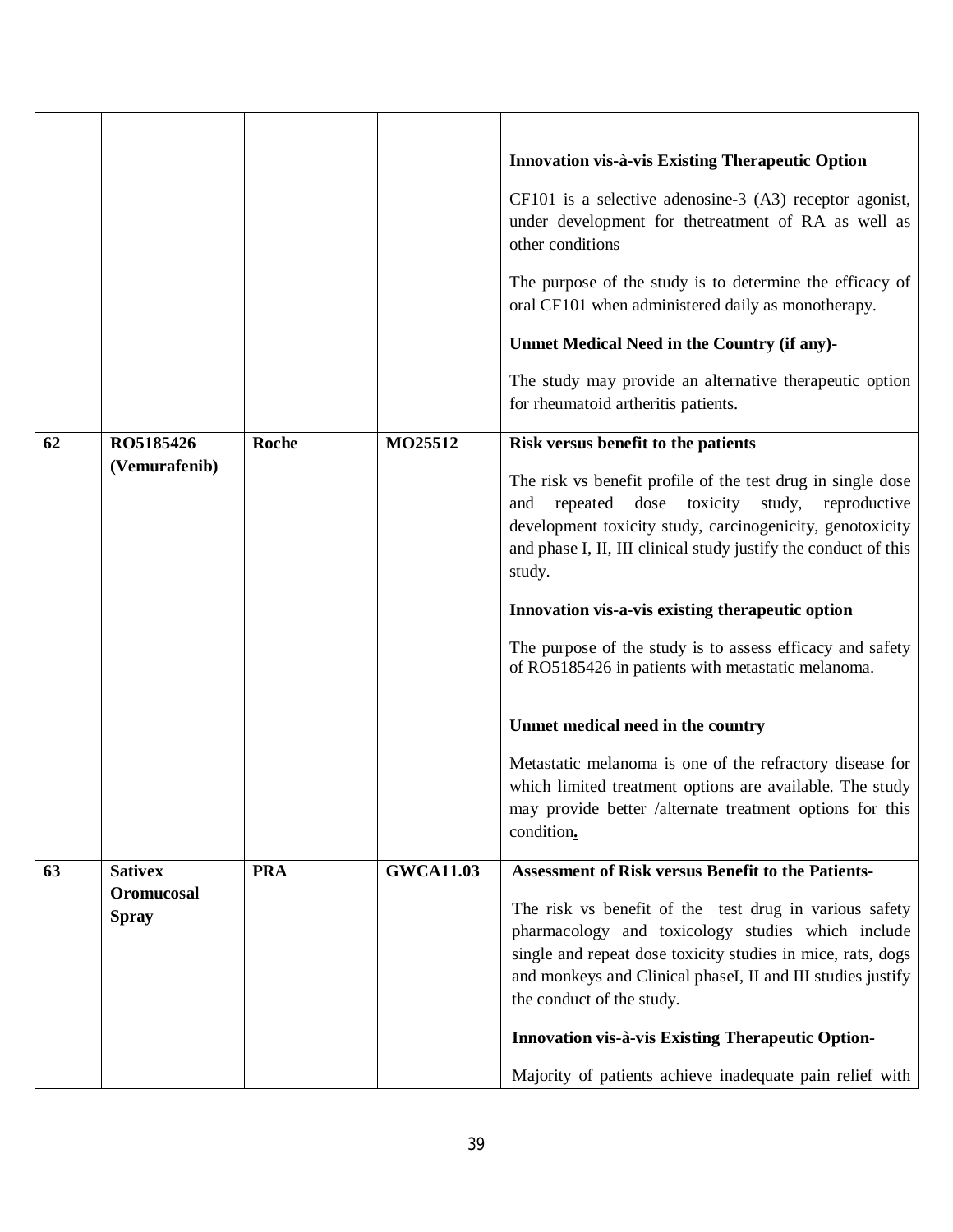| | | | | |
|---|---|---|---|---|
| | | | | **Innovation vis-à-vis Existing Therapeutic Option**<br><br>CF101 is a selective adenosine-3 (A3) receptor agonist, under development for thetreatment of RA as well as other conditions<br><br>The purpose of the study is to determine the efficacy of oral CF101 when administered daily as monotherapy.<br><br>**Unmet Medical Need in the Country (if any)-**<br><br>The study may provide an alternative therapeutic option for rheumatoid artheritis patients. |
| **62** | **RO5185426 (Vemurafenib)** | **Roche** | **MO25512** | **Risk versus benefit to the patients**<br><br>The risk vs benefit profile of the test drug in single dose and repeated dose toxicity study, reproductive development toxicity study, carcinogenicity, genotoxicity and phase I, II, III clinical study justify the conduct of this study.<br><br>**Innovation vis-a-vis existing therapeutic option**<br><br>The purpose of the study is to assess efficacy and safety of RO5185426 in patients with metastatic melanoma.<br><br>**Unmet medical need in the country**<br><br>Metastatic melanoma is one of the refractory disease for which limited treatment options are available. The study may provide better /alternate treatment options for this condition**.** |
| **63** | **Sativex Oromucosal Spray** | **PRA** | **GWCA11.03** | **Assessment of Risk versus Benefit to the Patients-**<br><br>The risk vs benefit of the test drug in various safety pharmacology and toxicology studies which include single and repeat dose toxicity studies in mice, rats, dogs and monkeys and Clinical phaseI, II and III studies justify the conduct of the study.<br><br>**Innovation vis-à-vis Existing Therapeutic Option-**<br><br>Majority of patients achieve inadequate pain relief with |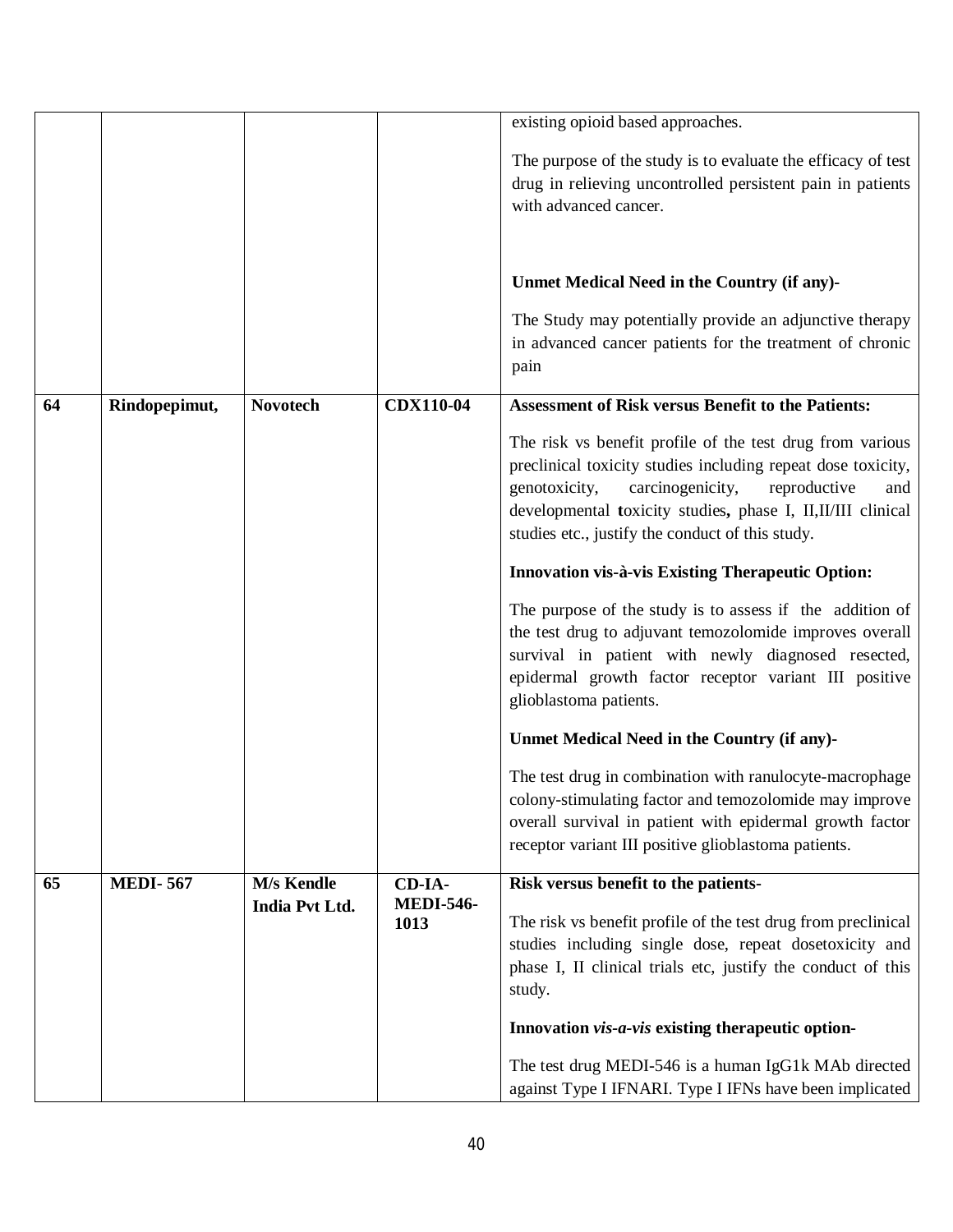| | | | | |
|---|---|---|---|---|
| | | | | existing opioid based approaches.<br><br>The purpose of the study is to evaluate the efficacy of test drug in relieving uncontrolled persistent pain in patients with advanced cancer.<br><br>**Unmet Medical Need in the Country (if any)-**<br><br>The Study may potentially provide an adjunctive therapy in advanced cancer patients for the treatment of chronic pain |
| **64** | **Rindopepimut,** | **Novotech** | **CDX110-04** | **Assessment of Risk versus Benefit to the Patients:**<br><br>The risk vs benefit profile of the test drug from various preclinical toxicity studies including repeat dose toxicity, genotoxicity, carcinogenicity, reproductive and developmental **t**oxicity studies**,** phase I, II,II/III clinical studies etc., justify the conduct of this study.<br><br>**Innovation vis-à-vis Existing Therapeutic Option:**<br><br>The purpose of the study is to assess if the addition of the test drug to adjuvant temozolomide improves overall survival in patient with newly diagnosed resected, epidermal growth factor receptor variant III positive glioblastoma patients.<br><br>**Unmet Medical Need in the Country (if any)-**<br><br>The test drug in combination with ranulocyte-macrophage colony-stimulating factor and temozolomide may improve overall survival in patient with epidermal growth factor receptor variant III positive glioblastoma patients. |
| **65** | **MEDI- 567** | **M/s Kendle India Pvt Ltd.** | **CD-IA-MEDI-546-1013** | **Risk versus benefit to the patients-**<br><br>The risk vs benefit profile of the test drug from preclinical studies including single dose, repeat dosetoxicity and phase I, II clinical trials etc, justify the conduct of this study.<br><br>**Innovation *vis-a-vis* existing therapeutic option-**<br><br>The test drug MEDI-546 is a human IgG1k MAb directed against Type I IFNARI. Type I IFNs have been implicated |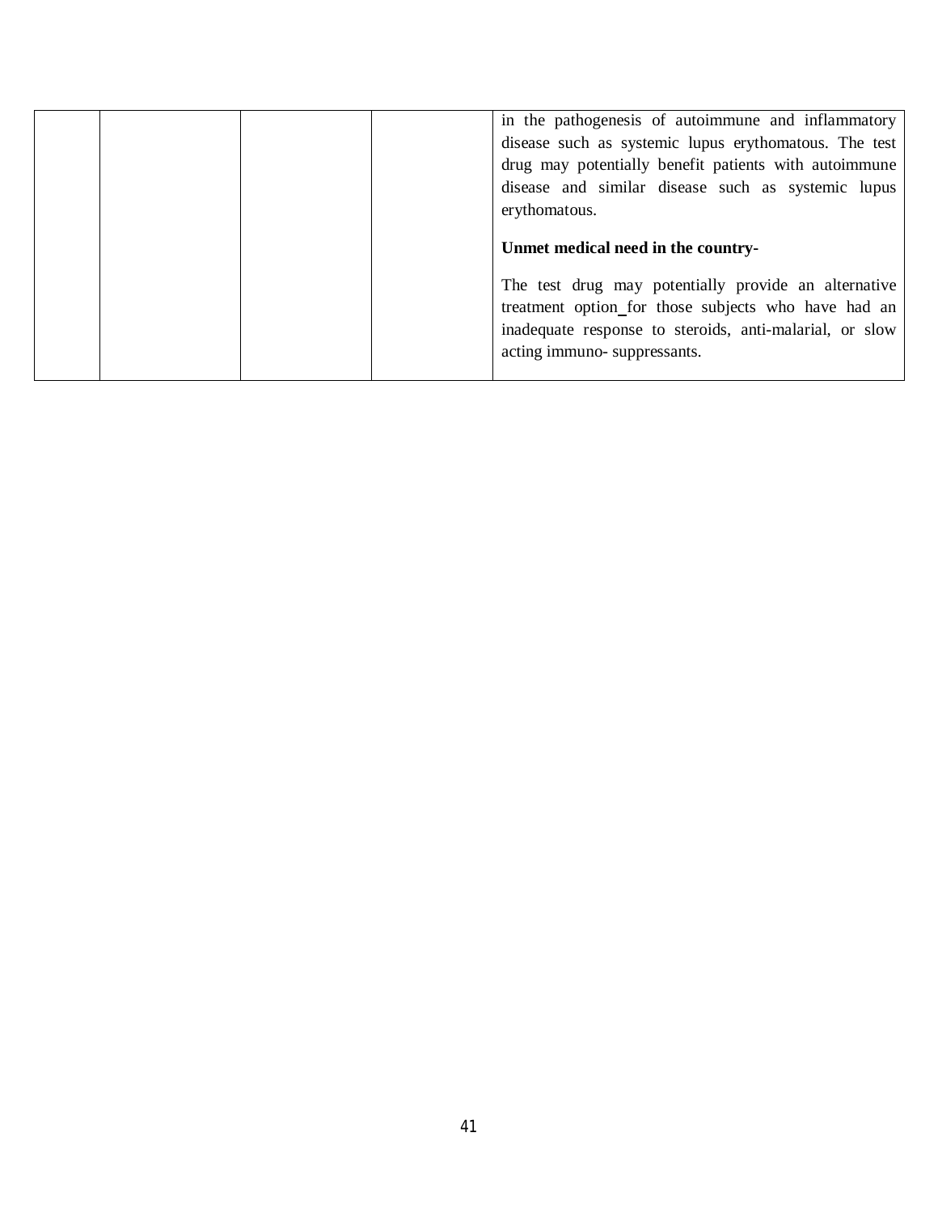|  |  |  |  |  |
|---|---|---|---|---|
|  |  |  |  | in the pathogenesis of autoimmune and inflammatory disease such as systemic lupus erythomatous. The test drug may potentially benefit patients with autoimmune disease and similar disease such as systemic lupus erythomatous.<br><br>**Unmet medical need in the country-**<br><br>The test drug may potentially provide an alternative treatment option_for those subjects who have had an inadequate response to steroids, anti-malarial, or slow acting immuno- suppressants. |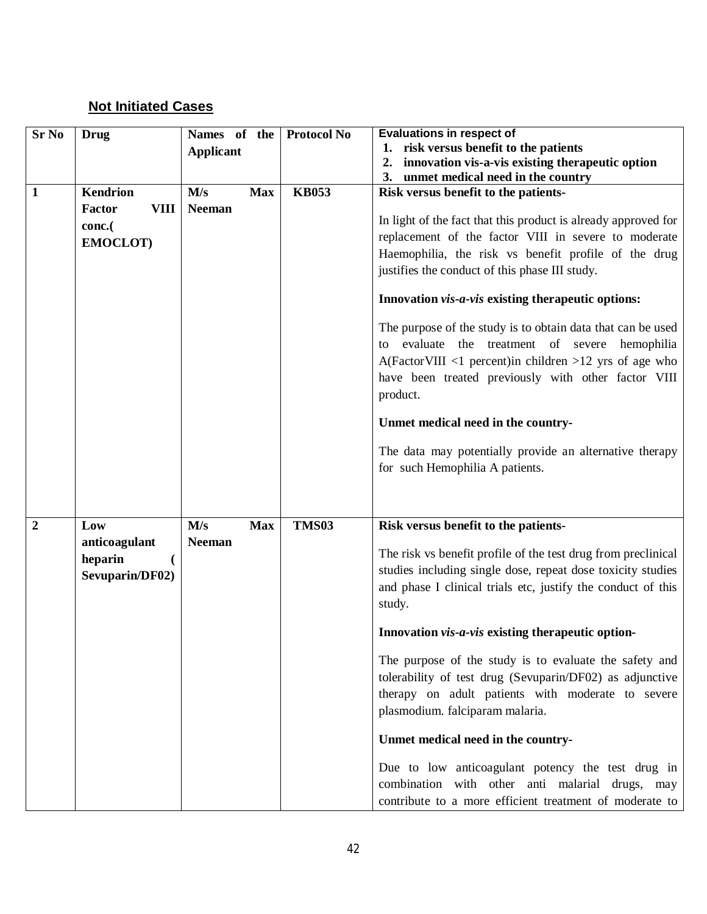**Not Initiated Cases**

| Sr No | Drug | Names of the Applicant | Protocol No | Evaluations in respect of<br>1. risk versus benefit to the patients<br>2. innovation vis-a-vis existing therapeutic option<br>3. unmet medical need in the country |
|---|---|---|---|---|
| **1** | **Kendrion Factor VIII conc.( EMOCLOT)** | **M/s Max Neeman** | **KB053** | **Risk versus benefit to the patients-**<br><br>In light of the fact that this product is already approved for replacement of the factor VIII in severe to moderate Haemophilia, the risk vs benefit profile of the drug justifies the conduct of this phase III study.<br><br>**Innovation *vis-a-vis* existing therapeutic options:**<br><br>The purpose of the study is to obtain data that can be used to evaluate the treatment of severe hemophilia A(FactorVIII <1 percent)in children >12 yrs of age who have been treated previously with other factor VIII product.<br><br>**Unmet medical need in the country-**<br><br>The data may potentially provide an alternative therapy for such Hemophilia A patients. |
| **2** | **Low anticoagulant heparin ( Sevuparin/DF02)** | **M/s Max Neeman** | **TMS03** | **Risk versus benefit to the patients-**<br><br>The risk vs benefit profile of the test drug from preclinical studies including single dose, repeat dose toxicity studies and phase I clinical trials etc, justify the conduct of this study.<br><br>**Innovation *vis-a-vis* existing therapeutic option-**<br><br>The purpose of the study is to evaluate the safety and tolerability of test drug (Sevuparin/DF02) as adjunctive therapy on adult patients with moderate to severe plasmodium. falciparam malaria.<br><br>**Unmet medical need in the country-**<br><br>Due to low anticoagulant potency the test drug in combination with other anti malarial drugs, may contribute to a more efficient treatment of moderate to |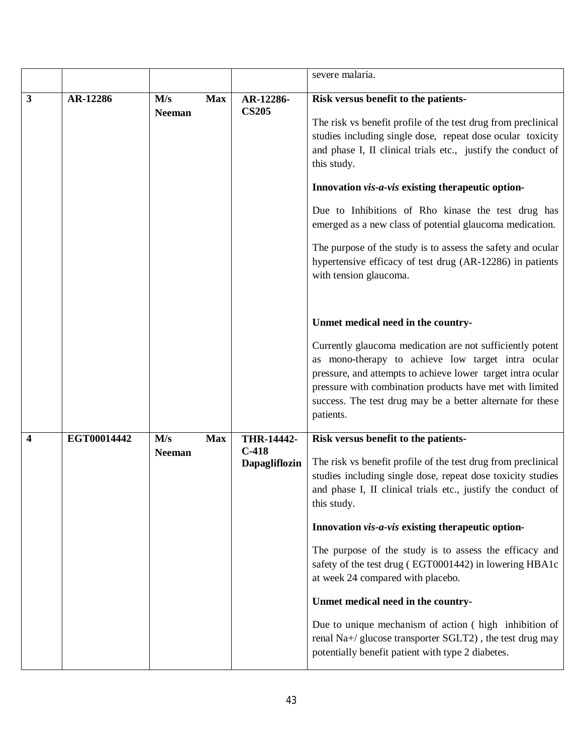| | | | | |
|---|---|---|---|---|
| | | | | severe malaria. |
| **3** | **AR-12286** | **M/s Max Neeman** | **AR-12286-CS205** | **Risk versus benefit to the patients-**<br><br>The risk vs benefit profile of the test drug from preclinical studies including single dose, repeat dose ocular toxicity and phase I, II clinical trials etc., justify the conduct of this study.<br><br>**Innovation *vis-a-vis* existing therapeutic option-**<br><br>Due to Inhibitions of Rho kinase the test drug has emerged as a new class of potential glaucoma medication.<br><br>The purpose of the study is to assess the safety and ocular hypertensive efficacy of test drug (AR-12286) in patients with tension glaucoma.<br><br>**Unmet medical need in the country-**<br><br>Currently glaucoma medication are not sufficiently potent as mono-therapy to achieve low target intra ocular pressure, and attempts to achieve lower target intra ocular pressure with combination products have met with limited success. The test drug may be a better alternate for these patients. |
| **4** | **EGT00014442** | **M/s Max Neeman** | **THR-14442-C-418 Dapagliflozin** | **Risk versus benefit to the patients-**<br><br>The risk vs benefit profile of the test drug from preclinical studies including single dose, repeat dose toxicity studies and phase I, II clinical trials etc., justify the conduct of this study.<br><br>**Innovation *vis-a-vis* existing therapeutic option-**<br><br>The purpose of the study is to assess the efficacy and safety of the test drug ( EGT0001442) in lowering HBA1c at week 24 compared with placebo.<br><br>**Unmet medical need in the country-**<br><br>Due to unique mechanism of action ( high inhibition of renal Na+/ glucose transporter SGLT2) , the test drug may potentially benefit patient with type 2 diabetes. |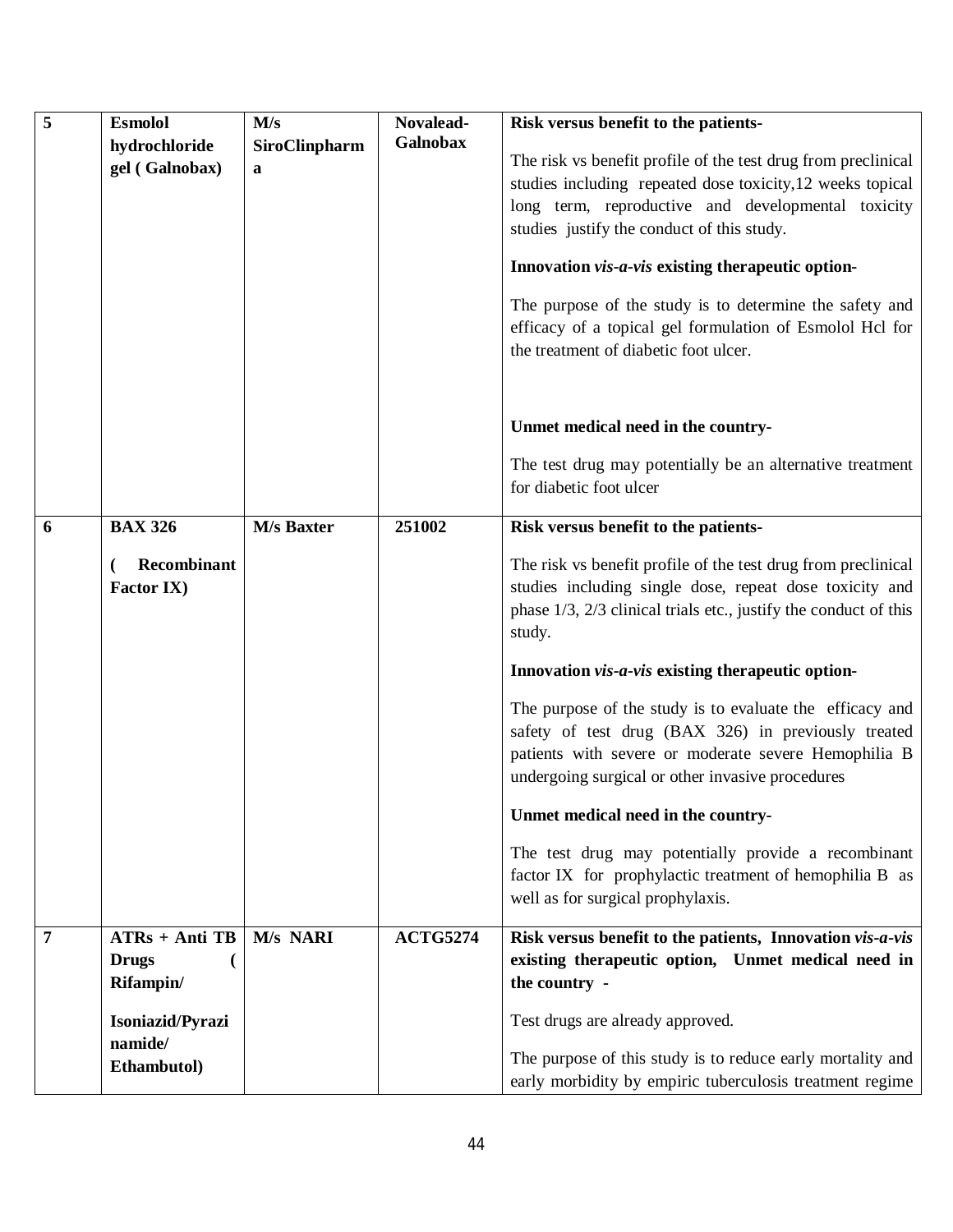| | | | | |
|---|---|---|---|---|
| **5** | **Esmolol hydrochloride gel ( Galnobax)** | **M/s SiroClinpharma** | **Novalead-Galnobax** | **Risk versus benefit to the patients-**<br><br>The risk vs benefit profile of the test drug from preclinical studies including repeated dose toxicity,12 weeks topical long term, reproductive and developmental toxicity studies justify the conduct of this study.<br><br>**Innovation *vis-a-vis* existing therapeutic option-**<br><br>The purpose of the study is to determine the safety and efficacy of a topical gel formulation of Esmolol Hcl for the treatment of diabetic foot ulcer.<br><br>**Unmet medical need in the country-**<br><br>The test drug may potentially be an alternative treatment for diabetic foot ulcer |
| **6** | **BAX 326**<br><br>**( Recombinant Factor IX)** | **M/s Baxter** | **251002** | **Risk versus benefit to the patients-**<br><br>The risk vs benefit profile of the test drug from preclinical studies including single dose, repeat dose toxicity and phase 1/3, 2/3 clinical trials etc., justify the conduct of this study.<br><br>**Innovation *vis-a-vis* existing therapeutic option-**<br><br>The purpose of the study is to evaluate the efficacy and safety of test drug (BAX 326) in previously treated patients with severe or moderate severe Hemophilia B undergoing surgical or other invasive procedures<br><br>**Unmet medical need in the country-**<br><br>The test drug may potentially provide a recombinant factor IX for prophylactic treatment of hemophilia B as well as for surgical prophylaxis. |
| **7** | **ATRs + Anti TB Drugs ( Rifampin/**<br><br>**Isoniazid/Pyrazinamide/ Ethambutol)** | **M/s NARI** | **ACTG5274** | **Risk versus benefit to the patients, Innovation *vis-a-vis* existing therapeutic option, Unmet medical need in the country -**<br><br>Test drugs are already approved.<br><br>The purpose of this study is to reduce early mortality and early morbidity by empiric tuberculosis treatment regime |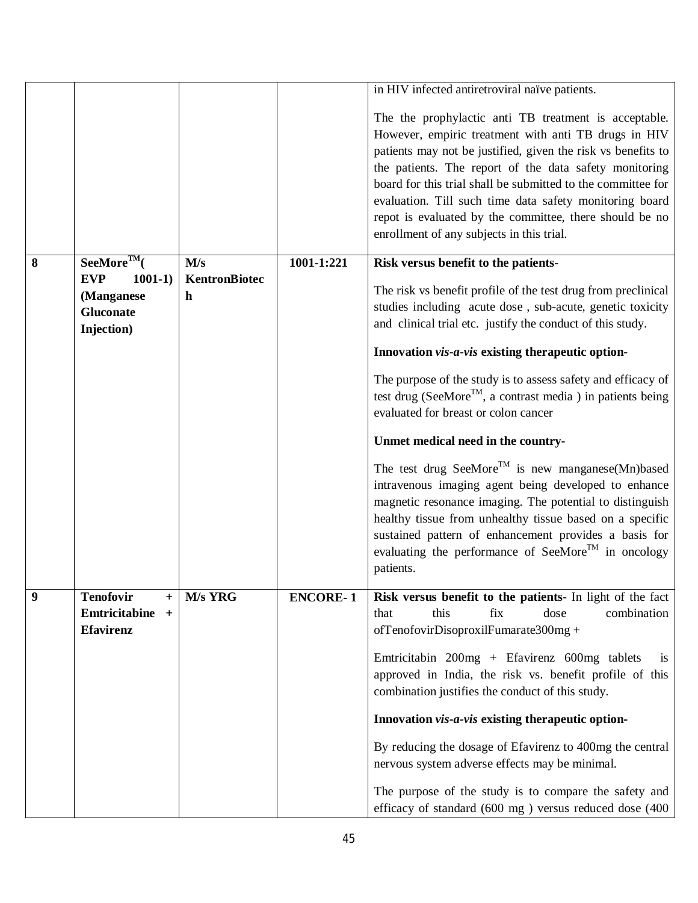| | | | | |
|---|---|---|---|---|
| | | | | in HIV infected antiretroviral naïve patients.<br><br>The the prophylactic anti TB treatment is acceptable. However, empiric treatment with anti TB drugs in HIV patients may not be justified, given the risk vs benefits to the patients. The report of the data safety monitoring board for this trial shall be submitted to the committee for evaluation. Till such time data safety monitoring board repot is evaluated by the committee, there should be no enrollment of any subjects in this trial. |
| **8** | **SeeMore™( EVP 1001-1) (Manganese Gluconate Injection)** | **M/s KentronBiotech** | **1001-1:221** | **Risk versus benefit to the patients-**<br><br>The risk vs benefit profile of the test drug from preclinical studies including acute dose , sub-acute, genetic toxicity and clinical trial etc. justify the conduct of this study.<br><br>**Innovation *vis-a-vis* existing therapeutic option-**<br><br>The purpose of the study is to assess safety and efficacy of test drug (SeeMore™, a contrast media ) in patients being evaluated for breast or colon cancer<br><br>**Unmet medical need in the country-**<br><br>The test drug SeeMore™ is new manganese(Mn)based intravenous imaging agent being developed to enhance magnetic resonance imaging. The potential to distinguish healthy tissue from unhealthy tissue based on a specific sustained pattern of enhancement provides a basis for evaluating the performance of SeeMore™ in oncology patients. |
| **9** | **Tenofovir + Emtricitabine + Efavirenz** | **M/s YRG** | **ENCORE- 1** | **Risk versus benefit to the patients-** In light of the fact that this fix dose combination ofTenofovirDisoproxilFumarate300mg +<br><br>Emtricitabin 200mg + Efavirenz 600mg tablets is approved in India, the risk vs. benefit profile of this combination justifies the conduct of this study.<br><br>**Innovation *vis-a-vis* existing therapeutic option-**<br><br>By reducing the dosage of Efavirenz to 400mg the central nervous system adverse effects may be minimal.<br><br>The purpose of the study is to compare the safety and efficacy of standard (600 mg ) versus reduced dose (400 |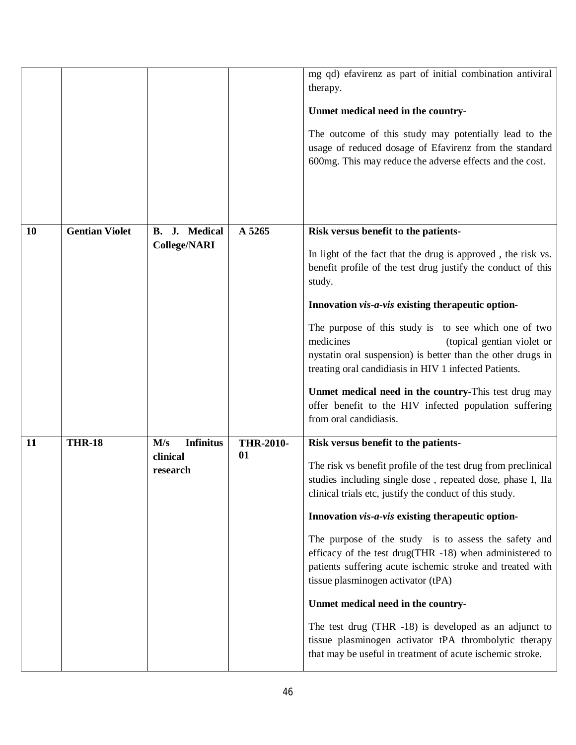| | | | | |
|---|---|---|---|---|
| | | | | mg qd) efavirenz as part of initial combination antiviral therapy.<br><br>**Unmet medical need in the country-**<br><br>The outcome of this study may potentially lead to the usage of reduced dosage of Efavirenz from the standard 600mg. This may reduce the adverse effects and the cost. |
| **10** | **Gentian Violet** | **B. J. Medical College/NARI** | **A 5265** | **Risk versus benefit to the patients-**<br><br>In light of the fact that the drug is approved , the risk vs. benefit profile of the test drug justify the conduct of this study.<br><br>**Innovation *vis-a-vis* existing therapeutic option-**<br><br>The purpose of this study is to see which one of two medicines (topical gentian violet or nystatin oral suspension) is better than the other drugs in treating oral candidiasis in HIV 1 infected Patients.<br><br>**Unmet medical need in the country-**This test drug may offer benefit to the HIV infected population suffering from oral candidiasis. |
| **11** | **THR-18** | **M/s Infinitus clinical research** | **THR-2010-01** | **Risk versus benefit to the patients-**<br><br>The risk vs benefit profile of the test drug from preclinical studies including single dose , repeated dose, phase I, IIa clinical trials etc, justify the conduct of this study.<br><br>**Innovation *vis-a-vis* existing therapeutic option-**<br><br>The purpose of the study is to assess the safety and efficacy of the test drug(THR -18) when administered to patients suffering acute ischemic stroke and treated with tissue plasminogen activator (tPA)<br><br>**Unmet medical need in the country-**<br><br>The test drug (THR -18) is developed as an adjunct to tissue plasminogen activator tPA thrombolytic therapy that may be useful in treatment of acute ischemic stroke. |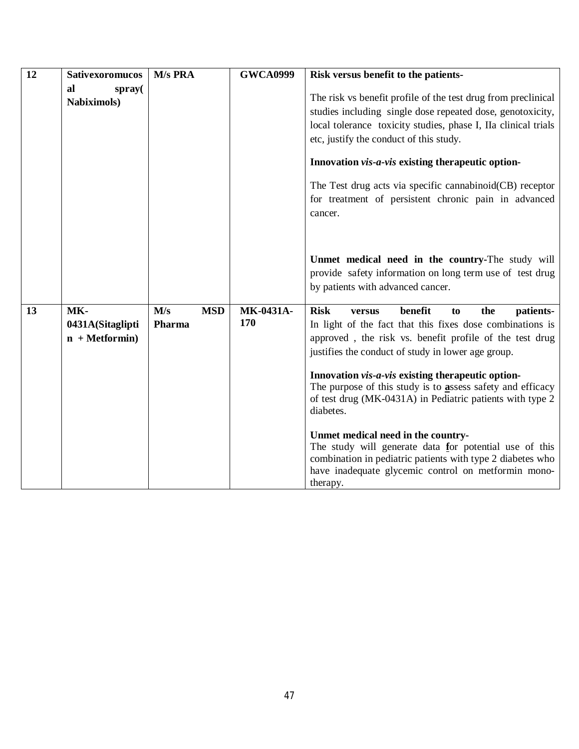| 12 | **Sativexoromucosal spray( Nabiximols)** | **M/s PRA** | **GWCA0999** | **Risk versus benefit to the patients-**<br><br>The risk vs benefit profile of the test drug from preclinical studies including single dose repeated dose, genotoxicity, local tolerance toxicity studies, phase I, IIa clinical trials etc, justify the conduct of this study.<br><br>**Innovation *vis-a-vis* existing therapeutic option-**<br><br>The Test drug acts via specific cannabinoid(CB) receptor for treatment of persistent chronic pain in advanced cancer.<br><br>**Unmet medical need in the country-**The study will provide safety information on long term use of test drug by patients with advanced cancer. |
|---|---|---|---|---|
| 13 | **MK-0431A(Sitagliptin + Metformin)** | **M/s MSD Pharma** | **MK-0431A-170** | **Risk versus benefit to the patients-** In light of the fact that this fixes dose combinations is approved , the risk vs. benefit profile of the test drug justifies the conduct of study in lower age group.<br><br>**Innovation *vis-a-vis* existing therapeutic option-**<br>The purpose of this study is to assess safety and efficacy of test drug (MK-0431A) in Pediatric patients with type 2 diabetes.<br><br>**Unmet medical need in the country-**<br>The study will generate data for potential use of this combination in pediatric patients with type 2 diabetes who have inadequate glycemic control on metformin mono-therapy. |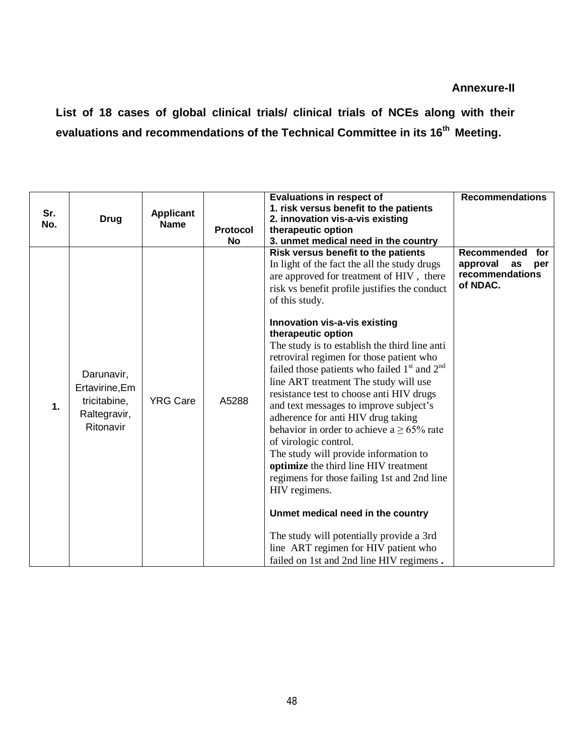**Annexure-II**

**List of 18 cases of global clinical trials/ clinical trials of NCEs along with their evaluations and recommendations of the Technical Committee in its 16th Meeting.**

| Sr. No. | Drug | Applicant Name | Protocol No | Evaluations in respect of 1. risk versus benefit to the patients 2. innovation vis-a-vis existing therapeutic option 3. unmet medical need in the country | Recommendations |
|---|---|---|---|---|---|
| **1.** | Darunavir, Ertavirine,Emtricitabine, Raltegravir, Ritonavir | YRG Care | A5288 | **Risk versus benefit to the patients**<br>In light of the fact the all the study drugs are approved for treatment of HIV , there risk vs benefit profile justifies the conduct of this study.<br><br>**Innovation vis-a-vis existing therapeutic option**<br>The study is to establish the third line anti retroviral regimen for those patient who failed those patients who failed 1st and 2nd line ART treatment The study will use resistance test to choose anti HIV drugs and text messages to improve subject's adherence for anti HIV drug taking behavior in order to achieve a ≥ 65% rate of virologic control.<br>The study will provide information to **optimize** the third line HIV treatment regimens for those failing 1st and 2nd line HIV regimens.<br><br>**Unmet medical need in the country**<br><br>The study will potentially provide a 3rd line ART regimen for HIV patient who failed on 1st and 2nd line HIV regimens **.** | **Recommended for approval as per recommendations of NDAC.** |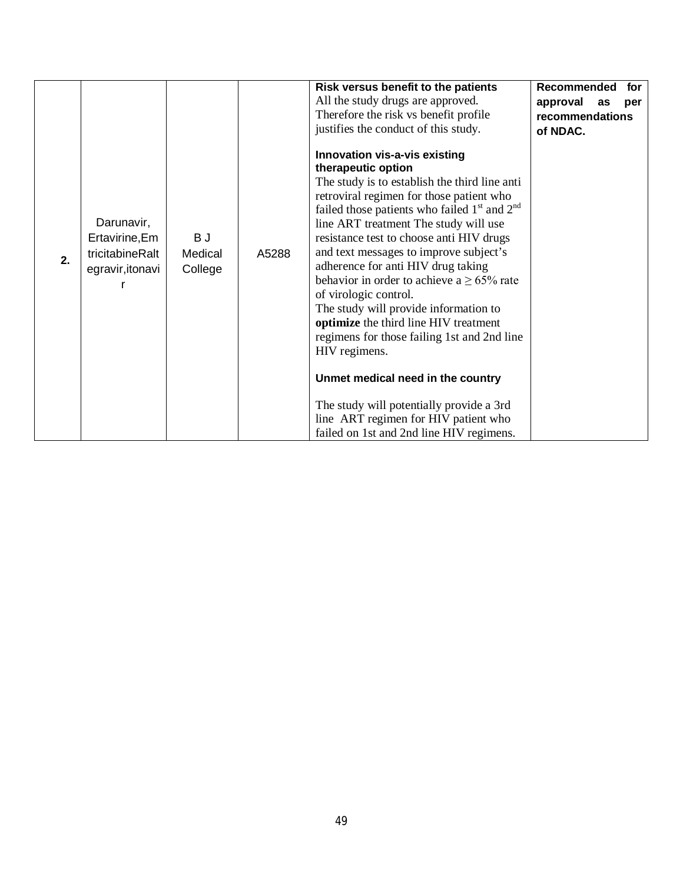| | | | | | |
|---|---|---|---|---|---|
| **2.** | Darunavir, Ertavirine,Em tricitabineRalt egravir,itonavi r | B J Medical College | A5288 | **Risk versus benefit to the patients**<br>All the study drugs are approved. Therefore the risk vs benefit profile justifies the conduct of this study.<br><br>**Innovation vis-a-vis existing therapeutic option**<br>The study is to establish the third line anti retroviral regimen for those patient who failed those patients who failed 1st and 2nd line ART treatment The study will use resistance test to choose anti HIV drugs and text messages to improve subject's adherence for anti HIV drug taking behavior in order to achieve a ≥ 65% rate of virologic control.<br>The study will provide information to **optimize** the third line HIV treatment regimens for those failing 1st and 2nd line HIV regimens.<br><br>**Unmet medical need in the country**<br><br>The study will potentially provide a 3rd line ART regimen for HIV patient who failed on 1st and 2nd line HIV regimens. | **Recommended for approval as per recommendations of NDAC.** |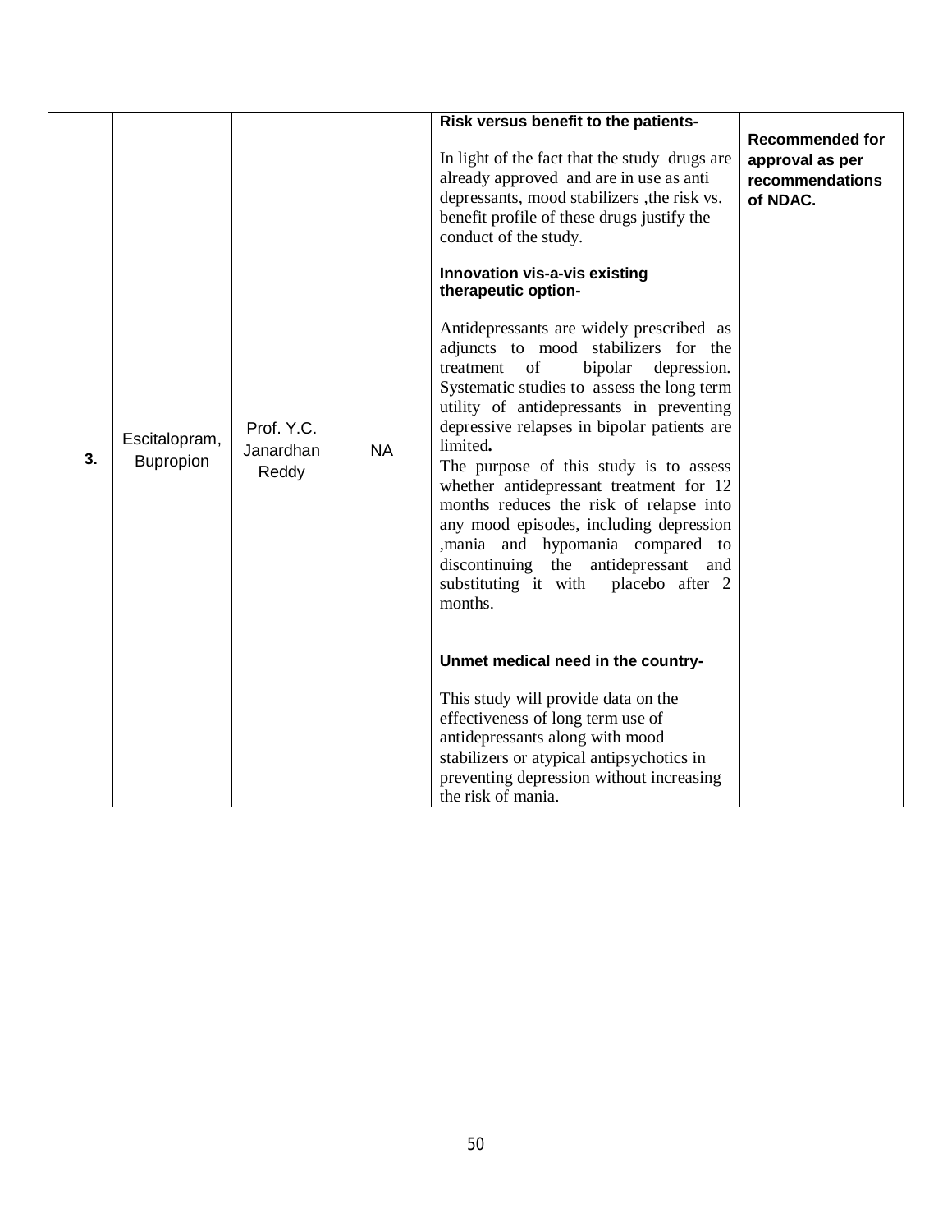| | | | | | |
|---|---|---|---|---|---|
| **3.** | Escitalopram, Bupropion | Prof. Y.C. Janardhan Reddy | NA | **Risk versus benefit to the patients-**<br><br>In light of the fact that the study drugs are already approved and are in use as anti depressants, mood stabilizers ,the risk vs. benefit profile of these drugs justify the conduct of the study.<br><br>**Innovation vis-a-vis existing therapeutic option-**<br><br>Antidepressants are widely prescribed as adjuncts to mood stabilizers for the treatment of bipolar depression. Systematic studies to assess the long term utility of antidepressants in preventing depressive relapses in bipolar patients are limited**.**<br>The purpose of this study is to assess whether antidepressant treatment for 12 months reduces the risk of relapse into any mood episodes, including depression ,mania and hypomania compared to discontinuing the antidepressant and substituting it with placebo after 2 months.<br><br>**Unmet medical need in the country-**<br><br>This study will provide data on the effectiveness of long term use of antidepressants along with mood stabilizers or atypical antipsychotics in preventing depression without increasing the risk of mania. | **Recommended for approval as per recommendations of NDAC.** |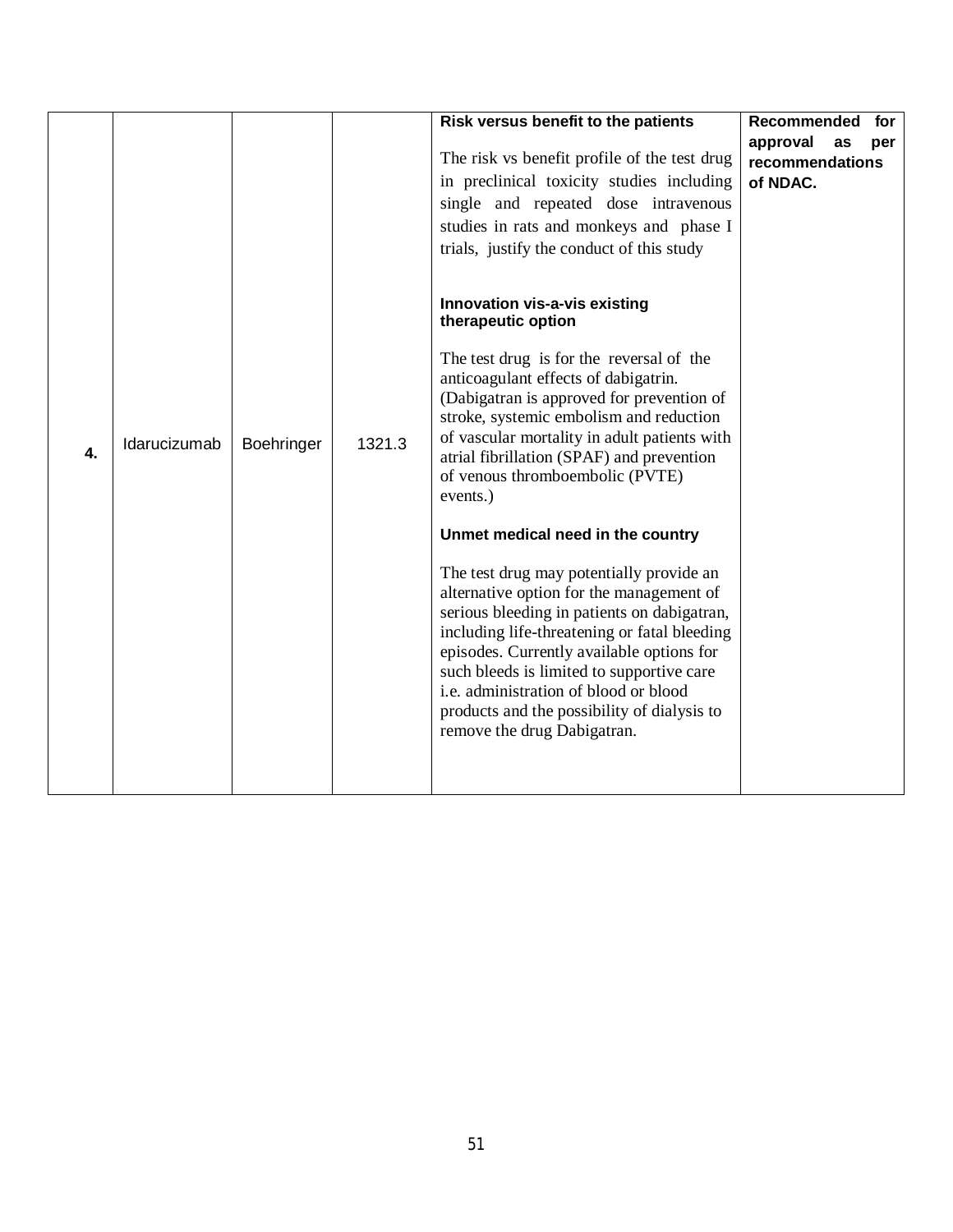| | | | | | |
|---|---|---|---|---|---|
| **4.** | Idarucizumab | Boehringer | 1321.3 | **Risk versus benefit to the patients**<br><br>The risk vs benefit profile of the test drug in preclinical toxicity studies including single and repeated dose intravenous studies in rats and monkeys and phase I trials, justify the conduct of this study<br><br>**Innovation vis-a-vis existing therapeutic option**<br><br>The test drug is for the reversal of the anticoagulant effects of dabigatrin. (Dabigatran is approved for prevention of stroke, systemic embolism and reduction of vascular mortality in adult patients with atrial fibrillation (SPAF) and prevention of venous thromboembolic (PVTE) events.)<br><br>**Unmet medical need in the country**<br><br>The test drug may potentially provide an alternative option for the management of serious bleeding in patients on dabigatran, including life-threatening or fatal bleeding episodes. Currently available options for such bleeds is limited to supportive care i.e. administration of blood or blood products and the possibility of dialysis to remove the drug Dabigatran. | **Recommended for approval as per recommendations of NDAC.** |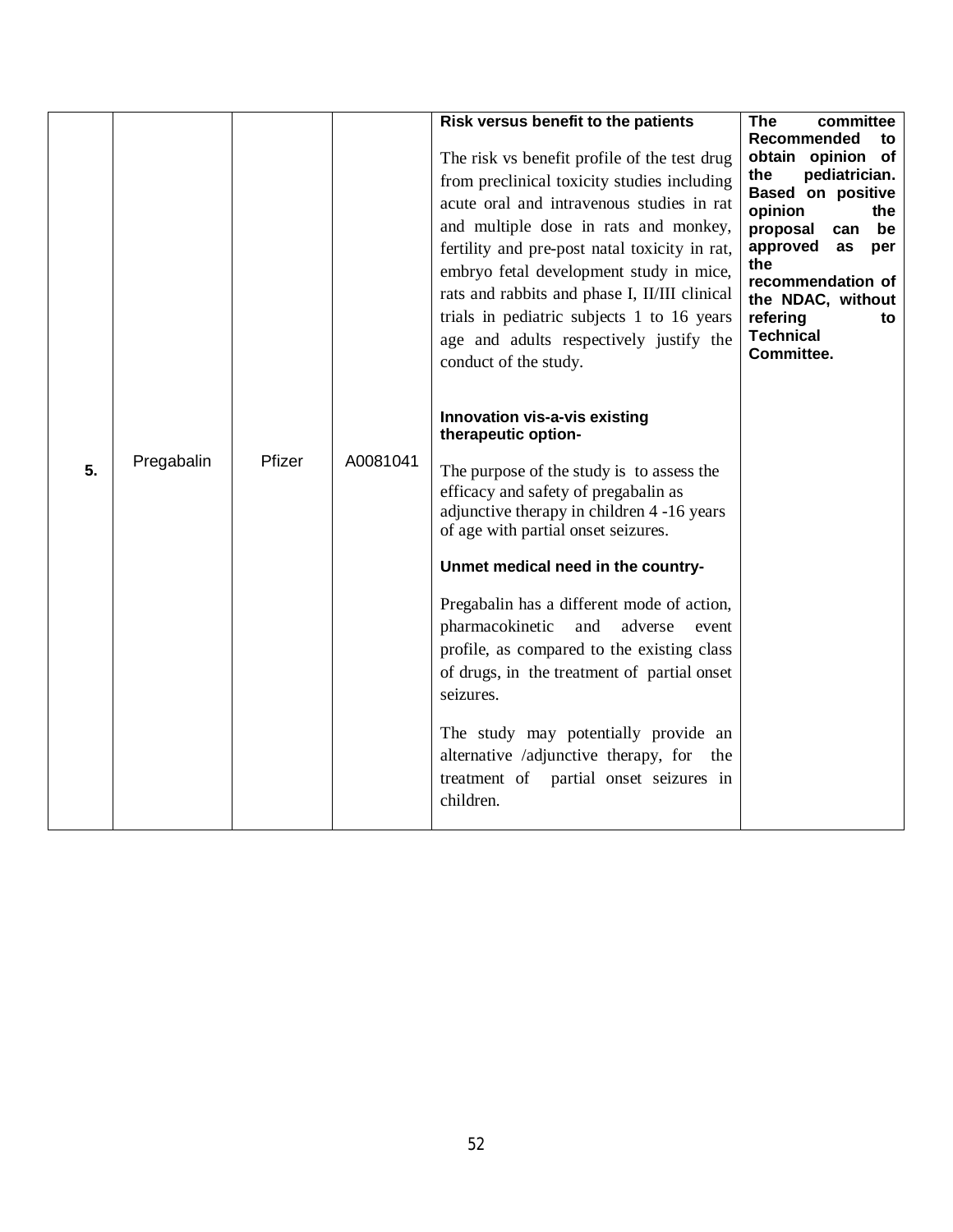| 5. | Pregabalin | Pfizer | A0081041 | **Risk versus benefit to the patients**<br><br>The risk vs benefit profile of the test drug from preclinical toxicity studies including acute oral and intravenous studies in rat and multiple dose in rats and monkey, fertility and pre-post natal toxicity in rat, embryo fetal development study in mice, rats and rabbits and phase I, II/III clinical trials in pediatric subjects 1 to 16 years age and adults respectively justify the conduct of the study.<br><br>**Innovation vis-a-vis existing therapeutic option-**<br><br>The purpose of the study is to assess the efficacy and safety of pregabalin as adjunctive therapy in children 4 -16 years of age with partial onset seizures.<br><br>**Unmet medical need in the country-**<br><br>Pregabalin has a different mode of action, pharmacokinetic and adverse event profile, as compared to the existing class of drugs, in the treatment of partial onset seizures.<br><br>The study may potentially provide an alternative /adjunctive therapy, for the treatment of partial onset seizures in children. | **The committee Recommended to obtain opinion of the pediatrician. Based on positive opinion the proposal can be approved as per the recommendation of the NDAC, without refering to Technical Committee.** |
|---|---|---|---|---|---|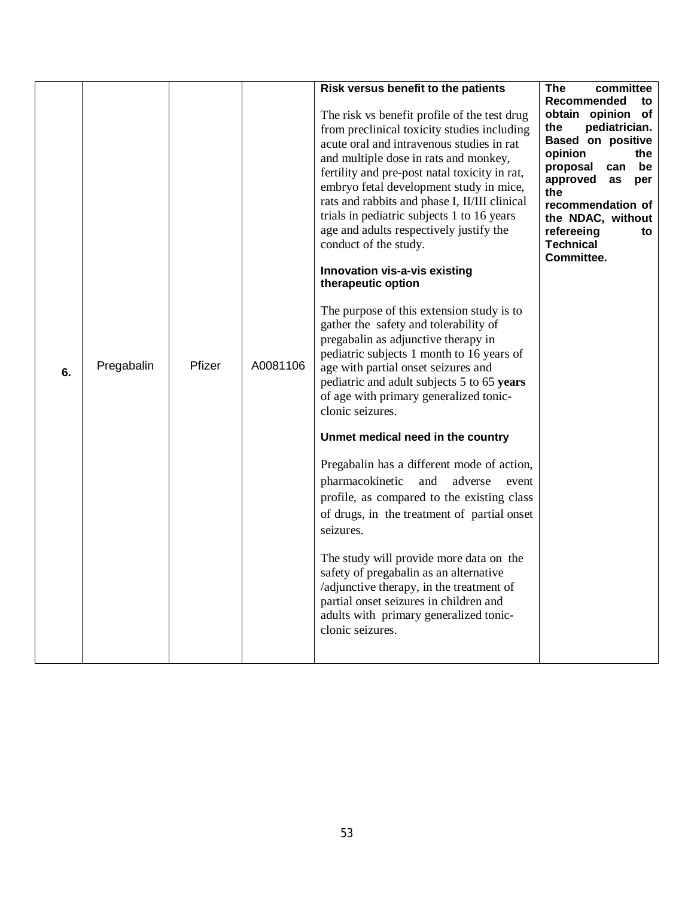| 6. | Pregabalin | Pfizer | A0081106 | **Risk versus benefit to the patients**<br><br>The risk vs benefit profile of the test drug from preclinical toxicity studies including acute oral and intravenous studies in rat and multiple dose in rats and monkey, fertility and pre-post natal toxicity in rat, embryo fetal development study in mice, rats and rabbits and phase I, II/III clinical trials in pediatric subjects 1 to 16 years age and adults respectively justify the conduct of the study.<br><br>**Innovation vis-a-vis existing therapeutic option**<br><br>The purpose of this extension study is to gather the safety and tolerability of pregabalin as adjunctive therapy in pediatric subjects 1 month to 16 years of age with partial onset seizures and pediatric and adult subjects 5 to 65 **years** of age with primary generalized tonic-clonic seizures.<br><br>**Unmet medical need in the country**<br><br>Pregabalin has a different mode of action, pharmacokinetic and adverse event profile, as compared to the existing class of drugs, in the treatment of partial onset seizures.<br><br>The study will provide more data on the safety of pregabalin as an alternative /adjunctive therapy, in the treatment of partial onset seizures in children and adults with primary generalized tonic-clonic seizures. | **The committee Recommended to obtain opinion of the pediatrician. Based on positive opinion the proposal can be approved as per the recommendation of the NDAC, without refereeing to Technical Committee.** |
|---|---|---|---|---|---|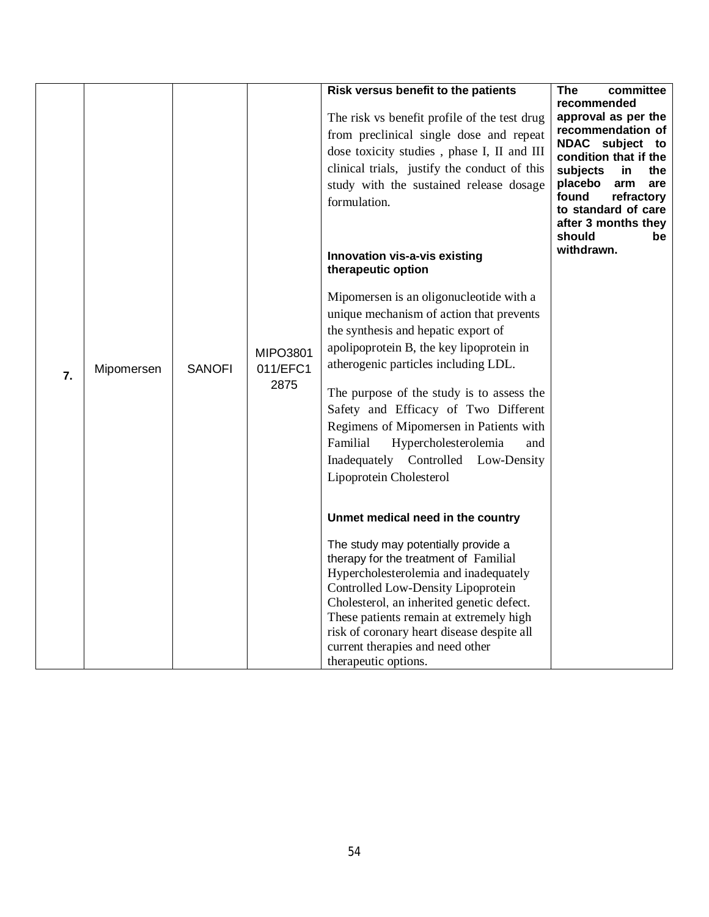| 7. | Mipomersen | SANOFI | MIPO3801011/EFC12875 | **Risk versus benefit to the patients**<br><br>The risk vs benefit profile of the test drug from preclinical single dose and repeat dose toxicity studies , phase I, II and III clinical trials, justify the conduct of this study with the sustained release dosage formulation.<br><br>**Innovation vis-a-vis existing therapeutic option**<br><br>Mipomersen is an oligonucleotide with a unique mechanism of action that prevents the synthesis and hepatic export of apolipoprotein B, the key lipoprotein in atherogenic particles including LDL.<br><br>The purpose of the study is to assess the Safety and Efficacy of Two Different Regimens of Mipomersen in Patients with Familial Hypercholesterolemia and Inadequately Controlled Low-Density Lipoprotein Cholesterol<br><br>**Unmet medical need in the country**<br><br>The study may potentially provide a therapy for the treatment of Familial Hypercholesterolemia and inadequately Controlled Low-Density Lipoprotein Cholesterol, an inherited genetic defect. These patients remain at extremely high risk of coronary heart disease despite all current therapies and need other therapeutic options. | **The committee recommended approval as per the recommendation of NDAC subject to condition that if the subjects in the placebo arm are found refractory to standard of care after 3 months they should be withdrawn.** |
|---|---|---|---|---|---|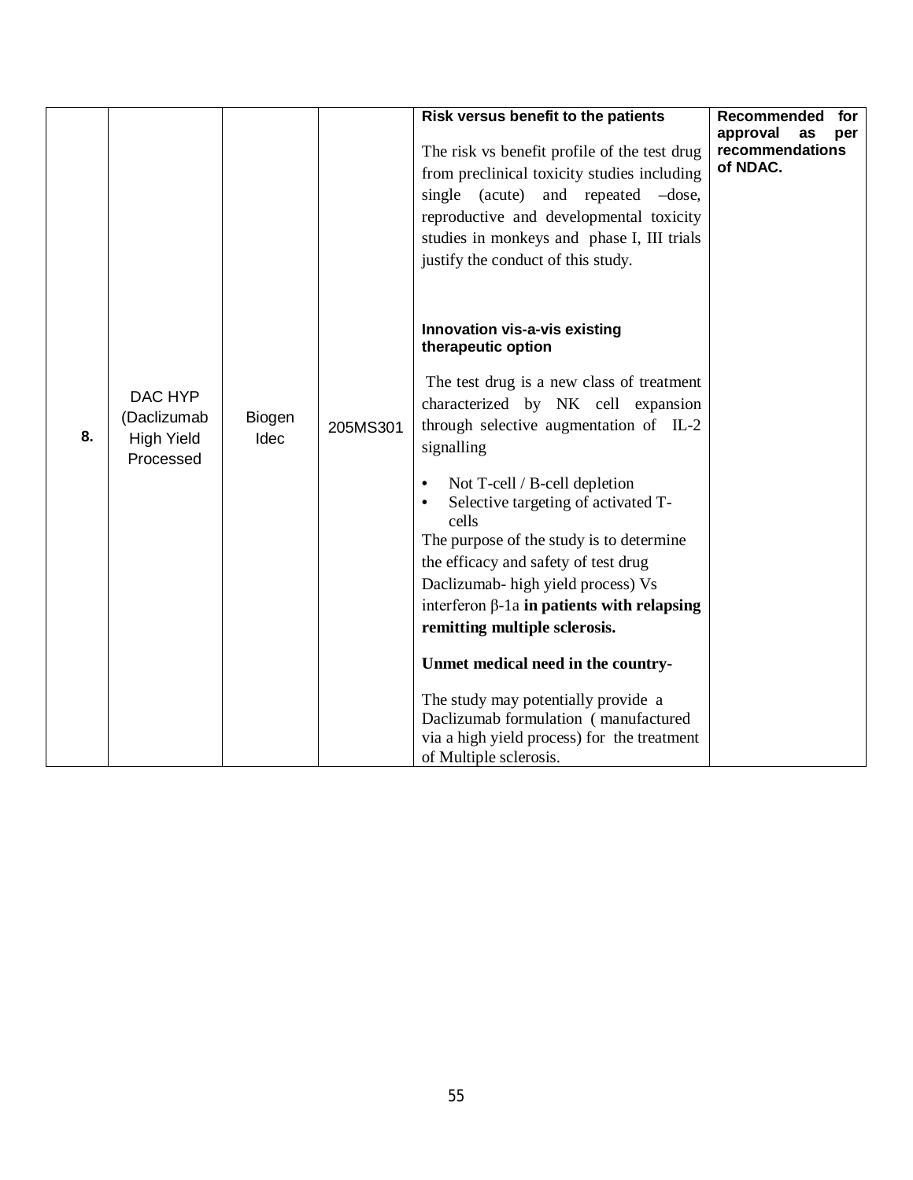| | | | | | |
|---|---|---|---|---|---|
| 8. | DAC HYP (Daclizumab High Yield Processed | Biogen Idec | 205MS301 | **Risk versus benefit to the patients**<br><br>The risk vs benefit profile of the test drug from preclinical toxicity studies including single (acute) and repeated –dose, reproductive and developmental toxicity studies in monkeys and phase I, III trials justify the conduct of this study.<br><br>**Innovation vis-a-vis existing therapeutic option**<br><br>The test drug is a new class of treatment characterized by NK cell expansion through selective augmentation of IL-2 signalling<br><br>• Not T-cell / B-cell depletion<br>• Selective targeting of activated T-cells<br><br>The purpose of the study is to determine the efficacy and safety of test drug Daclizumab- high yield process) Vs interferon β-1a **in patients with relapsing remitting multiple sclerosis.**<br><br>**Unmet medical need in the country-**<br><br>The study may potentially provide a Daclizumab formulation ( manufactured via a high yield process) for the treatment of Multiple sclerosis. | **Recommended for approval as per recommendations of NDAC.** |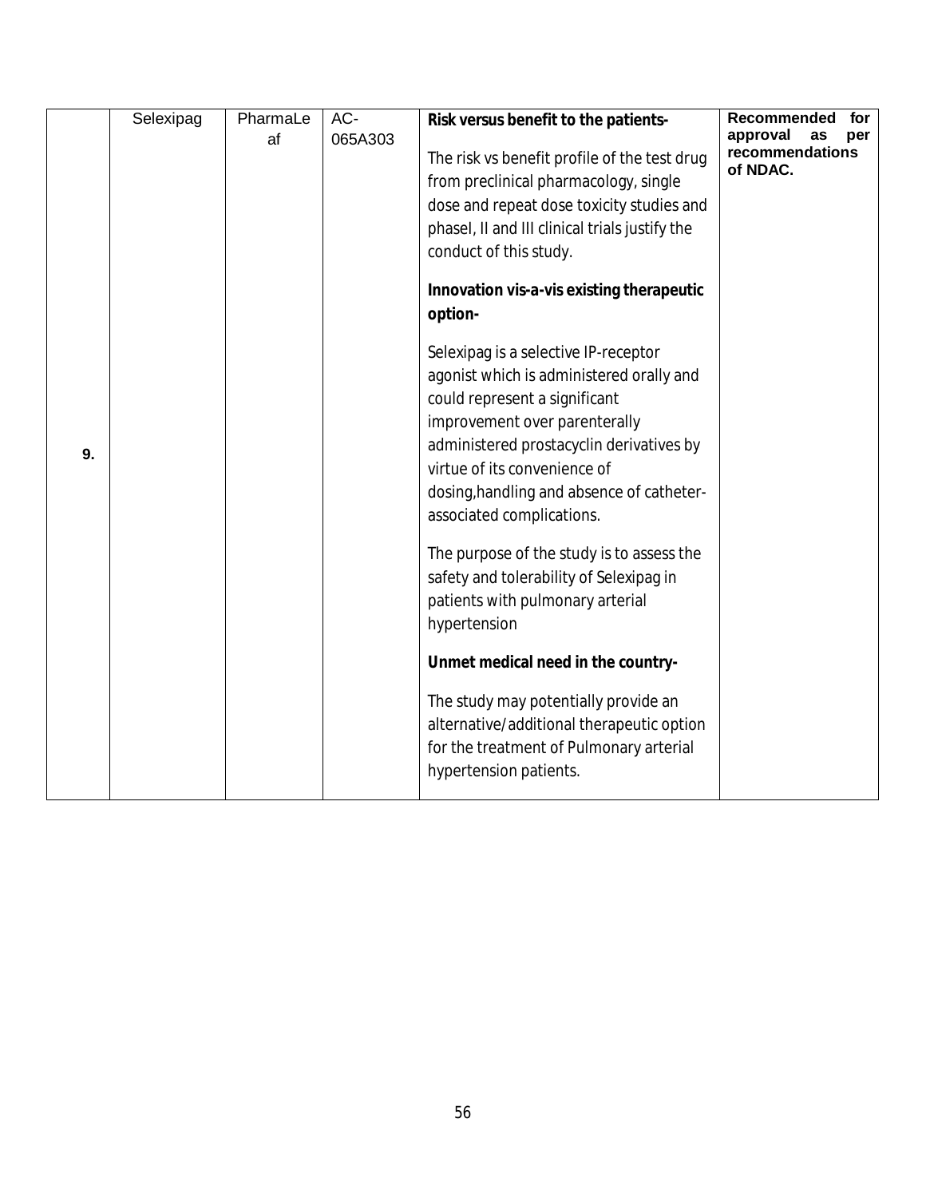| 9. | Selexipag | PharmaLeaf | AC-065A303 | **Risk versus benefit to the patients-**<br><br>The risk vs benefit profile of the test drug from preclinical pharmacology, single dose and repeat dose toxicity studies and phaseI, II and III clinical trials justify the conduct of this study.<br><br>**Innovation vis-a-vis existing therapeutic option-**<br><br>Selexipag is a selective IP-receptor agonist which is administered orally and could represent a significant improvement over parenterally administered prostacyclin derivatives by virtue of its convenience of dosing,handling and absence of catheter-associated complications.<br><br>The purpose of the study is to assess the safety and tolerability of Selexipag in patients with pulmonary arterial hypertension<br><br>**Unmet medical need in the country-**<br><br>The study may potentially provide an alternative/additional therapeutic option for the treatment of Pulmonary arterial hypertension patients. | **Recommended for approval as per recommendations of NDAC.** |
|---|---|---|---|---|---|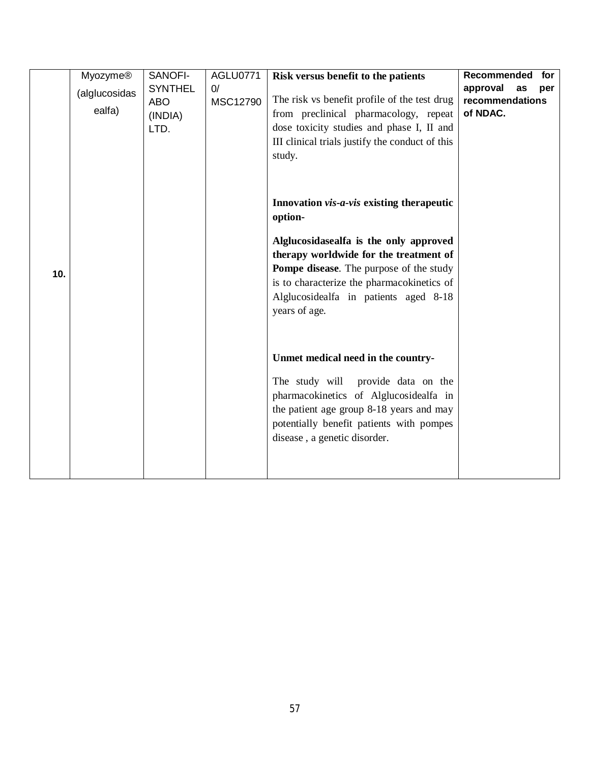| 10. | Myozyme® (alglucosidasealfa) | SANOFI-SYNTHELABO (INDIA) LTD. | AGLU07710/ MSC12790 | **Risk versus benefit to the patients**<br><br>The risk vs benefit profile of the test drug from preclinical pharmacology, repeat dose toxicity studies and phase I, II and III clinical trials justify the conduct of this study.<br><br>**Innovation *vis-a-vis* existing therapeutic option-**<br><br>**Alglucosidasealfa is the only approved therapy worldwide for the treatment of Pompe disease**. The purpose of the study is to characterize the pharmacokinetics of Alglucosidealfa in patients aged 8-18 years of age.<br><br>**Unmet medical need in the country-**<br><br>The study will provide data on the pharmacokinetics of Alglucosidealfa in the patient age group 8-18 years and may potentially benefit patients with pompes disease , a genetic disorder. | **Recommended for approval as per recommendations of NDAC.** |
|---|---|---|---|---|---|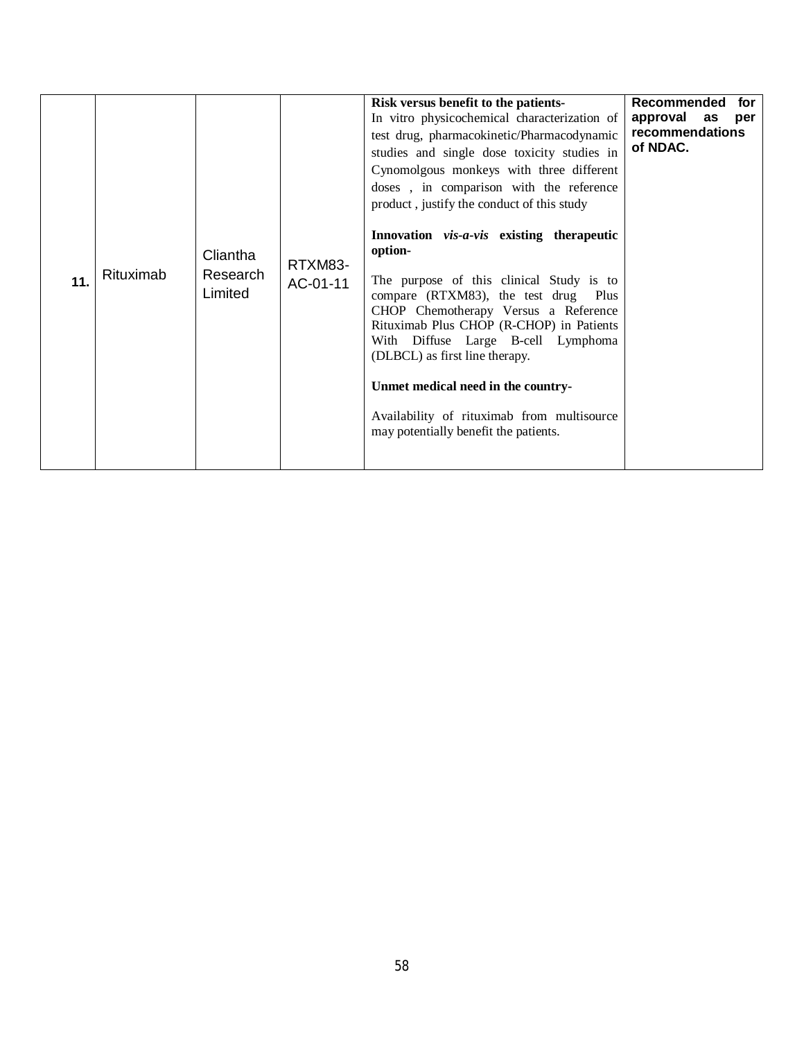| | | | | | |
|---|---|---|---|---|---|
| **11.** | Rituximab | Cliantha Research Limited | RTXM83-AC-01-11 | **Risk versus benefit to the patients-**<br>In vitro physicochemical characterization of test drug, pharmacokinetic/Pharmacodynamic studies and single dose toxicity studies in Cynomolgous monkeys with three different doses , in comparison with the reference product , justify the conduct of this study<br><br>**Innovation *vis-a-vis* existing therapeutic option-**<br><br>The purpose of this clinical Study is to compare (RTXM83), the test drug Plus CHOP Chemotherapy Versus a Reference Rituximab Plus CHOP (R-CHOP) in Patients With Diffuse Large B-cell Lymphoma (DLBCL) as first line therapy.<br><br>**Unmet medical need in the country-**<br><br>Availability of rituximab from multisource may potentially benefit the patients. | **Recommended for approval as per recommendations of NDAC.** |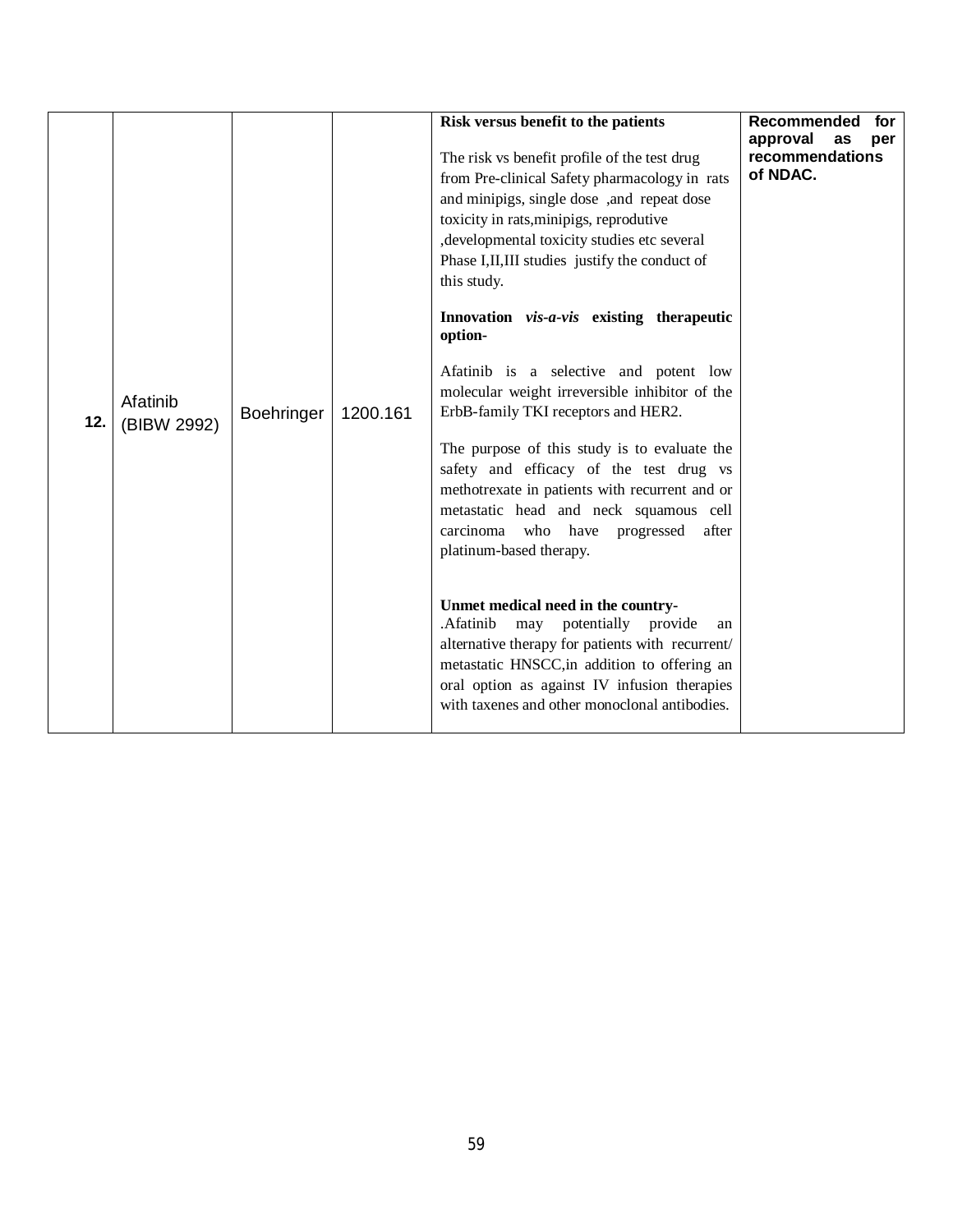| | | | | | |
|---|---|---|---|---|---|
| **12.** | Afatinib (BIBW 2992) | Boehringer | 1200.161 | **Risk versus benefit to the patients**<br><br>The risk vs benefit profile of the test drug from Pre-clinical Safety pharmacology in rats and minipigs, single dose ,and repeat dose toxicity in rats,minipigs, reprodutive ,developmental toxicity studies etc several Phase I,II,III studies justify the conduct of this study.<br><br>**Innovation *vis-a-vis* existing therapeutic option-**<br><br>Afatinib is a selective and potent low molecular weight irreversible inhibitor of the ErbB-family TKI receptors and HER2.<br><br>The purpose of this study is to evaluate the safety and efficacy of the test drug vs methotrexate in patients with recurrent and or metastatic head and neck squamous cell carcinoma who have progressed after platinum-based therapy.<br><br>**Unmet medical need in the country-**<br>.Afatinib may potentially provide an alternative therapy for patients with recurrent/ metastatic HNSCC,in addition to offering an oral option as against IV infusion therapies with taxenes and other monoclonal antibodies. | **Recommended for approval as per recommendations of NDAC.** |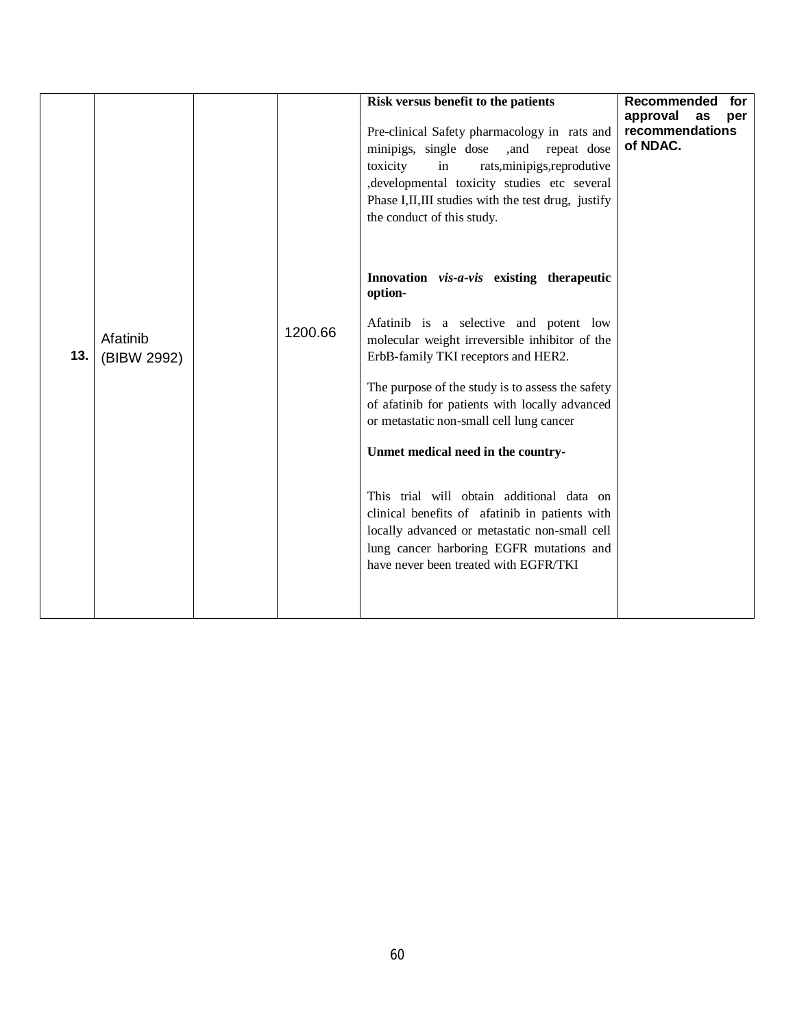| | | | | | |
|---|---|---|---|---|---|
| **13.** | Afatinib (BIBW 2992) | | 1200.66 | **Risk versus benefit to the patients**<br><br>Pre-clinical Safety pharmacology in rats and minipigs, single dose ,and repeat dose toxicity in rats,minipigs,reprodutive ,developmental toxicity studies etc several Phase I,II,III studies with the test drug, justify the conduct of this study.<br><br>**Innovation *vis-a-vis* existing therapeutic option-**<br><br>Afatinib is a selective and potent low molecular weight irreversible inhibitor of the ErbB-family TKI receptors and HER2.<br><br>The purpose of the study is to assess the safety of afatinib for patients with locally advanced or metastatic non-small cell lung cancer<br><br>**Unmet medical need in the country-**<br><br>This trial will obtain additional data on clinical benefits of afatinib in patients with locally advanced or metastatic non-small cell lung cancer harboring EGFR mutations and have never been treated with EGFR/TKI | **Recommended for approval as per recommendations of NDAC.** |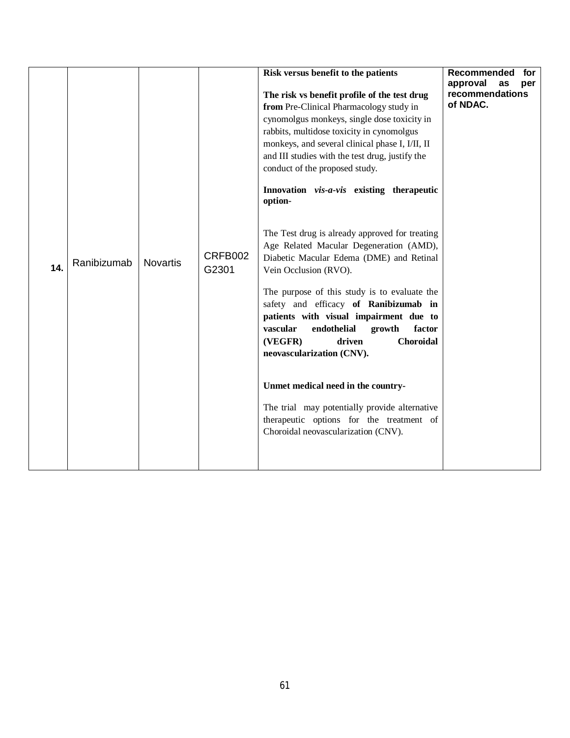| | | | | | |
|---|---|---|---|---|---|
| **14.** | Ranibizumab | Novartis | CRFB002 G2301 | **Risk versus benefit to the patients**<br><br>**The risk vs benefit profile of the test drug from** Pre-Clinical Pharmacology study in cynomolgus monkeys, single dose toxicity in rabbits, multidose toxicity in cynomolgus monkeys, and several clinical phase I, I/II, II and III studies with the test drug, justify the conduct of the proposed study.<br><br>**Innovation *vis-a-vis* existing therapeutic option-**<br><br>The Test drug is already approved for treating Age Related Macular Degeneration (AMD), Diabetic Macular Edema (DME) and Retinal Vein Occlusion (RVO).<br><br>The purpose of this study is to evaluate the safety and efficacy **of Ranibizumab in patients with visual impairment due to vascular endothelial growth factor (VEGFR) driven Choroidal neovascularization (CNV).**<br><br>**Unmet medical need in the country-**<br><br>The trial may potentially provide alternative therapeutic options for the treatment of Choroidal neovascularization (CNV). | **Recommended for approval as per recommendations of NDAC.** |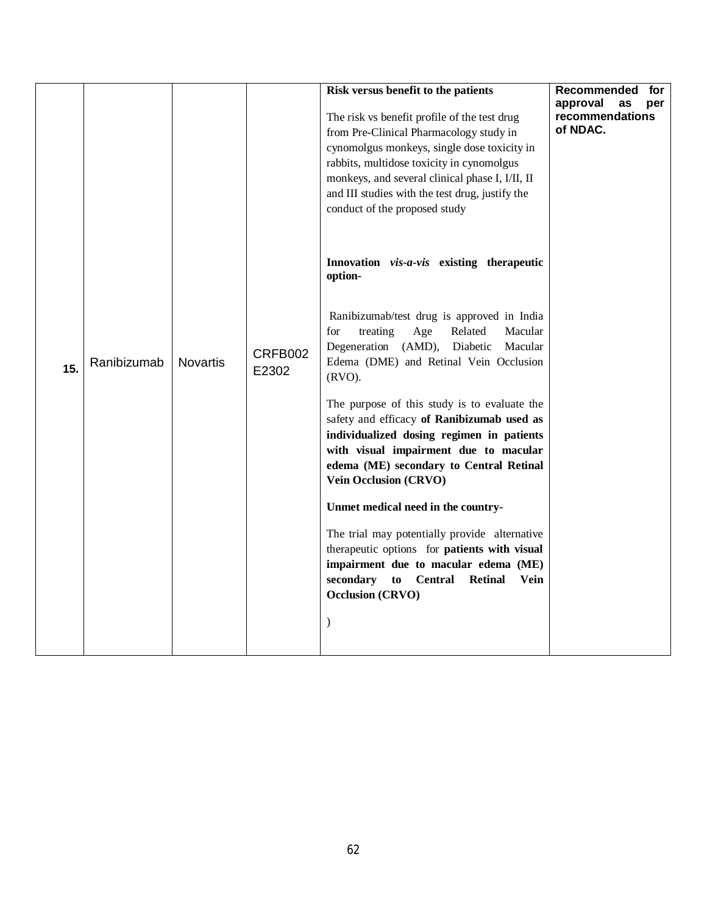| 15. | Ranibizumab | Novartis | CRFB002 E2302 | **Risk versus benefit to the patients**<br><br>The risk vs benefit profile of the test drug from Pre-Clinical Pharmacology study in cynomolgus monkeys, single dose toxicity in rabbits, multidose toxicity in cynomolgus monkeys, and several clinical phase I, I/II, II and III studies with the test drug, justify the conduct of the proposed study<br><br>**Innovation *vis-a-vis* existing therapeutic option-**<br><br>Ranibizumab/test drug is approved in India for treating Age Related Macular Degeneration (AMD), Diabetic Macular Edema (DME) and Retinal Vein Occlusion (RVO).<br><br>The purpose of this study is to evaluate the safety and efficacy **of Ranibizumab used as individualized dosing regimen in patients with visual impairment due to macular edema (ME) secondary to Central Retinal Vein Occlusion (CRVO)**<br><br>**Unmet medical need in the country-**<br><br>The trial may potentially provide alternative therapeutic options for **patients with visual impairment due to macular edema (ME) secondary to Central Retinal Vein Occlusion (CRVO)**<br><br>) | **Recommended for approval as per recommendations of NDAC.** |
|---|---|---|---|---|---|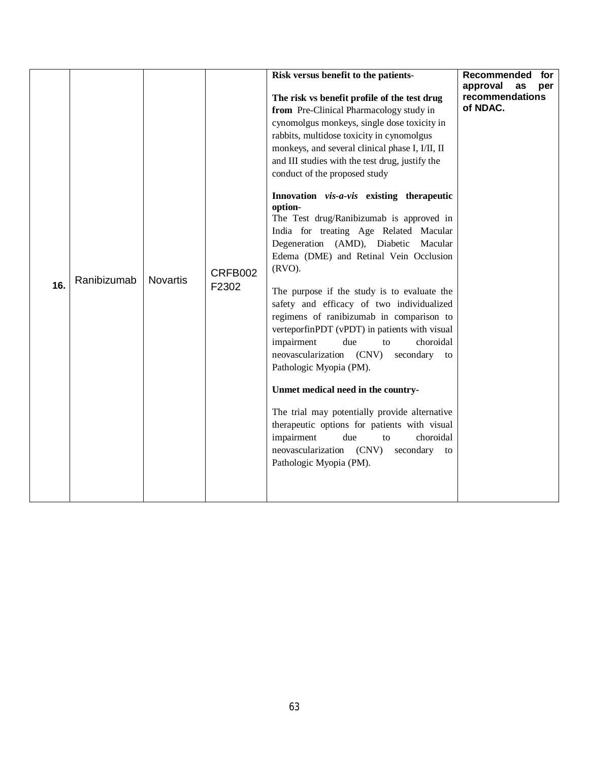| | | | | | |
|---|---|---|---|---|---|
| **16.** | Ranibizumab | Novartis | CRFB002 F2302 | **Risk versus benefit to the patients-**<br><br>**The risk vs benefit profile of the test drug from** Pre-Clinical Pharmacology study in cynomolgus monkeys, single dose toxicity in rabbits, multidose toxicity in cynomolgus monkeys, and several clinical phase I, I/II, II and III studies with the test drug, justify the conduct of the proposed study<br><br>**Innovation *vis-a-vis* existing therapeutic option-**<br>The Test drug/Ranibizumab is approved in India for treating Age Related Macular Degeneration (AMD), Diabetic Macular Edema (DME) and Retinal Vein Occlusion (RVO).<br><br>The purpose if the study is to evaluate the safety and efficacy of two individualized regimens of ranibizumab in comparison to verteporfinPDT (vPDT) in patients with visual impairment due to choroidal neovascularization (CNV) secondary to Pathologic Myopia (PM).<br><br>**Unmet medical need in the country-**<br><br>The trial may potentially provide alternative therapeutic options for patients with visual impairment due to choroidal neovascularization (CNV) secondary to Pathologic Myopia (PM). | **Recommended for approval as per recommendations of NDAC.** |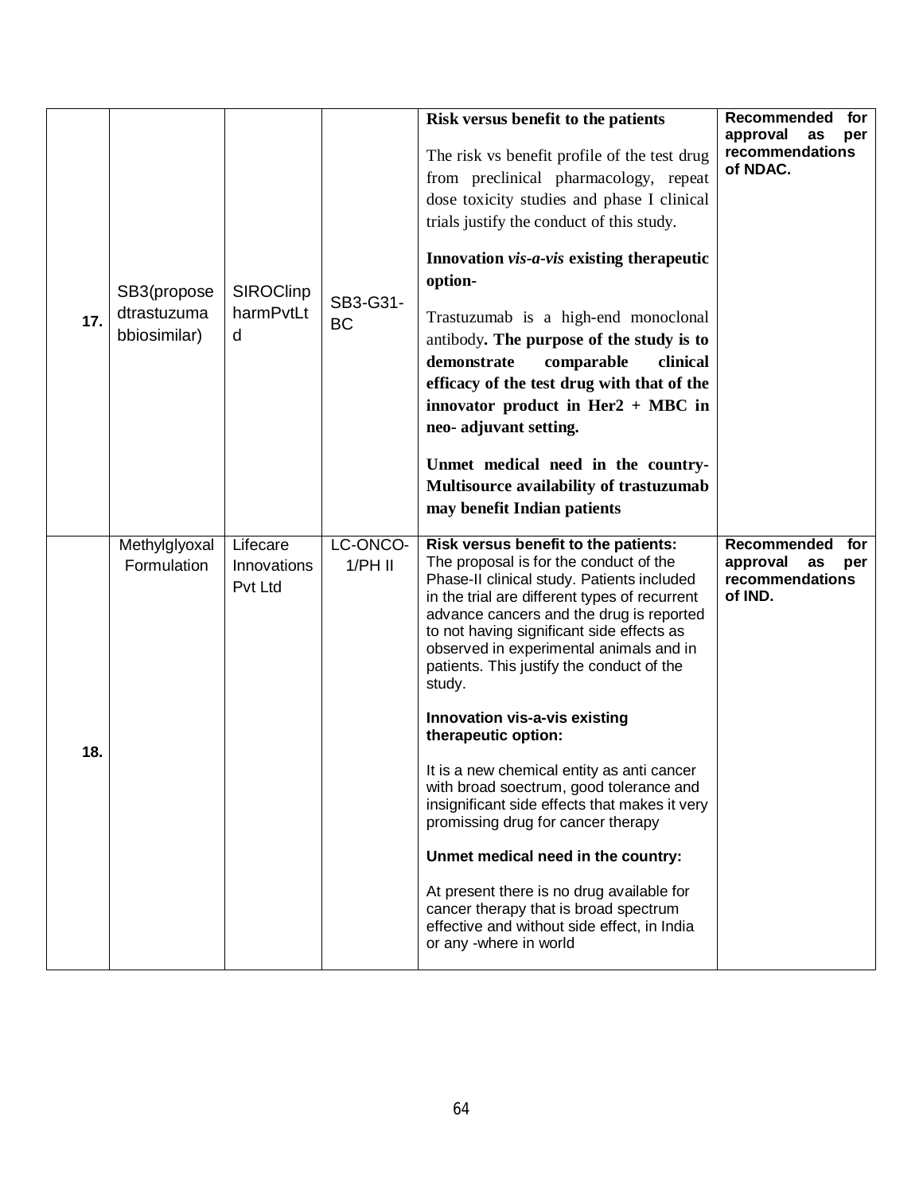| | | | | | |
|---|---|---|---|---|---|
| **17.** | SB3(proposedtrastuzumabbiosimilar) | SIROClinpharmPvtLtd | SB3-G31-BC | **Risk versus benefit to the patients**<br><br>The risk vs benefit profile of the test drug from preclinical pharmacology, repeat dose toxicity studies and phase I clinical trials justify the conduct of this study.<br><br>**Innovation *vis-a-vis* existing therapeutic option-**<br><br>Trastuzumab is a high-end monoclonal antibody**. The purpose of the study is to demonstrate comparable clinical efficacy of the test drug with that of the innovator product in Her2 + MBC in neo- adjuvant setting.**<br><br>**Unmet medical need in the country- Multisource availability of trastuzumab may benefit Indian patients** | **Recommended for approval as per recommendations of NDAC.** |
| **18.** | Methylglyoxal Formulation | Lifecare Innovations Pvt Ltd | LC-ONCO-1/PH II | **Risk versus benefit to the patients:**<br>The proposal is for the conduct of the Phase-II clinical study. Patients included in the trial are different types of recurrent advance cancers and the drug is reported to not having significant side effects as observed in experimental animals and in patients. This justify the conduct of the study.<br><br>**Innovation vis-a-vis existing therapeutic option:**<br><br>It is a new chemical entity as anti cancer with broad soectrum, good tolerance and insignificant side effects that makes it very promissing drug for cancer therapy<br><br>**Unmet medical need in the country:**<br><br>At present there is no drug available for cancer therapy that is broad spectrum effective and without side effect, in India or any -where in world | **Recommended for approval as per recommendations of IND.** |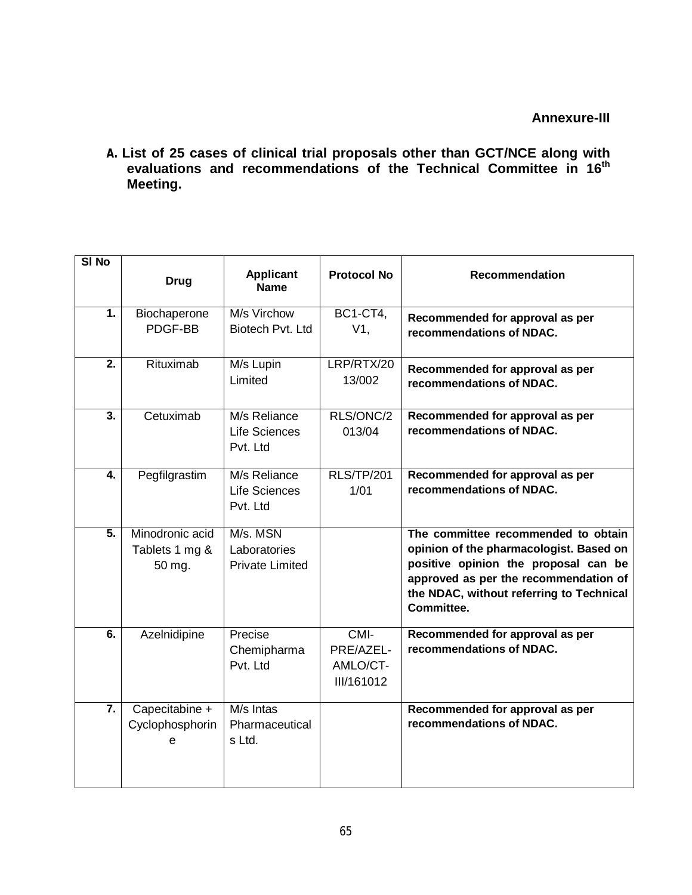**Annexure-III**

**A. List of 25 cases of clinical trial proposals other than GCT/NCE along with evaluations and recommendations of the Technical Committee in 16th Meeting.**

| Sl No | Drug | Applicant Name | Protocol No | Recommendation |
|---|---|---|---|---|
| 1. | Biochaperone PDGF-BB | M/s Virchow Biotech Pvt. Ltd | BC1-CT4, V1, | **Recommended for approval as per recommendations of NDAC.** |
| 2. | Rituximab | M/s Lupin Limited | LRP/RTX/2013/002 | **Recommended for approval as per recommendations of NDAC.** |
| 3. | Cetuximab | M/s Reliance Life Sciences Pvt. Ltd | RLS/ONC/2013/04 | **Recommended for approval as per recommendations of NDAC.** |
| 4. | Pegfilgrastim | M/s Reliance Life Sciences Pvt. Ltd | RLS/TP/2011/01 | **Recommended for approval as per recommendations of NDAC.** |
| 5. | Minodronic acid Tablets 1 mg & 50 mg. | M/s. MSN Laboratories Private Limited | | **The committee recommended to obtain opinion of the pharmacologist. Based on positive opinion the proposal can be approved as per the recommendation of the NDAC, without referring to Technical Committee.** |
| 6. | Azelnidipine | Precise Chemipharma Pvt. Ltd | CMI-PRE/AZEL-AMLO/CT-III/161012 | **Recommended for approval as per recommendations of NDAC.** |
| 7. | Capecitabine + Cyclophosphorine | M/s Intas Pharmaceuticals Ltd. | | **Recommended for approval as per recommendations of NDAC.** |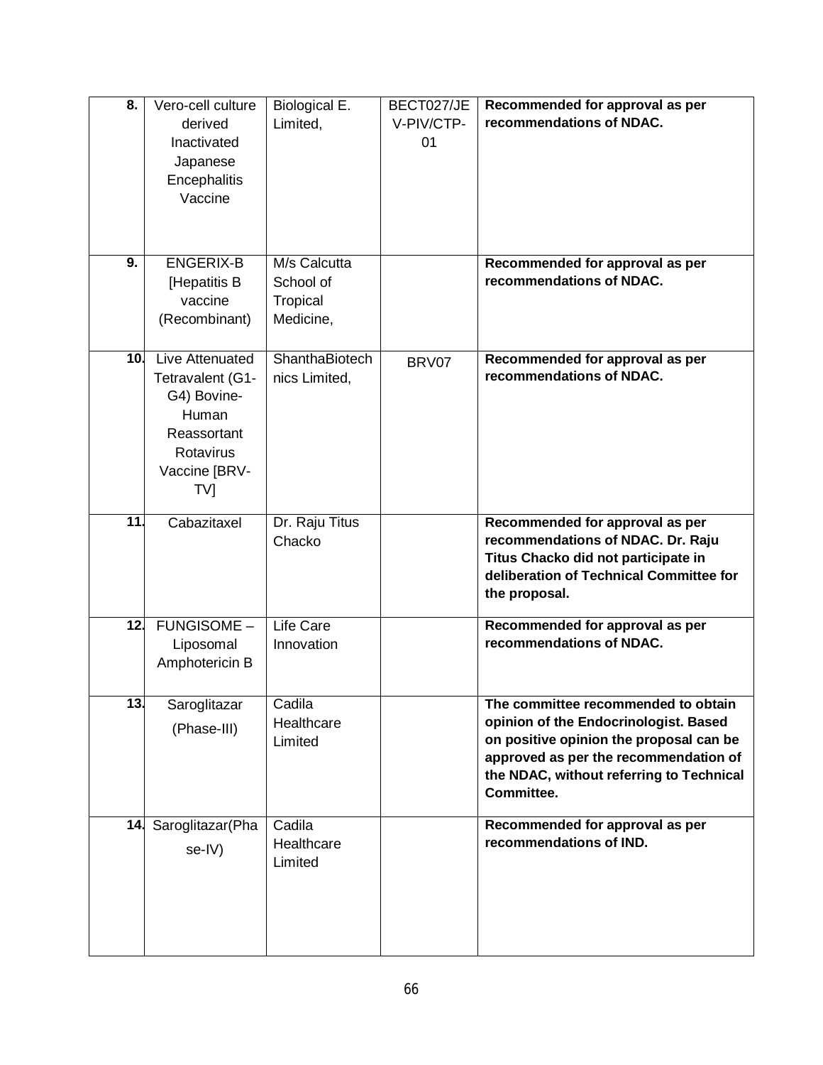| 8. | Vero-cell culture derived Inactivated Japanese Encephalitis Vaccine | Biological E. Limited, | BECT027/JEV-PIV/CTP-01 | **Recommended for approval as per recommendations of NDAC.** |
|---|---|---|---|---|
| 9. | ENGERIX-B [Hepatitis B vaccine (Recombinant) | M/s Calcutta School of Tropical Medicine, | | **Recommended for approval as per recommendations of NDAC.** |
| 10. | Live Attenuated Tetravalent (G1-G4) Bovine-Human Reassortant Rotavirus Vaccine [BRV-TV] | ShanthaBiotechnics Limited, | BRV07 | **Recommended for approval as per recommendations of NDAC.** |
| 11. | Cabazitaxel | Dr. Raju Titus Chacko | | **Recommended for approval as per recommendations of NDAC. Dr. Raju Titus Chacko did not participate in deliberation of Technical Committee for the proposal.** |
| 12. | FUNGISOME – Liposomal Amphotericin B | Life Care Innovation | | **Recommended for approval as per recommendations of NDAC.** |
| 13. | Saroglitazar (Phase-III) | Cadila Healthcare Limited | | **The committee recommended to obtain opinion of the Endocrinologist. Based on positive opinion the proposal can be approved as per the recommendation of the NDAC, without referring to Technical Committee.** |
| 14. | Saroglitazar(Phase-IV) | Cadila Healthcare Limited | | **Recommended for approval as per recommendations of IND.** |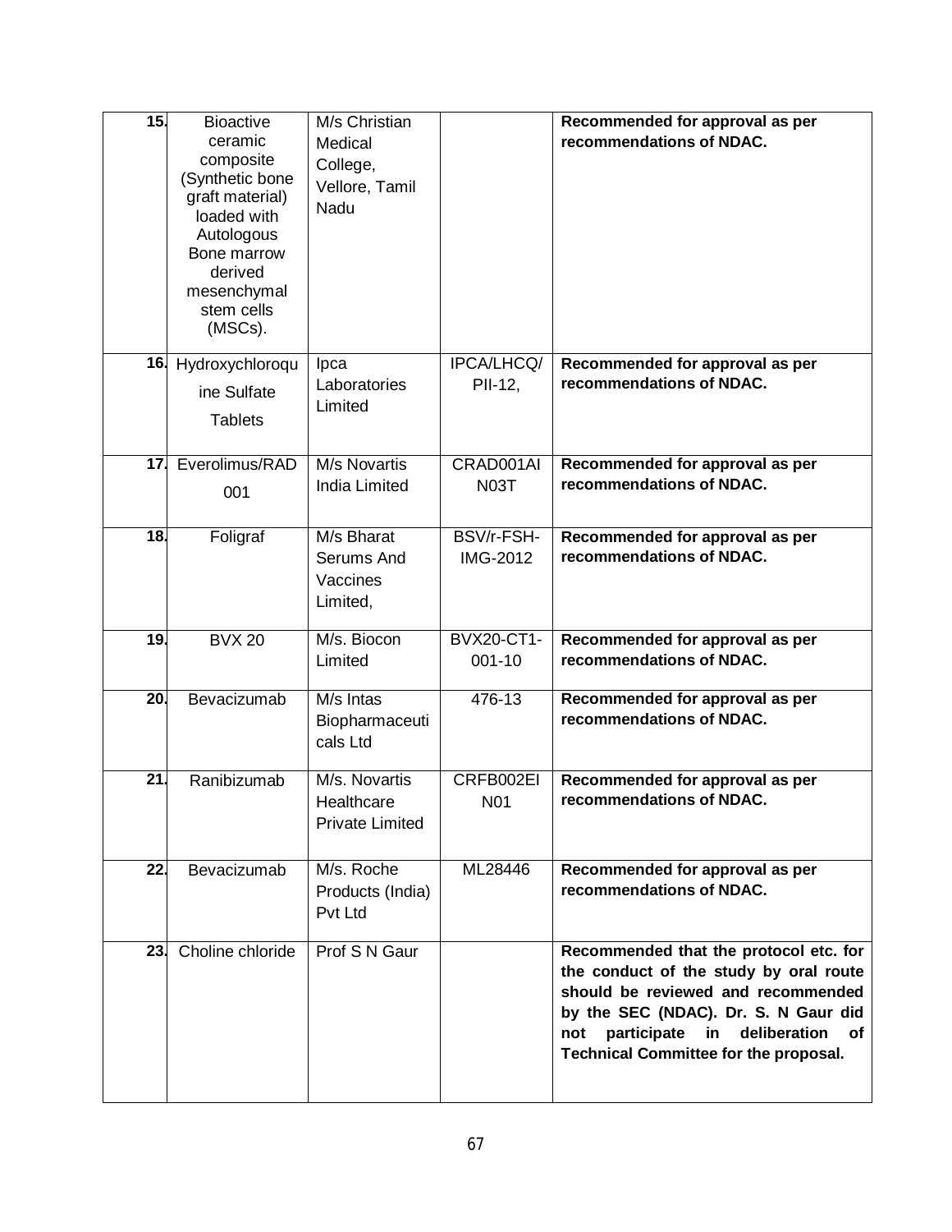| 15. | Bioactive ceramic composite (Synthetic bone graft material) loaded with Autologous Bone marrow derived mesenchymal stem cells (MSCs). | M/s Christian Medical College, Vellore, Tamil Nadu | | **Recommended for approval as per recommendations of NDAC.** |
|---|---|---|---|---|
| 16. | Hydroxychloroquine Sulfate Tablets | Ipca Laboratories Limited | IPCA/LHCQ/PII-12, | **Recommended for approval as per recommendations of NDAC.** |
| 17. | Everolimus/RAD 001 | M/s Novartis India Limited | CRAD001AIN03T | **Recommended for approval as per recommendations of NDAC.** |
| 18. | Foligraf | M/s Bharat Serums And Vaccines Limited, | BSV/r-FSH-IMG-2012 | **Recommended for approval as per recommendations of NDAC.** |
| 19. | BVX 20 | M/s. Biocon Limited | BVX20-CT1-001-10 | **Recommended for approval as per recommendations of NDAC.** |
| 20. | Bevacizumab | M/s Intas Biopharmaceuticals Ltd | 476-13 | **Recommended for approval as per recommendations of NDAC.** |
| 21. | Ranibizumab | M/s. Novartis Healthcare Private Limited | CRFB002EIN01 | **Recommended for approval as per recommendations of NDAC.** |
| 22. | Bevacizumab | M/s. Roche Products (India) Pvt Ltd | ML28446 | **Recommended for approval as per recommendations of NDAC.** |
| 23. | Choline chloride | Prof S N Gaur | | **Recommended that the protocol etc. for the conduct of the study by oral route should be reviewed and recommended by the SEC (NDAC). Dr. S. N Gaur did not participate in deliberation of Technical Committee for the proposal.** |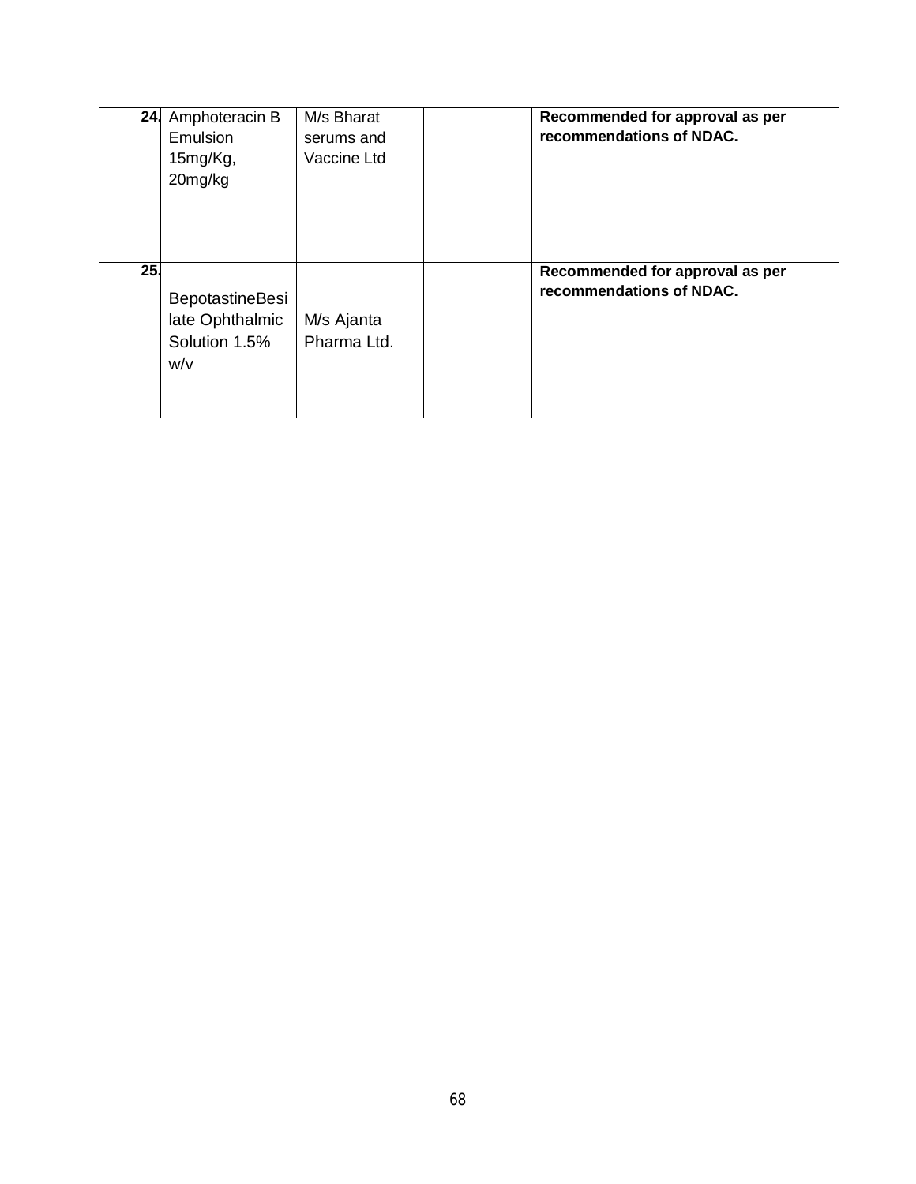| | | | | |
|---|---|---|---|---|
| **24.** | Amphoteracin B Emulsion 15mg/Kg, 20mg/kg | M/s Bharat serums and Vaccine Ltd | | **Recommended for approval as per recommendations of NDAC.** |
| **25.** | BepotastineBesilate Ophthalmic Solution 1.5% w/v | M/s Ajanta Pharma Ltd. | | **Recommended for approval as per recommendations of NDAC.** |